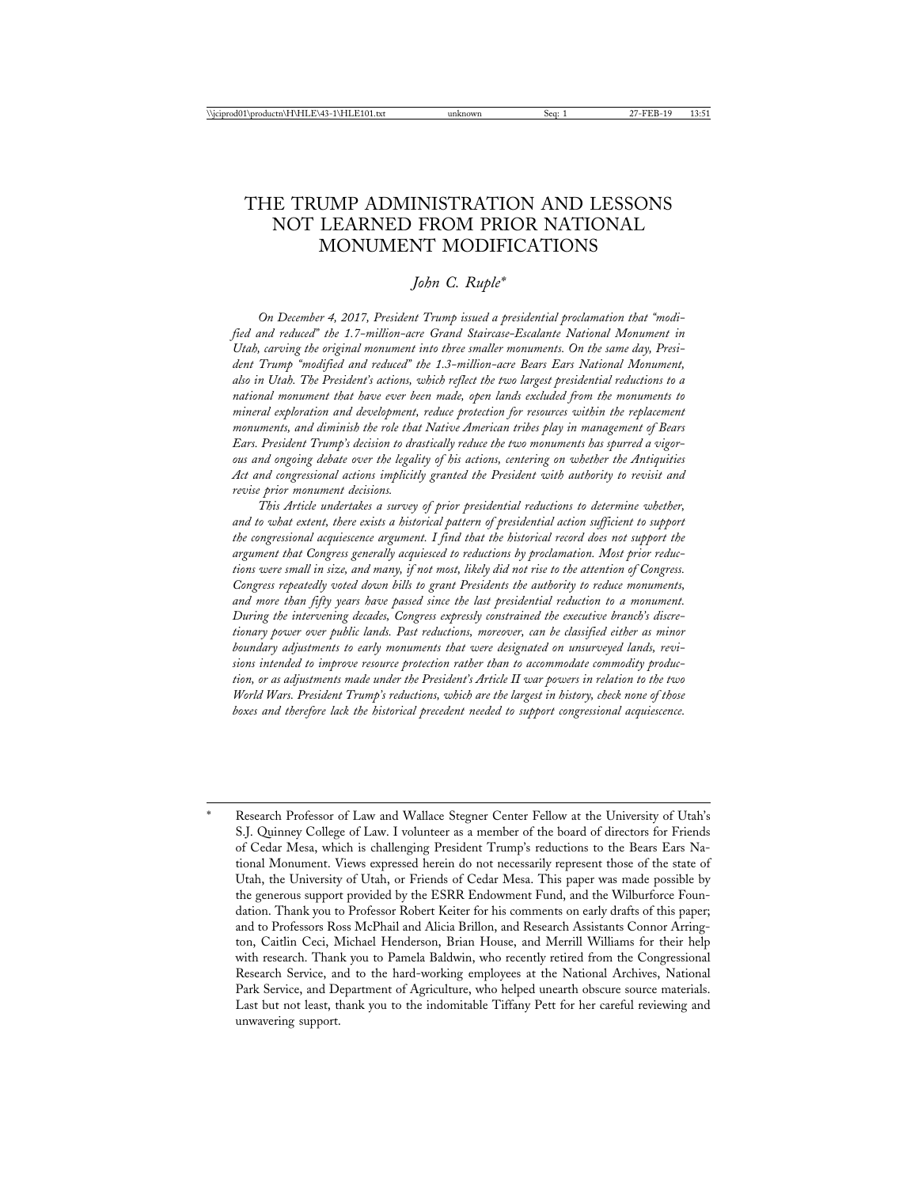# THE TRUMP ADMINISTRATION AND LESSONS NOT LEARNED FROM PRIOR NATIONAL MONUMENT MODIFICATIONS

*John C. Ruple\**

*On December 4, 2017, President Trump issued a presidential proclamation that "modified and reduced" the 1.7-million-acre Grand Staircase-Escalante National Monument in Utah, carving the original monument into three smaller monuments. On the same day, President Trump "modified and reduced" the 1.3-million-acre Bears Ears National Monument, also in Utah. The President's actions, which reflect the two largest presidential reductions to a national monument that have ever been made, open lands excluded from the monuments to mineral exploration and development, reduce protection for resources within the replacement monuments, and diminish the role that Native American tribes play in management of Bears Ears. President Trump's decision to drastically reduce the two monuments has spurred a vigorous and ongoing debate over the legality of his actions, centering on whether the Antiquities Act and congressional actions implicitly granted the President with authority to revisit and revise prior monument decisions.*

*This Article undertakes a survey of prior presidential reductions to determine whether, and to what extent, there exists a historical pattern of presidential action sufficient to support the congressional acquiescence argument. I find that the historical record does not support the argument that Congress generally acquiesced to reductions by proclamation. Most prior reductions were small in size, and many, if not most, likely did not rise to the attention of Congress. Congress repeatedly voted down bills to grant Presidents the authority to reduce monuments, and more than fifty years have passed since the last presidential reduction to a monument. During the intervening decades, Congress expressly constrained the executive branch's discretionary power over public lands. Past reductions, moreover, can be classified either as minor boundary adjustments to early monuments that were designated on unsurveyed lands, revisions intended to improve resource protection rather than to accommodate commodity production, or as adjustments made under the President's Article II war powers in relation to the two World Wars. President Trump's reductions, which are the largest in history, check none of those boxes and therefore lack the historical precedent needed to support congressional acquiescence.*

---

\* Research Professor of Law and Wallace Stegner Center Fellow at the University of Utah's S.J. Quinney College of Law. I volunteer as a member of the board of directors for Friends of Cedar Mesa, which is challenging President Trump's reductions to the Bears Ears National Monument. Views expressed herein do not necessarily represent those of the state of Utah, the University of Utah, or Friends of Cedar Mesa. This paper was made possible by the generous support provided by the ESRR Endowment Fund, and the Wilburforce Foundation. Thank you to Professor Robert Keiter for his comments on early drafts of this paper; and to Professors Ross McPhail and Alicia Brillon, and Research Assistants Connor Arrington, Caitlin Ceci, Michael Henderson, Brian House, and Merrill Williams for their help with research. Thank you to Pamela Baldwin, who recently retired from the Congressional Research Service, and to the hard-working employees at the National Archives, National Park Service, and Department of Agriculture, who helped unearth obscure source materials. Last but not least, thank you to the indomitable Tiffany Pett for her careful reviewing and unwavering support.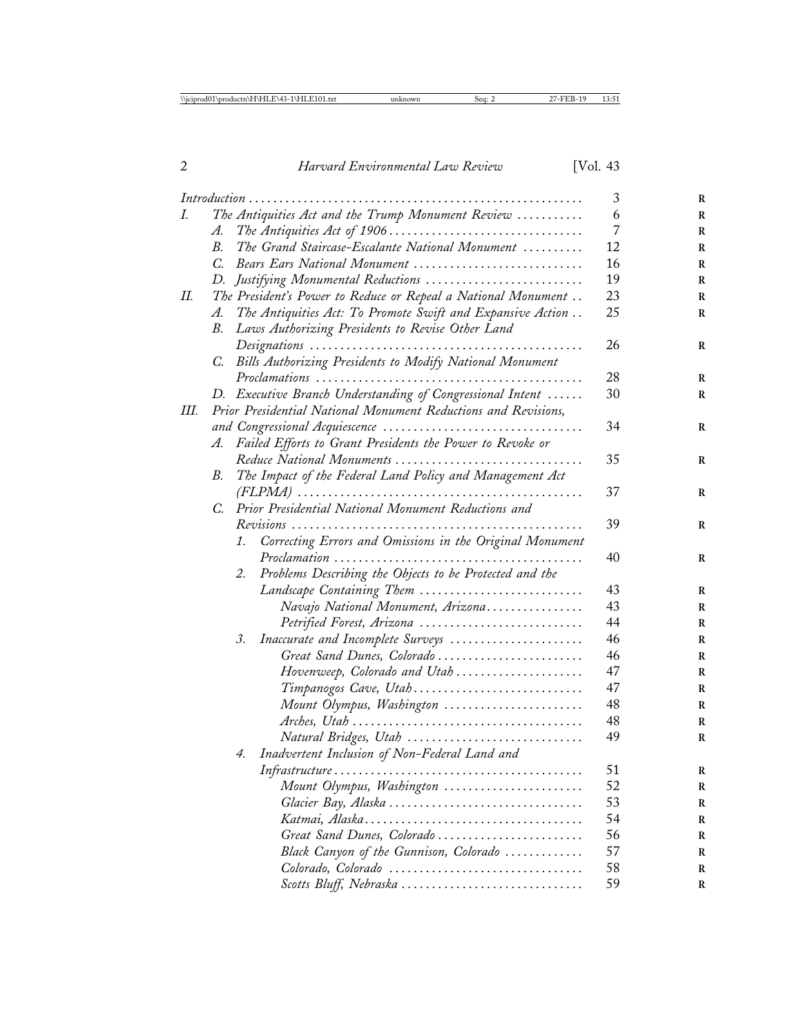*Introduction* ........ 3

I. *The Antiquities Act and the Trump Monument Review* ........ 6

- A. *The Antiquities Act of 1906* ........ 7
- B. *The Grand Staircase-Escalante National Monument* ........ 12
- C. *Bears Ears National Monument* ........ 16
- D. *Justifying Monumental Reductions* ........ 19

II. *The President's Power to Reduce or Repeal a National Monument* ........ 23

- A. *The Antiquities Act: To Promote Swift and Expansive Action* ........ 25
- B. *Laws Authorizing Presidents to Revise Other Land Designations* ........ 26
- C. *Bills Authorizing Presidents to Modify National Monument Proclamations* ........ 28
- D. *Executive Branch Understanding of Congressional Intent* ........ 30

III. *Prior Presidential National Monument Reductions and Revisions, and Congressional Acquiescence* ........ 34

- A. *Failed Efforts to Grant Presidents the Power to Revoke or Reduce National Monuments* ........ 35
- B. *The Impact of the Federal Land Policy and Management Act (FLPMA)* ........ 37
- C. *Prior Presidential National Monument Reductions and Revisions* ........ 39
  1. *Correcting Errors and Omissions in the Original Monument Proclamation* ........ 40
  2. *Problems Describing the Objects to be Protected and the Landscape Containing Them* ........ 43
     - *Navajo National Monument, Arizona* ........ 43
     - *Petrified Forest, Arizona* ........ 44
  3. *Inaccurate and Incomplete Surveys* ........ 46
     - *Great Sand Dunes, Colorado* ........ 46
     - *Hovenweep, Colorado and Utah* ........ 47
     - *Timpanogos Cave, Utah* ........ 47
     - *Mount Olympus, Washington* ........ 48
     - *Arches, Utah* ........ 48
     - *Natural Bridges, Utah* ........ 49
  4. *Inadvertent Inclusion of Non-Federal Land and Infrastructure* ........ 51
     - *Mount Olympus, Washington* ........ 52
     - *Glacier Bay, Alaska* ........ 53
     - *Katmai, Alaska* ........ 54
     - *Great Sand Dunes, Colorado* ........ 56
     - *Black Canyon of the Gunnison, Colorado* ........ 57
     - *Colorado, Colorado* ........ 58
     - *Scotts Bluff, Nebraska* ........ 59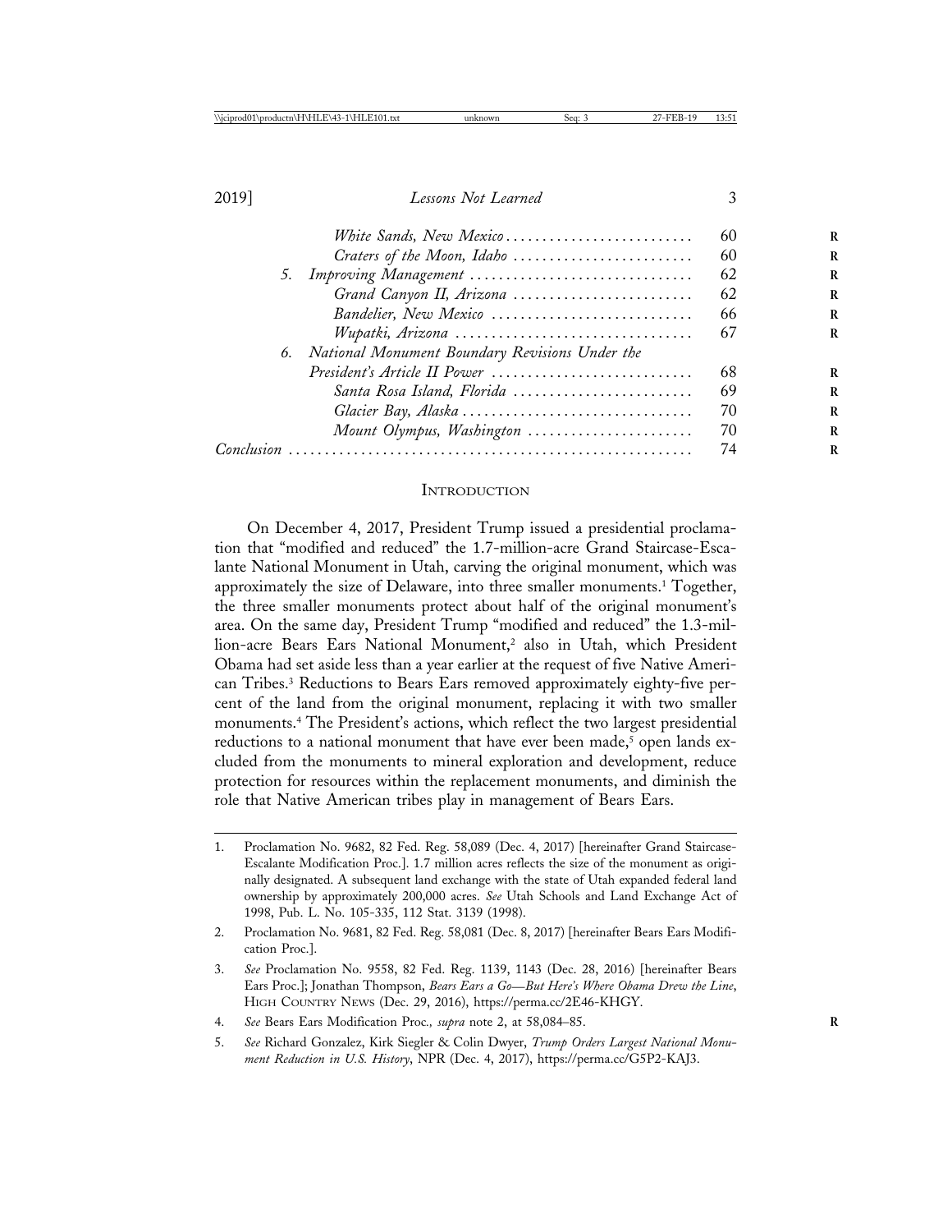*White Sands, New Mexico* .......................... 60
*Craters of the Moon, Idaho* .......................... 60
5. *Improving Management* .......................... 62
*Grand Canyon II, Arizona* .......................... 62
*Bandelier, New Mexico* .......................... 66
*Wupatki, Arizona* .......................... 67
6. *National Monument Boundary Revisions Under the President's Article II Power* .......................... 68
*Santa Rosa Island, Florida* .......................... 69
*Glacier Bay, Alaska* .......................... 70
*Mount Olympus, Washington* .......................... 70
*Conclusion* .......................... 74

## Introduction

On December 4, 2017, President Trump issued a presidential proclamation that "modified and reduced" the 1.7-million-acre Grand Staircase-Escalante National Monument in Utah, carving the original monument, which was approximately the size of Delaware, into three smaller monuments.[1] Together, the three smaller monuments protect about half of the original monument's area. On the same day, President Trump "modified and reduced" the 1.3-million-acre Bears Ears National Monument,[2] also in Utah, which President Obama had set aside less than a year earlier at the request of five Native American Tribes.[3] Reductions to Bears Ears removed approximately eighty-five percent of the land from the original monument, replacing it with two smaller monuments.[4] The President's actions, which reflect the two largest presidential reductions to a national monument that have ever been made,[5] open lands excluded from the monuments to mineral exploration and development, reduce protection for resources within the replacement monuments, and diminish the role that Native American tribes play in management of Bears Ears.

---

1. Proclamation No. 9682, 82 Fed. Reg. 58,089 (Dec. 4, 2017) [hereinafter Grand Staircase-Escalante Modification Proc.]. 1.7 million acres reflects the size of the monument as originally designated. A subsequent land exchange with the state of Utah expanded federal land ownership by approximately 200,000 acres. *See* Utah Schools and Land Exchange Act of 1998, Pub. L. No. 105-335, 112 Stat. 3139 (1998).
2. Proclamation No. 9681, 82 Fed. Reg. 58,081 (Dec. 8, 2017) [hereinafter Bears Ears Modification Proc.].
3. *See* Proclamation No. 9558, 82 Fed. Reg. 1139, 1143 (Dec. 28, 2016) [hereinafter Bears Ears Proc.]; Jonathan Thompson, *Bears Ears a Go—But Here's Where Obama Drew the Line*, High Country News (Dec. 29, 2016), https://perma.cc/2E46-KHGY.
4. *See* Bears Ears Modification Proc., *supra* note 2, at 58,084–85.
5. *See* Richard Gonzalez, Kirk Siegler & Colin Dwyer, *Trump Orders Largest National Monument Reduction in U.S. History*, NPR (Dec. 4, 2017), https://perma.cc/G5P2-KAJ3.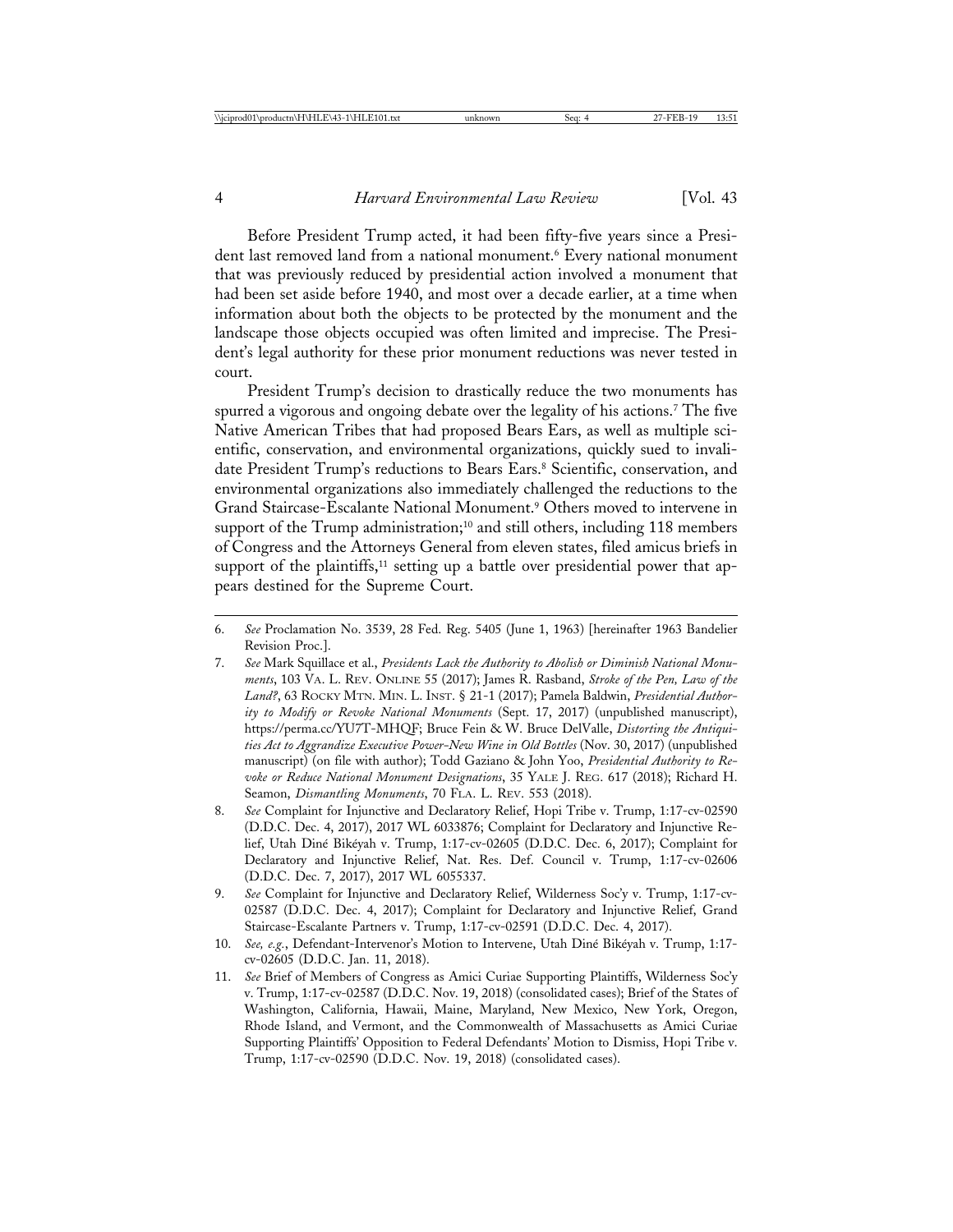Before President Trump acted, it had been fifty-five years since a President last removed land from a national monument.[6] Every national monument that was previously reduced by presidential action involved a monument that had been set aside before 1940, and most over a decade earlier, at a time when information about both the objects to be protected by the monument and the landscape those objects occupied was often limited and imprecise. The President's legal authority for these prior monument reductions was never tested in court.

President Trump's decision to drastically reduce the two monuments has spurred a vigorous and ongoing debate over the legality of his actions.[7] The five Native American Tribes that had proposed Bears Ears, as well as multiple scientific, conservation, and environmental organizations, quickly sued to invalidate President Trump's reductions to Bears Ears.[8] Scientific, conservation, and environmental organizations also immediately challenged the reductions to the Grand Staircase-Escalante National Monument.[9] Others moved to intervene in support of the Trump administration;[10] and still others, including 118 members of Congress and the Attorneys General from eleven states, filed amicus briefs in support of the plaintiffs,[11] setting up a battle over presidential power that appears destined for the Supreme Court.

---

6. *See* Proclamation No. 3539, 28 Fed. Reg. 5405 (June 1, 1963) [hereinafter 1963 Bandelier Revision Proc.].

7. *See* Mark Squillace et al., *Presidents Lack the Authority to Abolish or Diminish National Monuments*, 103 VA. L. REV. ONLINE 55 (2017); James R. Rasband, *Stroke of the Pen, Law of the Land?*, 63 ROCKY MTN. MIN. L. INST. § 21-1 (2017); Pamela Baldwin, *Presidential Authority to Modify or Revoke National Monuments* (Sept. 17, 2017) (unpublished manuscript), https://perma.cc/YU7T-MHQF; Bruce Fein & W. Bruce DelValle, *Distorting the Antiquities Act to Aggrandize Executive Power-New Wine in Old Bottles* (Nov. 30, 2017) (unpublished manuscript) (on file with author); Todd Gaziano & John Yoo, *Presidential Authority to Revoke or Reduce National Monument Designations*, 35 YALE J. REG. 617 (2018); Richard H. Seamon, *Dismantling Monuments*, 70 FLA. L. REV. 553 (2018).

8. *See* Complaint for Injunctive and Declaratory Relief, Hopi Tribe v. Trump, 1:17-cv-02590 (D.D.C. Dec. 4, 2017), 2017 WL 6033876; Complaint for Declaratory and Injunctive Relief, Utah Diné Bikéyah v. Trump, 1:17-cv-02605 (D.D.C. Dec. 6, 2017); Complaint for Declaratory and Injunctive Relief, Nat. Res. Def. Council v. Trump, 1:17-cv-02606 (D.D.C. Dec. 7, 2017), 2017 WL 6055337.

9. *See* Complaint for Injunctive and Declaratory Relief, Wilderness Soc'y v. Trump, 1:17-cv-02587 (D.D.C. Dec. 4, 2017); Complaint for Declaratory and Injunctive Relief, Grand Staircase-Escalante Partners v. Trump, 1:17-cv-02591 (D.D.C. Dec. 4, 2017).

10. *See, e.g.*, Defendant-Intervenor's Motion to Intervene, Utah Diné Bikéyah v. Trump, 1:17-cv-02605 (D.D.C. Jan. 11, 2018).

11. *See* Brief of Members of Congress as Amici Curiae Supporting Plaintiffs, Wilderness Soc'y v. Trump, 1:17-cv-02587 (D.D.C. Nov. 19, 2018) (consolidated cases); Brief of the States of Washington, California, Hawaii, Maine, Maryland, New Mexico, New York, Oregon, Rhode Island, and Vermont, and the Commonwealth of Massachusetts as Amici Curiae Supporting Plaintiffs' Opposition to Federal Defendants' Motion to Dismiss, Hopi Tribe v. Trump, 1:17-cv-02590 (D.D.C. Nov. 19, 2018) (consolidated cases).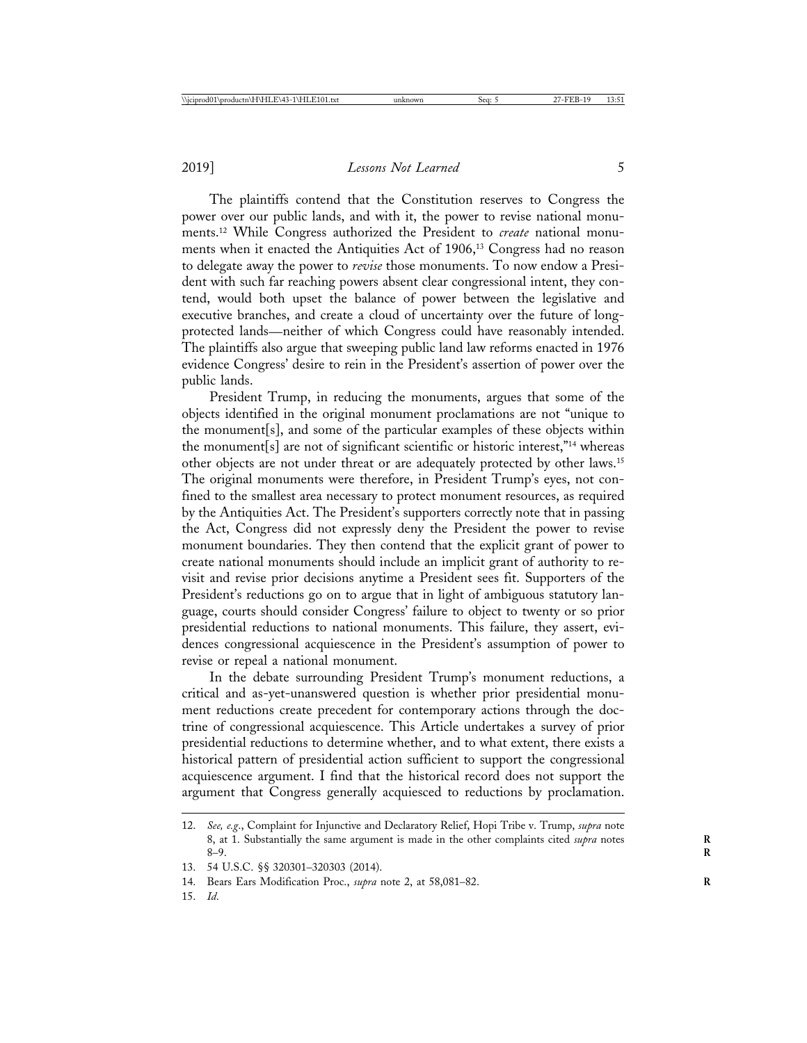The plaintiffs contend that the Constitution reserves to Congress the power over our public lands, and with it, the power to revise national monuments.[12] While Congress authorized the President to *create* national monuments when it enacted the Antiquities Act of 1906,[13] Congress had no reason to delegate away the power to *revise* those monuments. To now endow a President with such far reaching powers absent clear congressional intent, they contend, would both upset the balance of power between the legislative and executive branches, and create a cloud of uncertainty over the future of long-protected lands—neither of which Congress could have reasonably intended. The plaintiffs also argue that sweeping public land law reforms enacted in 1976 evidence Congress' desire to rein in the President's assertion of power over the public lands.

President Trump, in reducing the monuments, argues that some of the objects identified in the original monument proclamations are not "unique to the monument[s], and some of the particular examples of these objects within the monument[s] are not of significant scientific or historic interest,"[14] whereas other objects are not under threat or are adequately protected by other laws.[15] The original monuments were therefore, in President Trump's eyes, not confined to the smallest area necessary to protect monument resources, as required by the Antiquities Act. The President's supporters correctly note that in passing the Act, Congress did not expressly deny the President the power to revise monument boundaries. They then contend that the explicit grant of power to create national monuments should include an implicit grant of authority to revisit and revise prior decisions anytime a President sees fit. Supporters of the President's reductions go on to argue that in light of ambiguous statutory language, courts should consider Congress' failure to object to twenty or so prior presidential reductions to national monuments. This failure, they assert, evidences congressional acquiescence in the President's assumption of power to revise or repeal a national monument.

In the debate surrounding President Trump's monument reductions, a critical and as-yet-unanswered question is whether prior presidential monument reductions create precedent for contemporary actions through the doctrine of congressional acquiescence. This Article undertakes a survey of prior presidential reductions to determine whether, and to what extent, there exists a historical pattern of presidential action sufficient to support the congressional acquiescence argument. I find that the historical record does not support the argument that Congress generally acquiesced to reductions by proclamation.

---

12. *See, e.g.*, Complaint for Injunctive and Declaratory Relief, Hopi Tribe v. Trump, *supra* note 8, at 1. Substantially the same argument is made in the other complaints cited *supra* notes 8–9.

13. 54 U.S.C. §§ 320301–320303 (2014).

14. Bears Ears Modification Proc., *supra* note 2, at 58,081–82.

15. *Id.*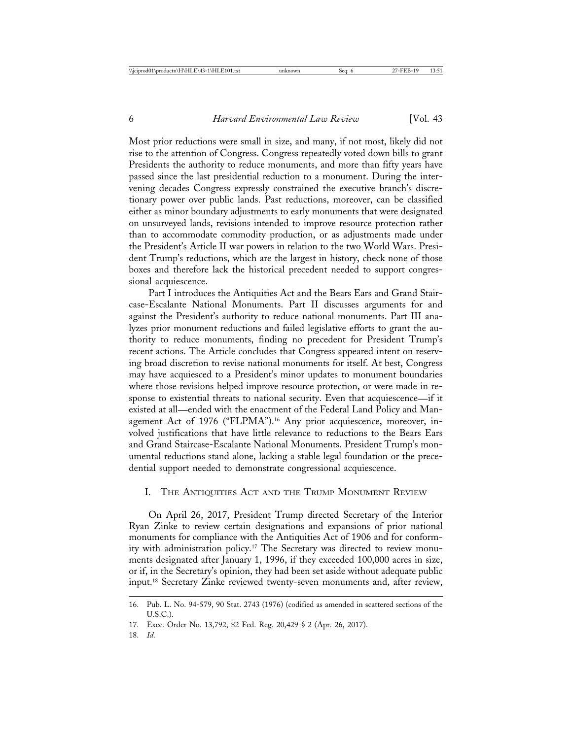Most prior reductions were small in size, and many, if not most, likely did not rise to the attention of Congress. Congress repeatedly voted down bills to grant Presidents the authority to reduce monuments, and more than fifty years have passed since the last presidential reduction to a monument. During the intervening decades Congress expressly constrained the executive branch's discretionary power over public lands. Past reductions, moreover, can be classified either as minor boundary adjustments to early monuments that were designated on unsurveyed lands, revisions intended to improve resource protection rather than to accommodate commodity production, or as adjustments made under the President's Article II war powers in relation to the two World Wars. President Trump's reductions, which are the largest in history, check none of those boxes and therefore lack the historical precedent needed to support congressional acquiescence.

Part I introduces the Antiquities Act and the Bears Ears and Grand Staircase-Escalante National Monuments. Part II discusses arguments for and against the President's authority to reduce national monuments. Part III analyzes prior monument reductions and failed legislative efforts to grant the authority to reduce monuments, finding no precedent for President Trump's recent actions. The Article concludes that Congress appeared intent on reserving broad discretion to revise national monuments for itself. At best, Congress may have acquiesced to a President's minor updates to monument boundaries where those revisions helped improve resource protection, or were made in response to existential threats to national security. Even that acquiescence—if it existed at all—ended with the enactment of the Federal Land Policy and Management Act of 1976 ("FLPMA").[16] Any prior acquiescence, moreover, involved justifications that have little relevance to reductions to the Bears Ears and Grand Staircase-Escalante National Monuments. President Trump's monumental reductions stand alone, lacking a stable legal foundation or the precedential support needed to demonstrate congressional acquiescence.

## I. The Antiquities Act and the Trump Monument Review

On April 26, 2017, President Trump directed Secretary of the Interior Ryan Zinke to review certain designations and expansions of prior national monuments for compliance with the Antiquities Act of 1906 and for conformity with administration policy.[17] The Secretary was directed to review monuments designated after January 1, 1996, if they exceeded 100,000 acres in size, or if, in the Secretary's opinion, they had been set aside without adequate public input.[18] Secretary Zinke reviewed twenty-seven monuments and, after review,

---

16. Pub. L. No. 94-579, 90 Stat. 2743 (1976) (codified as amended in scattered sections of the U.S.C.).
17. Exec. Order No. 13,792, 82 Fed. Reg. 20,429 § 2 (Apr. 26, 2017).
18. *Id.*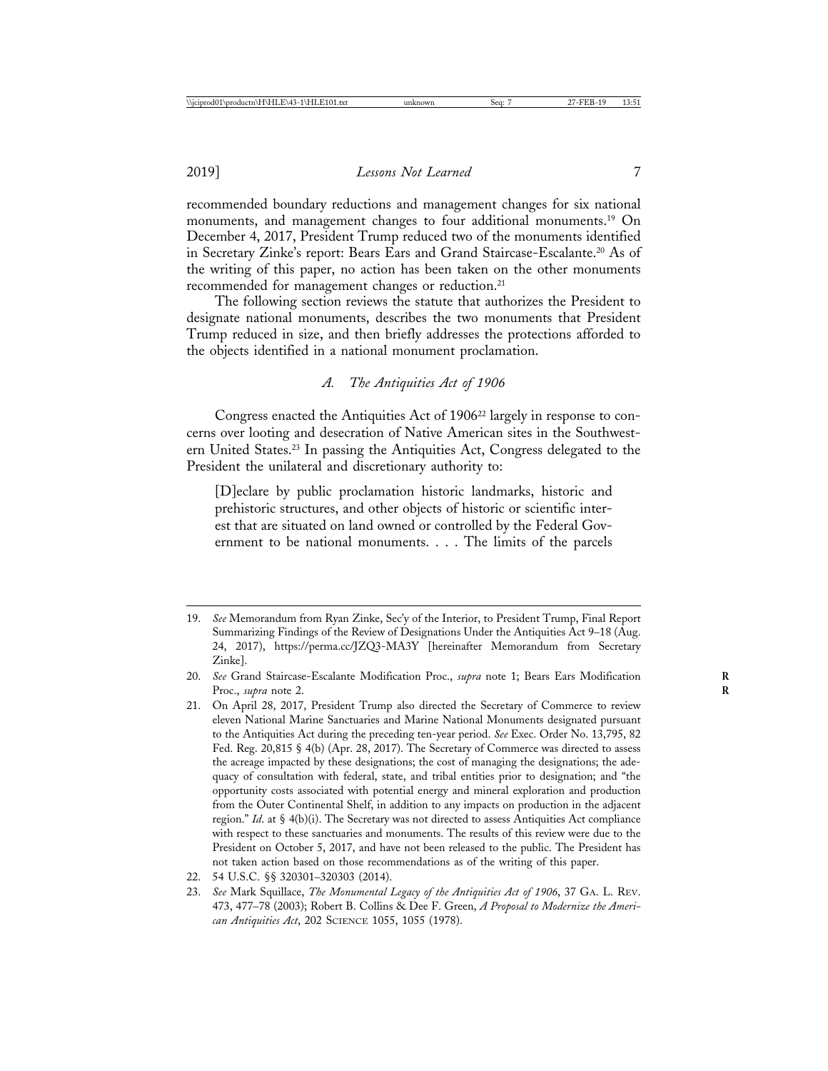recommended boundary reductions and management changes for six national monuments, and management changes to four additional monuments.[19] On December 4, 2017, President Trump reduced two of the monuments identified in Secretary Zinke's report: Bears Ears and Grand Staircase-Escalante.[20] As of the writing of this paper, no action has been taken on the other monuments recommended for management changes or reduction.[21]

The following section reviews the statute that authorizes the President to designate national monuments, describes the two monuments that President Trump reduced in size, and then briefly addresses the protections afforded to the objects identified in a national monument proclamation.

### *A. The Antiquities Act of 1906*

Congress enacted the Antiquities Act of 1906[22] largely in response to concerns over looting and desecration of Native American sites in the Southwestern United States.[23] In passing the Antiquities Act, Congress delegated to the President the unilateral and discretionary authority to:

> [D]eclare by public proclamation historic landmarks, historic and prehistoric structures, and other objects of historic or scientific interest that are situated on land owned or controlled by the Federal Government to be national monuments. . . . The limits of the parcels

---

19. *See* Memorandum from Ryan Zinke, Sec'y of the Interior, to President Trump, Final Report Summarizing Findings of the Review of Designations Under the Antiquities Act 9–18 (Aug. 24, 2017), https://perma.cc/JZQ3-MA3Y [hereinafter Memorandum from Secretary Zinke].

20. *See* Grand Staircase-Escalante Modification Proc., *supra* note 1; Bears Ears Modification Proc., *supra* note 2.

21. On April 28, 2017, President Trump also directed the Secretary of Commerce to review eleven National Marine Sanctuaries and Marine National Monuments designated pursuant to the Antiquities Act during the preceding ten-year period. *See* Exec. Order No. 13,795, 82 Fed. Reg. 20,815 § 4(b) (Apr. 28, 2017). The Secretary of Commerce was directed to assess the acreage impacted by these designations; the cost of managing the designations; the adequacy of consultation with federal, state, and tribal entities prior to designation; and "the opportunity costs associated with potential energy and mineral exploration and production from the Outer Continental Shelf, in addition to any impacts on production in the adjacent region." *Id.* at § 4(b)(i). The Secretary was not directed to assess Antiquities Act compliance with respect to these sanctuaries and monuments. The results of this review were due to the President on October 5, 2017, and have not been released to the public. The President has not taken action based on those recommendations as of the writing of this paper.

22. 54 U.S.C. §§ 320301–320303 (2014).

23. *See* Mark Squillace, *The Monumental Legacy of the Antiquities Act of 1906*, 37 GA. L. REV. 473, 477–78 (2003); Robert B. Collins & Dee F. Green, *A Proposal to Modernize the American Antiquities Act*, 202 SCIENCE 1055, 1055 (1978).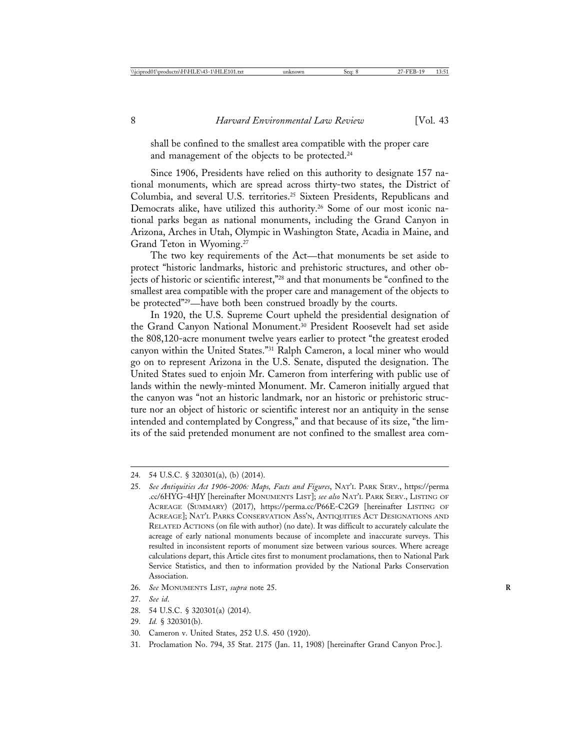shall be confined to the smallest area compatible with the proper care and management of the objects to be protected.[24]

Since 1906, Presidents have relied on this authority to designate 157 national monuments, which are spread across thirty-two states, the District of Columbia, and several U.S. territories.[25] Sixteen Presidents, Republicans and Democrats alike, have utilized this authority.[26] Some of our most iconic national parks began as national monuments, including the Grand Canyon in Arizona, Arches in Utah, Olympic in Washington State, Acadia in Maine, and Grand Teton in Wyoming.[27]

The two key requirements of the Act—that monuments be set aside to protect "historic landmarks, historic and prehistoric structures, and other objects of historic or scientific interest,"[28] and that monuments be "confined to the smallest area compatible with the proper care and management of the objects to be protected"[29]—have both been construed broadly by the courts.

In 1920, the U.S. Supreme Court upheld the presidential designation of the Grand Canyon National Monument.[30] President Roosevelt had set aside the 808,120-acre monument twelve years earlier to protect "the greatest eroded canyon within the United States."[31] Ralph Cameron, a local miner who would go on to represent Arizona in the U.S. Senate, disputed the designation. The United States sued to enjoin Mr. Cameron from interfering with public use of lands within the newly-minted Monument. Mr. Cameron initially argued that the canyon was "not an historic landmark, nor an historic or prehistoric structure nor an object of historic or scientific interest nor an antiquity in the sense intended and contemplated by Congress," and that because of its size, "the limits of the said pretended monument are not confined to the smallest area com-

---

24. 54 U.S.C. § 320301(a), (b) (2014).

25. *See Antiquities Act 1906-2006: Maps, Facts and Figures*, NAT'L PARK SERV., https://perma.cc/6HYG-4HJY [hereinafter MONUMENTS LIST]; *see also* NAT'L PARK SERV., LISTING OF ACREAGE (SUMMARY) (2017), https://perma.cc/P66E-C2G9 [hereinafter LISTING OF ACREAGE]; NAT'L PARKS CONSERVATION ASS'N, ANTIQUITIES ACT DESIGNATIONS AND RELATED ACTIONS (on file with author) (no date). It was difficult to accurately calculate the acreage of early national monuments because of incomplete and inaccurate surveys. This resulted in inconsistent reports of monument size between various sources. Where acreage calculations depart, this Article cites first to monument proclamations, then to National Park Service Statistics, and then to information provided by the National Parks Conservation Association.

26. *See* MONUMENTS LIST, *supra* note 25.

27. *See id.*

28. 54 U.S.C. § 320301(a) (2014).

29. *Id.* § 320301(b).

30. Cameron v. United States, 252 U.S. 450 (1920).

31. Proclamation No. 794, 35 Stat. 2175 (Jan. 11, 1908) [hereinafter Grand Canyon Proc.].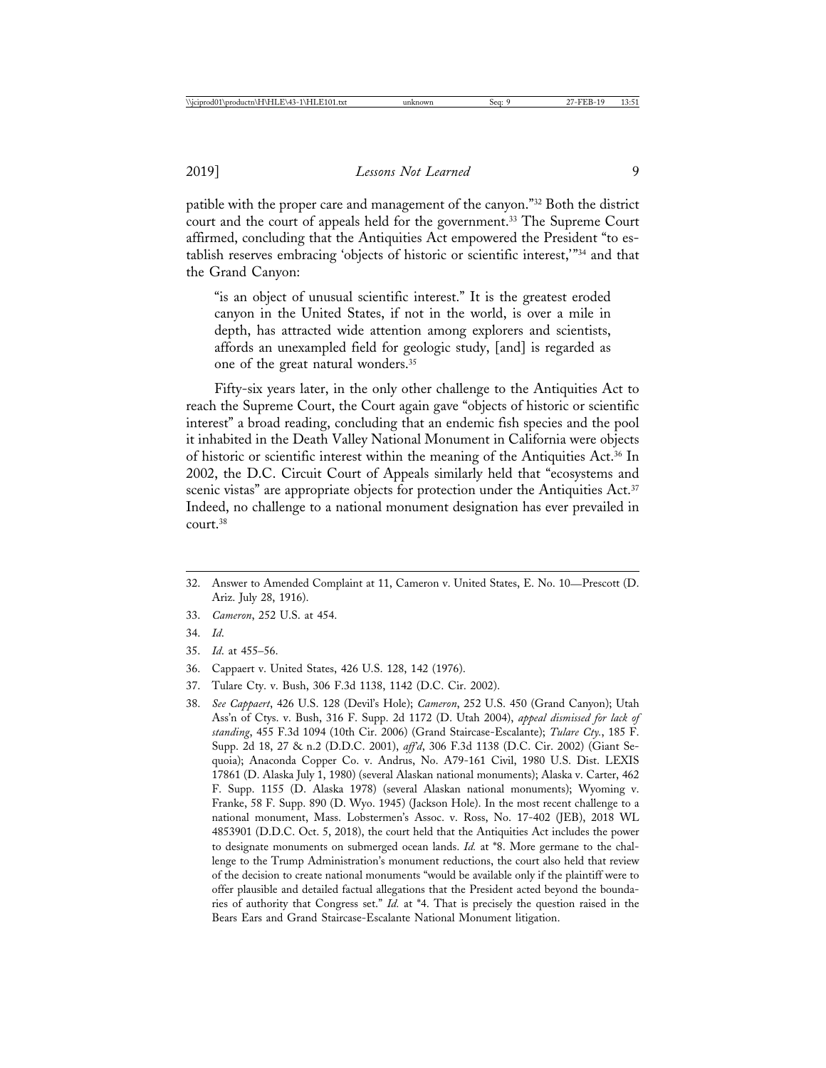patible with the proper care and management of the canyon."[32] Both the district court and the court of appeals held for the government.[33] The Supreme Court affirmed, concluding that the Antiquities Act empowered the President "to establish reserves embracing 'objects of historic or scientific interest,'"[34] and that the Grand Canyon:

> "is an object of unusual scientific interest." It is the greatest eroded canyon in the United States, if not in the world, is over a mile in depth, has attracted wide attention among explorers and scientists, affords an unexampled field for geologic study, [and] is regarded as one of the great natural wonders.[35]

Fifty-six years later, in the only other challenge to the Antiquities Act to reach the Supreme Court, the Court again gave "objects of historic or scientific interest" a broad reading, concluding that an endemic fish species and the pool it inhabited in the Death Valley National Monument in California were objects of historic or scientific interest within the meaning of the Antiquities Act.[36] In 2002, the D.C. Circuit Court of Appeals similarly held that "ecosystems and scenic vistas" are appropriate objects for protection under the Antiquities Act.[37] Indeed, no challenge to a national monument designation has ever prevailed in court.[38]

---

32. Answer to Amended Complaint at 11, Cameron v. United States, E. No. 10—Prescott (D. Ariz. July 28, 1916).

33. *Cameron*, 252 U.S. at 454.

34. *Id.*

35. *Id.* at 455–56.

36. Cappaert v. United States, 426 U.S. 128, 142 (1976).

37. Tulare Cty. v. Bush, 306 F.3d 1138, 1142 (D.C. Cir. 2002).

38. *See Cappaert*, 426 U.S. 128 (Devil's Hole); *Cameron*, 252 U.S. 450 (Grand Canyon); Utah Ass'n of Ctys. v. Bush, 316 F. Supp. 2d 1172 (D. Utah 2004), *appeal dismissed for lack of standing*, 455 F.3d 1094 (10th Cir. 2006) (Grand Staircase-Escalante); *Tulare Cty.*, 185 F. Supp. 2d 18, 27 & n.2 (D.D.C. 2001), *aff'd*, 306 F.3d 1138 (D.C. Cir. 2002) (Giant Sequoia); Anaconda Copper Co. v. Andrus, No. A79-161 Civil, 1980 U.S. Dist. LEXIS 17861 (D. Alaska July 1, 1980) (several Alaskan national monuments); Alaska v. Carter, 462 F. Supp. 1155 (D. Alaska 1978) (several Alaskan national monuments); Wyoming v. Franke, 58 F. Supp. 890 (D. Wyo. 1945) (Jackson Hole). In the most recent challenge to a national monument, Mass. Lobstermen's Assoc. v. Ross, No. 17-402 (JEB), 2018 WL 4853901 (D.D.C. Oct. 5, 2018), the court held that the Antiquities Act includes the power to designate monuments on submerged ocean lands. *Id.* at *8. More germane to the challenge to the Trump Administration's monument reductions, the court also held that review of the decision to create national monuments "would be available only if the plaintiff were to offer plausible and detailed factual allegations that the President acted beyond the boundaries of authority that Congress set." *Id.* at *4. That is precisely the question raised in the Bears Ears and Grand Staircase-Escalante National Monument litigation.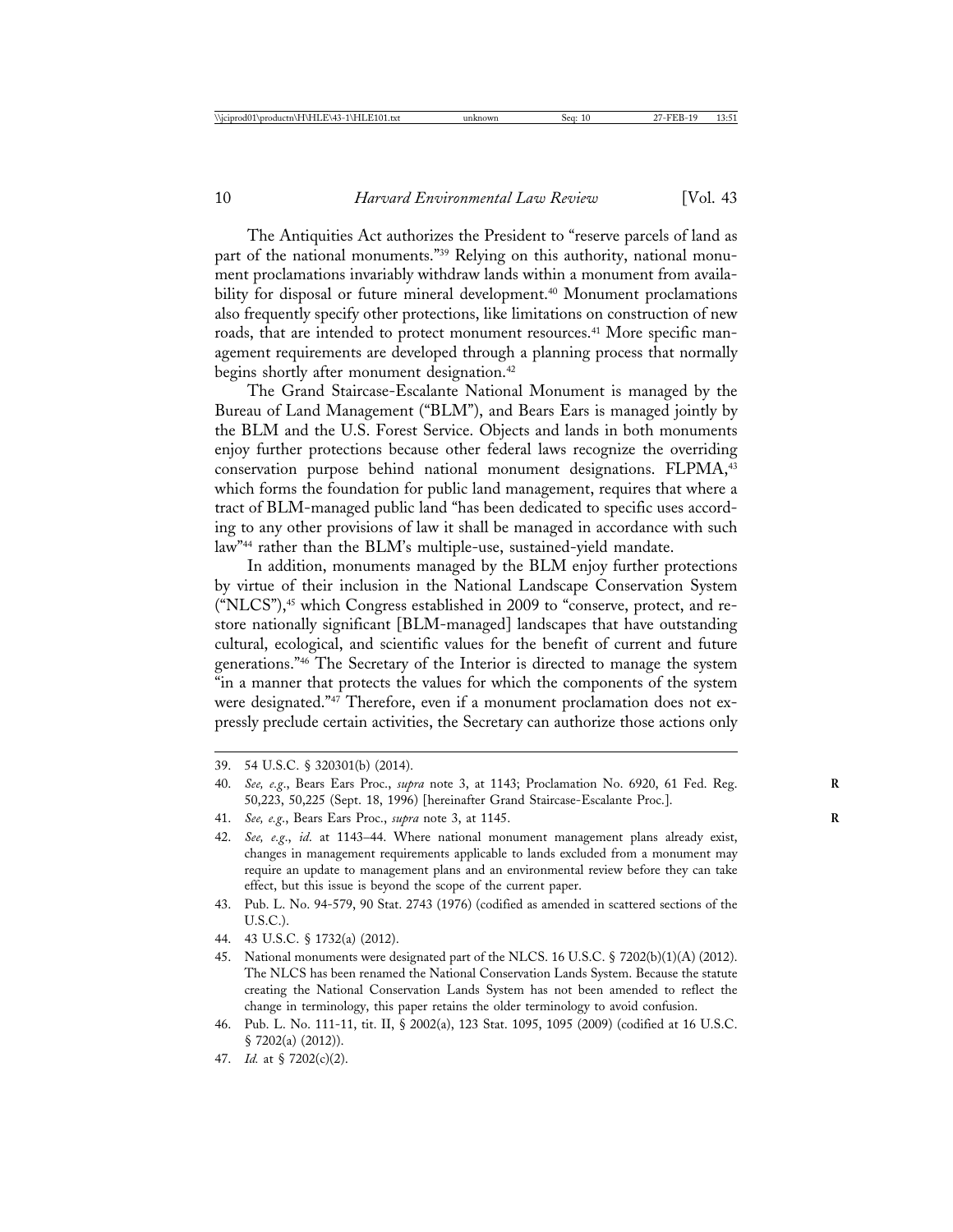The Antiquities Act authorizes the President to "reserve parcels of land as part of the national monuments."[39] Relying on this authority, national monument proclamations invariably withdraw lands within a monument from availability for disposal or future mineral development.[40] Monument proclamations also frequently specify other protections, like limitations on construction of new roads, that are intended to protect monument resources.[41] More specific management requirements are developed through a planning process that normally begins shortly after monument designation.[42]

The Grand Staircase-Escalante National Monument is managed by the Bureau of Land Management ("BLM"), and Bears Ears is managed jointly by the BLM and the U.S. Forest Service. Objects and lands in both monuments enjoy further protections because other federal laws recognize the overriding conservation purpose behind national monument designations. FLPMA,[43] which forms the foundation for public land management, requires that where a tract of BLM-managed public land "has been dedicated to specific uses according to any other provisions of law it shall be managed in accordance with such law"[44] rather than the BLM's multiple-use, sustained-yield mandate.

In addition, monuments managed by the BLM enjoy further protections by virtue of their inclusion in the National Landscape Conservation System ("NLCS"),[45] which Congress established in 2009 to "conserve, protect, and restore nationally significant [BLM-managed] landscapes that have outstanding cultural, ecological, and scientific values for the benefit of current and future generations."[46] The Secretary of the Interior is directed to manage the system "in a manner that protects the values for which the components of the system were designated."[47] Therefore, even if a monument proclamation does not expressly preclude certain activities, the Secretary can authorize those actions only

---

39. 54 U.S.C. § 320301(b) (2014).

40. *See, e.g.*, Bears Ears Proc., *supra* note 3, at 1143; Proclamation No. 6920, 61 Fed. Reg. 50,223, 50,225 (Sept. 18, 1996) [hereinafter Grand Staircase-Escalante Proc.].

41. *See, e.g.*, Bears Ears Proc., *supra* note 3, at 1145.

42. *See, e.g.*, *id.* at 1143–44. Where national monument management plans already exist, changes in management requirements applicable to lands excluded from a monument may require an update to management plans and an environmental review before they can take effect, but this issue is beyond the scope of the current paper.

43. Pub. L. No. 94-579, 90 Stat. 2743 (1976) (codified as amended in scattered sections of the U.S.C.).

44. 43 U.S.C. § 1732(a) (2012).

45. National monuments were designated part of the NLCS. 16 U.S.C. § 7202(b)(1)(A) (2012). The NLCS has been renamed the National Conservation Lands System. Because the statute creating the National Conservation Lands System has not been amended to reflect the change in terminology, this paper retains the older terminology to avoid confusion.

46. Pub. L. No. 111-11, tit. II, § 2002(a), 123 Stat. 1095, 1095 (2009) (codified at 16 U.S.C. § 7202(a) (2012)).

47. *Id.* at § 7202(c)(2).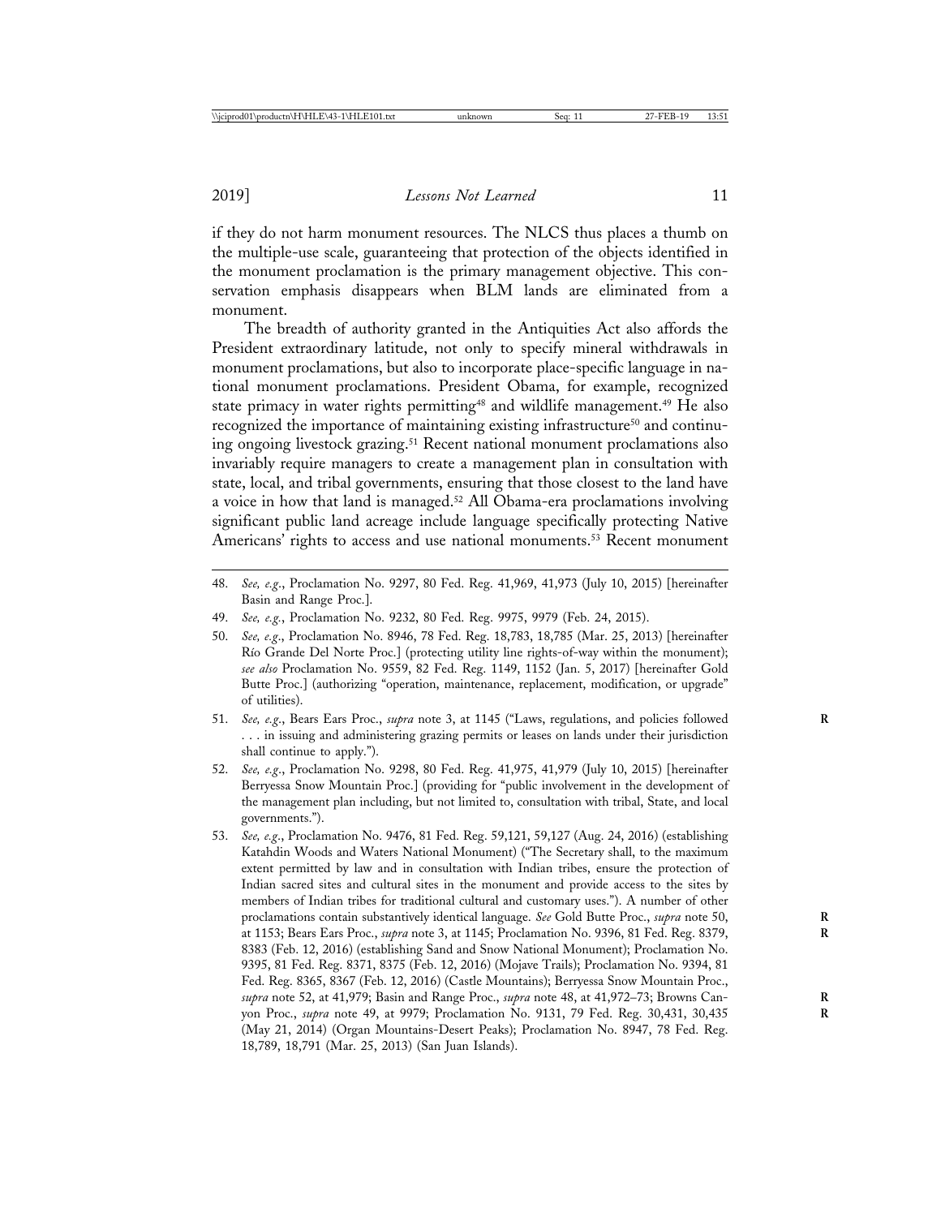if they do not harm monument resources. The NLCS thus places a thumb on the multiple-use scale, guaranteeing that protection of the objects identified in the monument proclamation is the primary management objective. This conservation emphasis disappears when BLM lands are eliminated from a monument.

The breadth of authority granted in the Antiquities Act also affords the President extraordinary latitude, not only to specify mineral withdrawals in monument proclamations, but also to incorporate place-specific language in national monument proclamations. President Obama, for example, recognized state primacy in water rights permitting[48] and wildlife management.[49] He also recognized the importance of maintaining existing infrastructure[50] and continuing ongoing livestock grazing.[51] Recent national monument proclamations also invariably require managers to create a management plan in consultation with state, local, and tribal governments, ensuring that those closest to the land have a voice in how that land is managed.[52] All Obama-era proclamations involving significant public land acreage include language specifically protecting Native Americans' rights to access and use national monuments.[53] Recent monument

---

48. *See, e.g.*, Proclamation No. 9297, 80 Fed. Reg. 41,969, 41,973 (July 10, 2015) [hereinafter Basin and Range Proc.].

49. *See, e.g.*, Proclamation No. 9232, 80 Fed. Reg. 9975, 9979 (Feb. 24, 2015).

50. *See, e.g.*, Proclamation No. 8946, 78 Fed. Reg. 18,783, 18,785 (Mar. 25, 2013) [hereinafter Río Grande Del Norte Proc.] (protecting utility line rights-of-way within the monument); *see also* Proclamation No. 9559, 82 Fed. Reg. 1149, 1152 (Jan. 5, 2017) [hereinafter Gold Butte Proc.] (authorizing "operation, maintenance, replacement, modification, or upgrade" of utilities).

51. *See, e.g.*, Bears Ears Proc., *supra* note 3, at 1145 ("Laws, regulations, and policies followed . . . in issuing and administering grazing permits or leases on lands under their jurisdiction shall continue to apply.").

52. *See, e.g.*, Proclamation No. 9298, 80 Fed. Reg. 41,975, 41,979 (July 10, 2015) [hereinafter Berryessa Snow Mountain Proc.] (providing for "public involvement in the development of the management plan including, but not limited to, consultation with tribal, State, and local governments.").

53. *See, e.g.*, Proclamation No. 9476, 81 Fed. Reg. 59,121, 59,127 (Aug. 24, 2016) (establishing Katahdin Woods and Waters National Monument) ("The Secretary shall, to the maximum extent permitted by law and in consultation with Indian tribes, ensure the protection of Indian sacred sites and cultural sites in the monument and provide access to the sites by members of Indian tribes for traditional cultural and customary uses."). A number of other proclamations contain substantively identical language. *See* Gold Butte Proc., *supra* note 50, at 1153; Bears Ears Proc., *supra* note 3, at 1145; Proclamation No. 9396, 81 Fed. Reg. 8379, 8383 (Feb. 12, 2016) (establishing Sand and Snow National Monument); Proclamation No. 9395, 81 Fed. Reg. 8371, 8375 (Feb. 12, 2016) (Mojave Trails); Proclamation No. 9394, 81 Fed. Reg. 8365, 8367 (Feb. 12, 2016) (Castle Mountains); Berryessa Snow Mountain Proc., *supra* note 52, at 41,979; Basin and Range Proc., *supra* note 48, at 41,972–73; Browns Canyon Proc., *supra* note 49, at 9979; Proclamation No. 9131, 79 Fed. Reg. 30,431, 30,435 (May 21, 2014) (Organ Mountains-Desert Peaks); Proclamation No. 8947, 78 Fed. Reg. 18,789, 18,791 (Mar. 25, 2013) (San Juan Islands).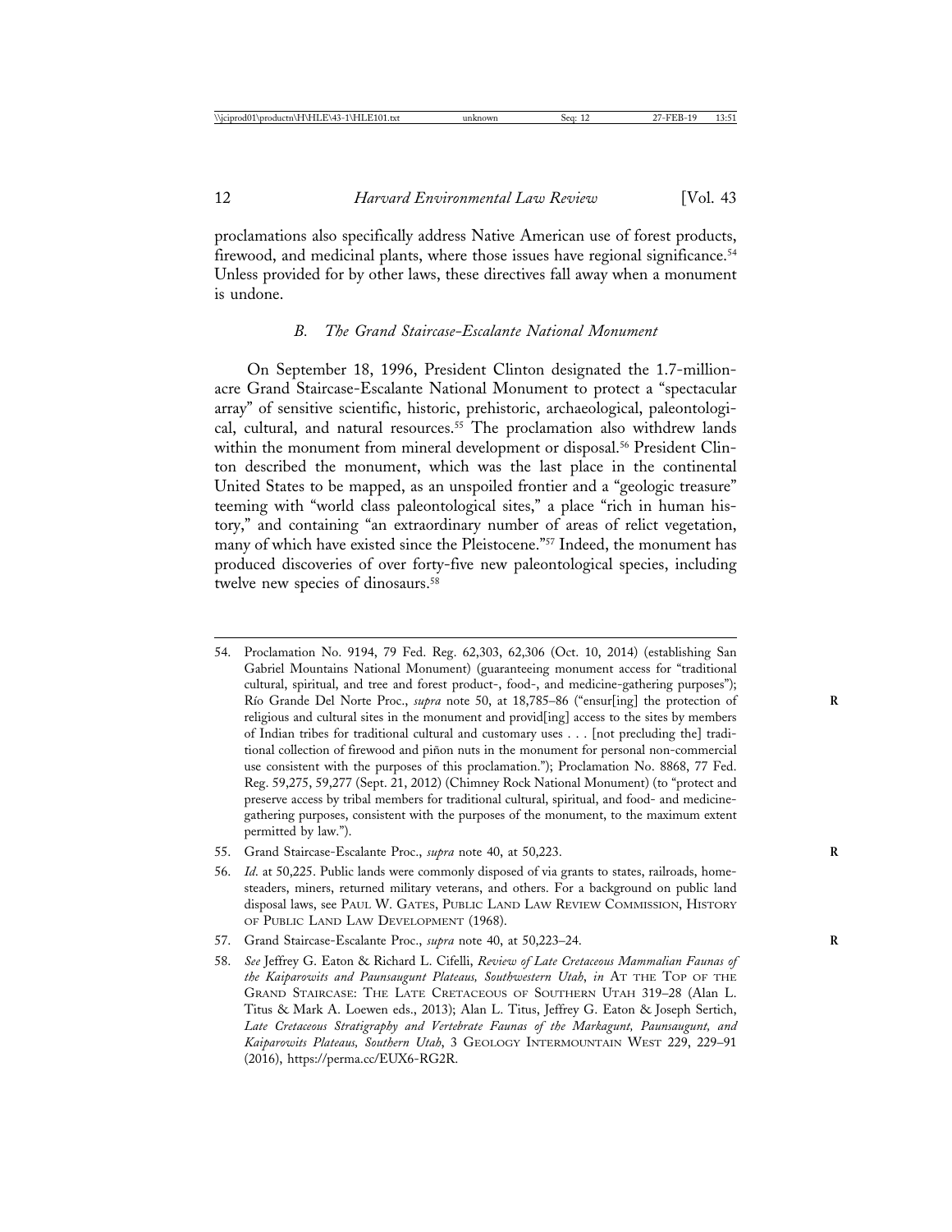proclamations also specifically address Native American use of forest products, firewood, and medicinal plants, where those issues have regional significance.[54] Unless provided for by other laws, these directives fall away when a monument is undone.

### *B. The Grand Staircase-Escalante National Monument*

On September 18, 1996, President Clinton designated the 1.7-million-acre Grand Staircase-Escalante National Monument to protect a "spectacular array" of sensitive scientific, historic, prehistoric, archaeological, paleontological, cultural, and natural resources.[55] The proclamation also withdrew lands within the monument from mineral development or disposal.[56] President Clinton described the monument, which was the last place in the continental United States to be mapped, as an unspoiled frontier and a "geologic treasure" teeming with "world class paleontological sites," a place "rich in human history," and containing "an extraordinary number of areas of relict vegetation, many of which have existed since the Pleistocene."[57] Indeed, the monument has produced discoveries of over forty-five new paleontological species, including twelve new species of dinosaurs.[58]

---

54. Proclamation No. 9194, 79 Fed. Reg. 62,303, 62,306 (Oct. 10, 2014) (establishing San Gabriel Mountains National Monument) (guaranteeing monument access for "traditional cultural, spiritual, and tree and forest product-, food-, and medicine-gathering purposes"); Río Grande Del Norte Proc., *supra* note 50, at 18,785–86 ("ensur[ing] the protection of religious and cultural sites in the monument and provid[ing] access to the sites by members of Indian tribes for traditional cultural and customary uses . . . [not precluding the] traditional collection of firewood and piñon nuts in the monument for personal non-commercial use consistent with the purposes of this proclamation."); Proclamation No. 8868, 77 Fed. Reg. 59,275, 59,277 (Sept. 21, 2012) (Chimney Rock National Monument) (to "protect and preserve access by tribal members for traditional cultural, spiritual, and food- and medicine-gathering purposes, consistent with the purposes of the monument, to the maximum extent permitted by law.").

55. Grand Staircase-Escalante Proc., *supra* note 40, at 50,223.

56. *Id*. at 50,225. Public lands were commonly disposed of via grants to states, railroads, homesteaders, miners, returned military veterans, and others. For a background on public land disposal laws, see PAUL W. GATES, PUBLIC LAND LAW REVIEW COMMISSION, HISTORY OF PUBLIC LAND LAW DEVELOPMENT (1968).

57. Grand Staircase-Escalante Proc., *supra* note 40, at 50,223–24.

58. *See* Jeffrey G. Eaton & Richard L. Cifelli, *Review of Late Cretaceous Mammalian Faunas of the Kaiparowits and Paunsaugunt Plateaus, Southwestern Utah*, *in* AT THE TOP OF THE GRAND STAIRCASE: THE LATE CRETACEOUS OF SOUTHERN UTAH 319–28 (Alan L. Titus & Mark A. Loewen eds., 2013); Alan L. Titus, Jeffrey G. Eaton & Joseph Sertich, *Late Cretaceous Stratigraphy and Vertebrate Faunas of the Markagunt, Paunsaugunt, and Kaiparowits Plateaus, Southern Utah*, 3 GEOLOGY INTERMOUNTAIN WEST 229, 229–91 (2016), https://perma.cc/EUX6-RG2R.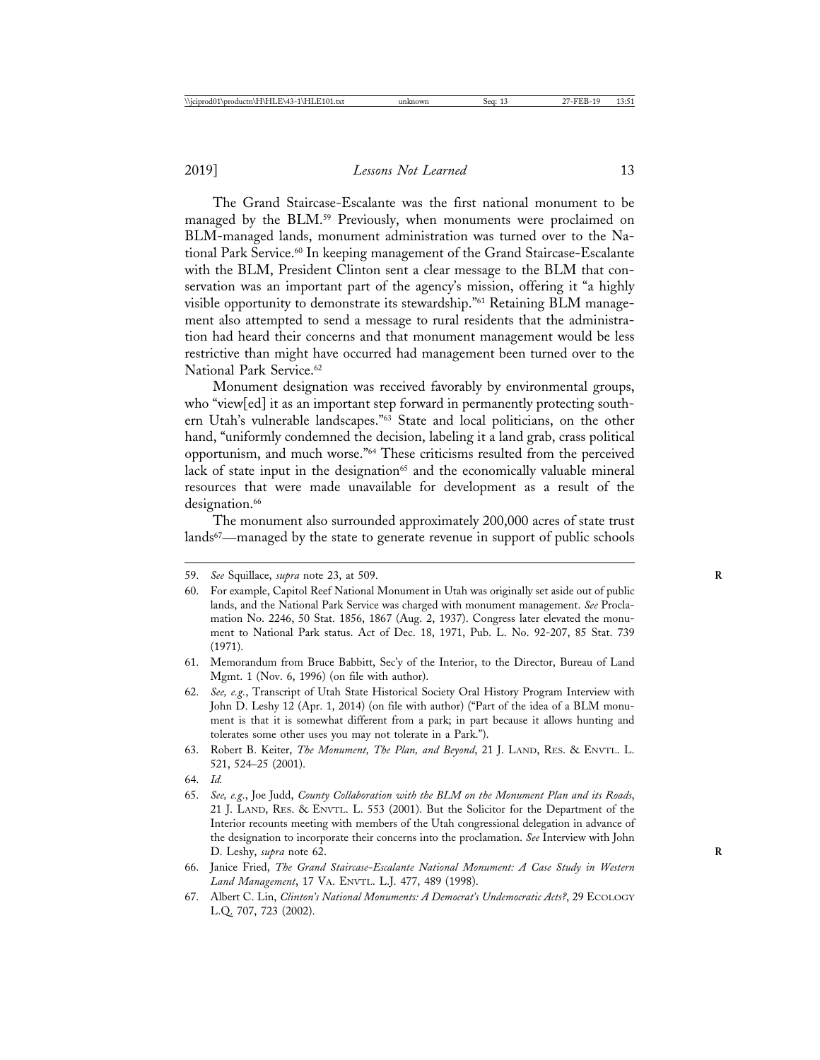The Grand Staircase-Escalante was the first national monument to be managed by the BLM.[59] Previously, when monuments were proclaimed on BLM-managed lands, monument administration was turned over to the National Park Service.[60] In keeping management of the Grand Staircase-Escalante with the BLM, President Clinton sent a clear message to the BLM that conservation was an important part of the agency's mission, offering it "a highly visible opportunity to demonstrate its stewardship."[61] Retaining BLM management also attempted to send a message to rural residents that the administration had heard their concerns and that monument management would be less restrictive than might have occurred had management been turned over to the National Park Service.[62]

Monument designation was received favorably by environmental groups, who "view[ed] it as an important step forward in permanently protecting southern Utah's vulnerable landscapes."[63] State and local politicians, on the other hand, "uniformly condemned the decision, labeling it a land grab, crass political opportunism, and much worse."[64] These criticisms resulted from the perceived lack of state input in the designation[65] and the economically valuable mineral resources that were made unavailable for development as a result of the designation.[66]

The monument also surrounded approximately 200,000 acres of state trust lands[67]—managed by the state to generate revenue in support of public schools

---

59. *See* Squillace, *supra* note 23, at 509.

60. For example, Capitol Reef National Monument in Utah was originally set aside out of public lands, and the National Park Service was charged with monument management. *See* Proclamation No. 2246, 50 Stat. 1856, 1867 (Aug. 2, 1937). Congress later elevated the monument to National Park status. Act of Dec. 18, 1971, Pub. L. No. 92-207, 85 Stat. 739 (1971).

61. Memorandum from Bruce Babbitt, Sec'y of the Interior, to the Director, Bureau of Land Mgmt. 1 (Nov. 6, 1996) (on file with author).

62. *See, e.g.*, Transcript of Utah State Historical Society Oral History Program Interview with John D. Leshy 12 (Apr. 1, 2014) (on file with author) ("Part of the idea of a BLM monument is that it is somewhat different from a park; in part because it allows hunting and tolerates some other uses you may not tolerate in a Park.").

63. Robert B. Keiter, *The Monument, The Plan, and Beyond*, 21 J. LAND, RES. & ENVTL. L. 521, 524–25 (2001).

64. *Id.*

65. *See, e.g.*, Joe Judd, *County Collaboration with the BLM on the Monument Plan and its Roads*, 21 J. LAND, RES. & ENVTL. L. 553 (2001). But the Solicitor for the Department of the Interior recounts meeting with members of the Utah congressional delegation in advance of the designation to incorporate their concerns into the proclamation. *See* Interview with John D. Leshy, *supra* note 62.

66. Janice Fried, *The Grand Staircase-Escalante National Monument: A Case Study in Western Land Management*, 17 VA. ENVTL. L.J. 477, 489 (1998).

67. Albert C. Lin, *Clinton's National Monuments: A Democrat's Undemocratic Acts?*, 29 ECOLOGY L.Q. 707, 723 (2002).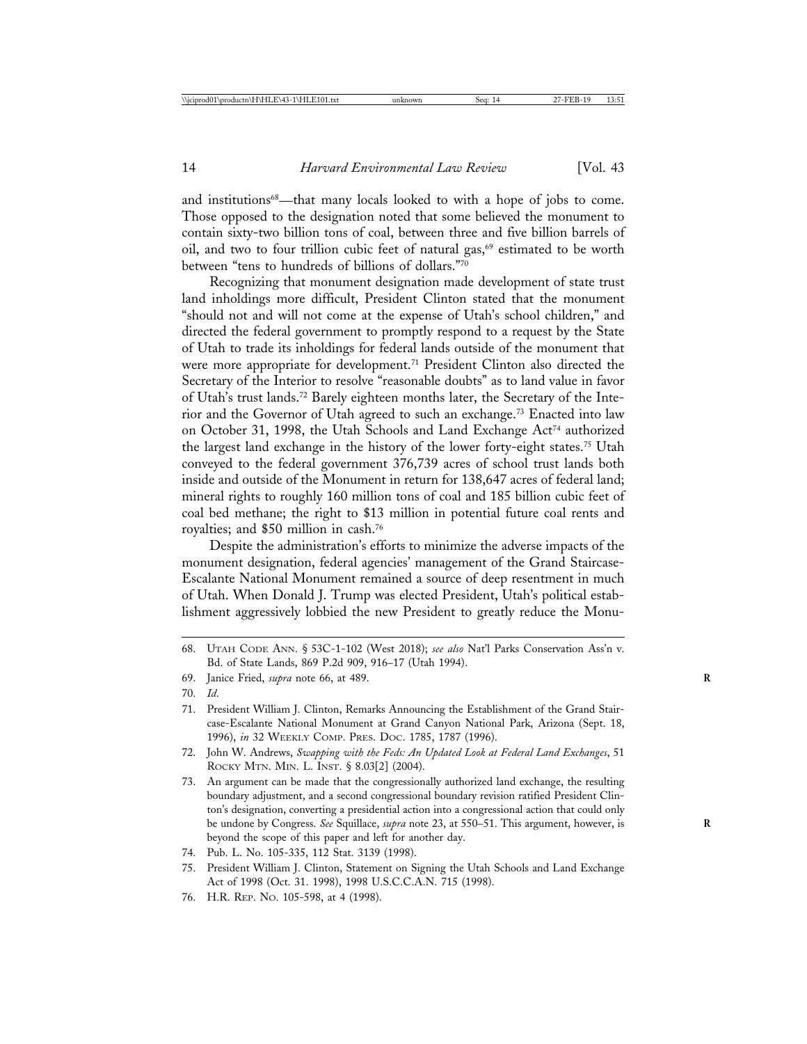and institutions[68]—that many locals looked to with a hope of jobs to come. Those opposed to the designation noted that some believed the monument to contain sixty-two billion tons of coal, between three and five billion barrels of oil, and two to four trillion cubic feet of natural gas,[69] estimated to be worth between "tens to hundreds of billions of dollars."[70]

Recognizing that monument designation made development of state trust land inholdings more difficult, President Clinton stated that the monument "should not and will not come at the expense of Utah's school children," and directed the federal government to promptly respond to a request by the State of Utah to trade its inholdings for federal lands outside of the monument that were more appropriate for development.[71] President Clinton also directed the Secretary of the Interior to resolve "reasonable doubts" as to land value in favor of Utah's trust lands.[72] Barely eighteen months later, the Secretary of the Interior and the Governor of Utah agreed to such an exchange.[73] Enacted into law on October 31, 1998, the Utah Schools and Land Exchange Act[74] authorized the largest land exchange in the history of the lower forty-eight states.[75] Utah conveyed to the federal government 376,739 acres of school trust lands both inside and outside of the Monument in return for 138,647 acres of federal land; mineral rights to roughly 160 million tons of coal and 185 billion cubic feet of coal bed methane; the right to $13 million in potential future coal rents and royalties; and $50 million in cash.[76]

Despite the administration's efforts to minimize the adverse impacts of the monument designation, federal agencies' management of the Grand Staircase-Escalante National Monument remained a source of deep resentment in much of Utah. When Donald J. Trump was elected President, Utah's political establishment aggressively lobbied the new President to greatly reduce the Monu-

---

68. Utah Code Ann. § 53C-1-102 (West 2018); *see also* Nat'l Parks Conservation Ass'n v. Bd. of State Lands, 869 P.2d 909, 916–17 (Utah 1994).

69. Janice Fried, *supra* note 66, at 489.

70. *Id.*

71. President William J. Clinton, Remarks Announcing the Establishment of the Grand Staircase-Escalante National Monument at Grand Canyon National Park, Arizona (Sept. 18, 1996), *in* 32 Weekly Comp. Pres. Doc. 1785, 1787 (1996).

72. John W. Andrews, *Swapping with the Feds: An Updated Look at Federal Land Exchanges*, 51 Rocky Mtn. Min. L. Inst. § 8.03[2] (2004).

73. An argument can be made that the congressionally authorized land exchange, the resulting boundary adjustment, and a second congressional boundary revision ratified President Clinton's designation, converting a presidential action into a congressional action that could only be undone by Congress. *See* Squillace, *supra* note 23, at 550–51. This argument, however, is beyond the scope of this paper and left for another day.

74. Pub. L. No. 105-335, 112 Stat. 3139 (1998).

75. President William J. Clinton, Statement on Signing the Utah Schools and Land Exchange Act of 1998 (Oct. 31. 1998), 1998 U.S.C.C.A.N. 715 (1998).

76. H.R. Rep. No. 105-598, at 4 (1998).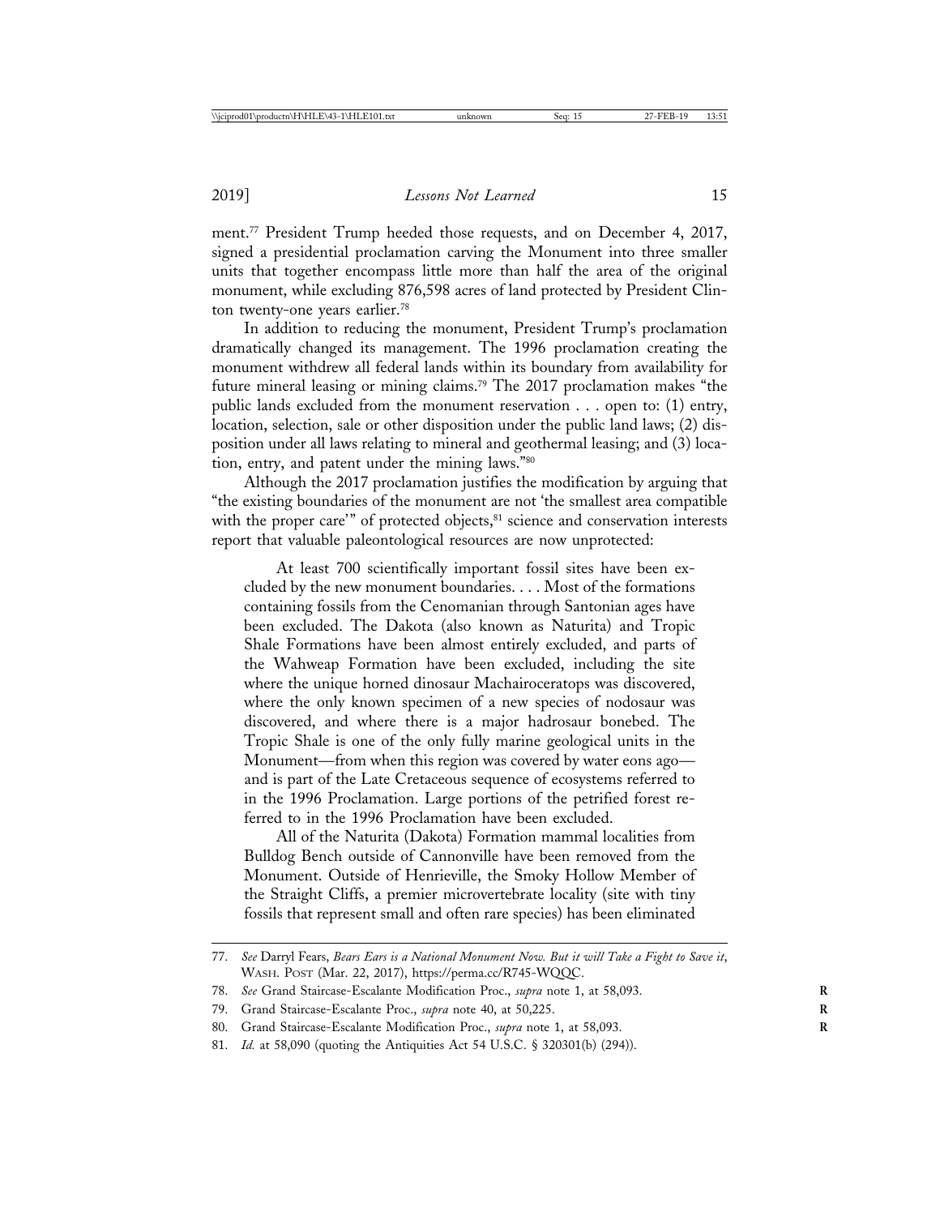ment.[77] President Trump heeded those requests, and on December 4, 2017, signed a presidential proclamation carving the Monument into three smaller units that together encompass little more than half the area of the original monument, while excluding 876,598 acres of land protected by President Clinton twenty-one years earlier.[78]

In addition to reducing the monument, President Trump's proclamation dramatically changed its management. The 1996 proclamation creating the monument withdrew all federal lands within its boundary from availability for future mineral leasing or mining claims.[79] The 2017 proclamation makes "the public lands excluded from the monument reservation . . . open to: (1) entry, location, selection, sale or other disposition under the public land laws; (2) disposition under all laws relating to mineral and geothermal leasing; and (3) location, entry, and patent under the mining laws."[80]

Although the 2017 proclamation justifies the modification by arguing that "the existing boundaries of the monument are not 'the smallest area compatible with the proper care'" of protected objects,[81] science and conservation interests report that valuable paleontological resources are now unprotected:

> At least 700 scientifically important fossil sites have been excluded by the new monument boundaries. . . . Most of the formations containing fossils from the Cenomanian through Santonian ages have been excluded. The Dakota (also known as Naturita) and Tropic Shale Formations have been almost entirely excluded, and parts of the Wahweap Formation have been excluded, including the site where the unique horned dinosaur Machairoceratops was discovered, where the only known specimen of a new species of nodosaur was discovered, and where there is a major hadrosaur bonebed. The Tropic Shale is one of the only fully marine geological units in the Monument—from when this region was covered by water eons ago—and is part of the Late Cretaceous sequence of ecosystems referred to in the 1996 Proclamation. Large portions of the petrified forest referred to in the 1996 Proclamation have been excluded.
>
> All of the Naturita (Dakota) Formation mammal localities from Bulldog Bench outside of Cannonville have been removed from the Monument. Outside of Henrieville, the Smoky Hollow Member of the Straight Cliffs, a premier microvertebrate locality (site with tiny fossils that represent small and often rare species) has been eliminated

---

77. *See* Darryl Fears, *Bears Ears is a National Monument Now. But it will Take a Fight to Save it*, WASH. POST (Mar. 22, 2017), https://perma.cc/R745-WQQC.

78. *See* Grand Staircase-Escalante Modification Proc., *supra* note 1, at 58,093.

79. Grand Staircase-Escalante Proc., *supra* note 40, at 50,225.

80. Grand Staircase-Escalante Modification Proc., *supra* note 1, at 58,093.

81. *Id.* at 58,090 (quoting the Antiquities Act 54 U.S.C. § 320301(b) (294)).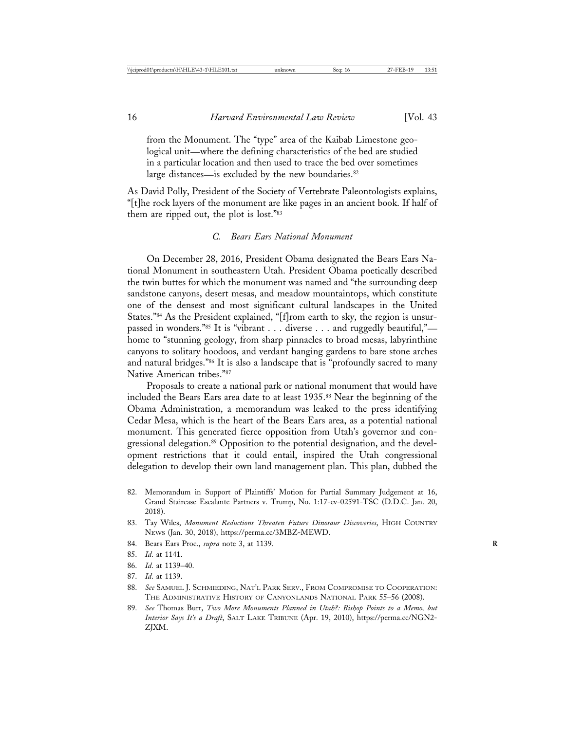from the Monument. The "type" area of the Kaibab Limestone geological unit—where the defining characteristics of the bed are studied in a particular location and then used to trace the bed over sometimes large distances—is excluded by the new boundaries.[82]

As David Polly, President of the Society of Vertebrate Paleontologists explains, "[t]he rock layers of the monument are like pages in an ancient book. If half of them are ripped out, the plot is lost."[83]

### C. *Bears Ears National Monument*

On December 28, 2016, President Obama designated the Bears Ears National Monument in southeastern Utah. President Obama poetically described the twin buttes for which the monument was named and "the surrounding deep sandstone canyons, desert mesas, and meadow mountaintops, which constitute one of the densest and most significant cultural landscapes in the United States."[84] As the President explained, "[f]rom earth to sky, the region is unsurpassed in wonders."[85] It is "vibrant . . . diverse . . . and ruggedly beautiful,"—home to "stunning geology, from sharp pinnacles to broad mesas, labyrinthine canyons to solitary hoodoos, and verdant hanging gardens to bare stone arches and natural bridges."[86] It is also a landscape that is "profoundly sacred to many Native American tribes."[87]

Proposals to create a national park or national monument that would have included the Bears Ears area date to at least 1935.[88] Near the beginning of the Obama Administration, a memorandum was leaked to the press identifying Cedar Mesa, which is the heart of the Bears Ears area, as a potential national monument. This generated fierce opposition from Utah's governor and congressional delegation.[89] Opposition to the potential designation, and the development restrictions that it could entail, inspired the Utah congressional delegation to develop their own land management plan. This plan, dubbed the

---

82. Memorandum in Support of Plaintiffs' Motion for Partial Summary Judgement at 16, Grand Staircase Escalante Partners v. Trump, No. 1:17-cv-02591-TSC (D.D.C. Jan. 20, 2018).

83. Tay Wiles, *Monument Reductions Threaten Future Dinosaur Discoveries*, HIGH COUNTRY NEWS (Jan. 30, 2018), https://perma.cc/3MBZ-MEWD.

84. Bears Ears Proc., *supra* note 3, at 1139.

85. *Id*. at 1141.

86. *Id*. at 1139–40.

87. *Id*. at 1139.

88. *See* SAMUEL J. SCHMIEDING, NAT'L PARK SERV., FROM COMPROMISE TO COOPERATION: THE ADMINISTRATIVE HISTORY OF CANYONLANDS NATIONAL PARK 55–56 (2008).

89. *See* Thomas Burr, *Two More Monuments Planned in Utah?: Bishop Points to a Memo, but Interior Says It's a Draft*, SALT LAKE TRIBUNE (Apr. 19, 2010), https://perma.cc/NGN2-ZJXM.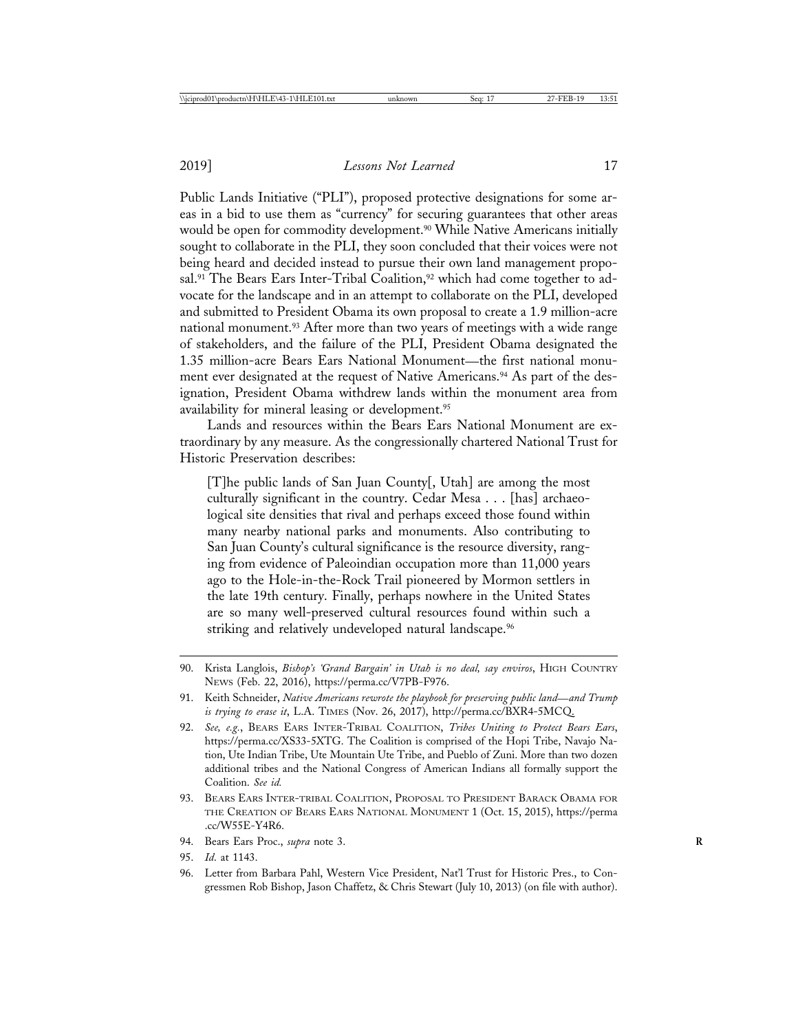Public Lands Initiative ("PLI"), proposed protective designations for some areas in a bid to use them as "currency" for securing guarantees that other areas would be open for commodity development.[90] While Native Americans initially sought to collaborate in the PLI, they soon concluded that their voices were not being heard and decided instead to pursue their own land management proposal.[91] The Bears Ears Inter-Tribal Coalition,[92] which had come together to advocate for the landscape and in an attempt to collaborate on the PLI, developed and submitted to President Obama its own proposal to create a 1.9 million-acre national monument.[93] After more than two years of meetings with a wide range of stakeholders, and the failure of the PLI, President Obama designated the 1.35 million-acre Bears Ears National Monument—the first national monument ever designated at the request of Native Americans.[94] As part of the designation, President Obama withdrew lands within the monument area from availability for mineral leasing or development.[95]

Lands and resources within the Bears Ears National Monument are extraordinary by any measure. As the congressionally chartered National Trust for Historic Preservation describes:

> [T]he public lands of San Juan County[, Utah] are among the most culturally significant in the country. Cedar Mesa . . . [has] archaeological site densities that rival and perhaps exceed those found within many nearby national parks and monuments. Also contributing to San Juan County's cultural significance is the resource diversity, ranging from evidence of Paleoindian occupation more than 11,000 years ago to the Hole-in-the-Rock Trail pioneered by Mormon settlers in the late 19th century. Finally, perhaps nowhere in the United States are so many well-preserved cultural resources found within such a striking and relatively undeveloped natural landscape.[96]

---

90. Krista Langlois, *Bishop's 'Grand Bargain' in Utah is no deal, say enviros*, High Country News (Feb. 22, 2016), https://perma.cc/V7PB-F976.

91. Keith Schneider, *Native Americans rewrote the playbook for preserving public land—and Trump is trying to erase it*, L.A. Times (Nov. 26, 2017), http://perma.cc/BXR4-5MCQ.

92. *See, e.g.*, Bears Ears Inter-Tribal Coalition, *Tribes Uniting to Protect Bears Ears*, https://perma.cc/XS33-5XTG. The Coalition is comprised of the Hopi Tribe, Navajo Nation, Ute Indian Tribe, Ute Mountain Ute Tribe, and Pueblo of Zuni. More than two dozen additional tribes and the National Congress of American Indians all formally support the Coalition. *See id.*

93. Bears Ears Inter-tribal Coalition, Proposal to President Barack Obama for the Creation of Bears Ears National Monument 1 (Oct. 15, 2015), https://perma.cc/W55E-Y4R6.

94. Bears Ears Proc., *supra* note 3.

95. *Id*. at 1143.

96. Letter from Barbara Pahl, Western Vice President, Nat'l Trust for Historic Pres., to Congressmen Rob Bishop, Jason Chaffetz, & Chris Stewart (July 10, 2013) (on file with author).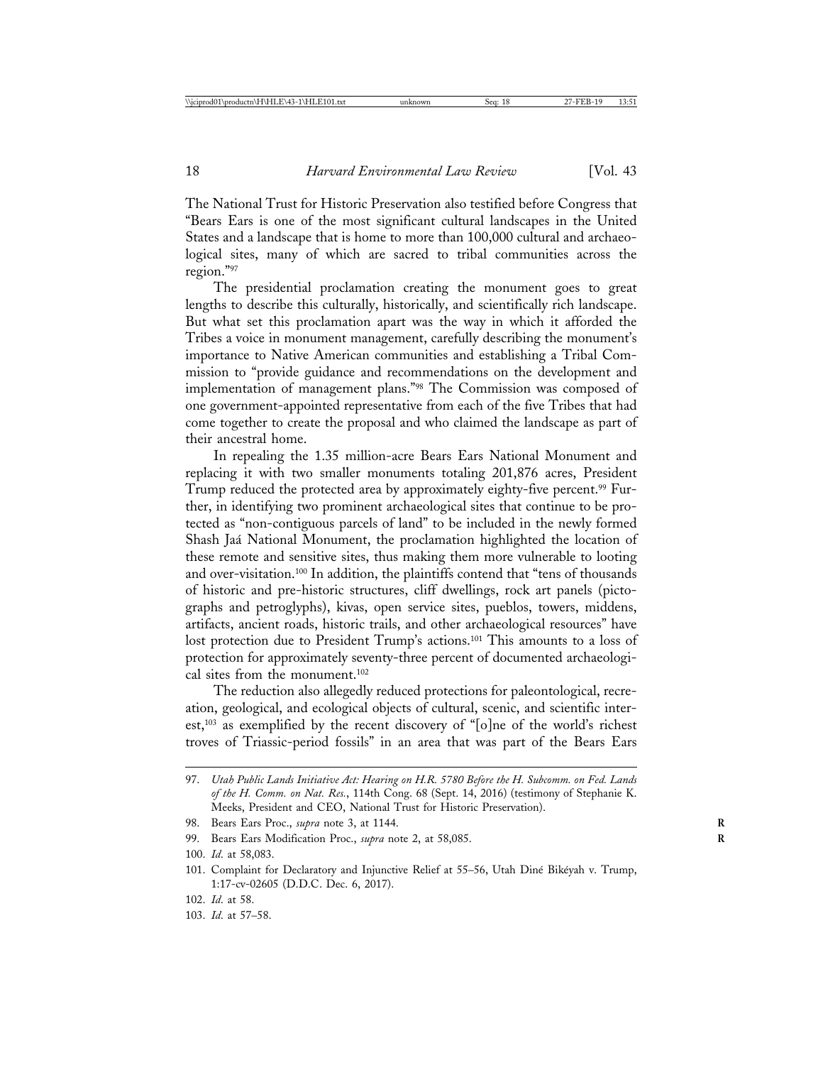The National Trust for Historic Preservation also testified before Congress that "Bears Ears is one of the most significant cultural landscapes in the United States and a landscape that is home to more than 100,000 cultural and archaeological sites, many of which are sacred to tribal communities across the region."[97]

The presidential proclamation creating the monument goes to great lengths to describe this culturally, historically, and scientifically rich landscape. But what set this proclamation apart was the way in which it afforded the Tribes a voice in monument management, carefully describing the monument's importance to Native American communities and establishing a Tribal Commission to "provide guidance and recommendations on the development and implementation of management plans."[98] The Commission was composed of one government-appointed representative from each of the five Tribes that had come together to create the proposal and who claimed the landscape as part of their ancestral home.

In repealing the 1.35 million-acre Bears Ears National Monument and replacing it with two smaller monuments totaling 201,876 acres, President Trump reduced the protected area by approximately eighty-five percent.[99] Further, in identifying two prominent archaeological sites that continue to be protected as "non-contiguous parcels of land" to be included in the newly formed Shash Jaá National Monument, the proclamation highlighted the location of these remote and sensitive sites, thus making them more vulnerable to looting and over-visitation.[100] In addition, the plaintiffs contend that "tens of thousands of historic and pre-historic structures, cliff dwellings, rock art panels (pictographs and petroglyphs), kivas, open service sites, pueblos, towers, middens, artifacts, ancient roads, historic trails, and other archaeological resources" have lost protection due to President Trump's actions.[101] This amounts to a loss of protection for approximately seventy-three percent of documented archaeological sites from the monument.[102]

The reduction also allegedly reduced protections for paleontological, recreation, geological, and ecological objects of cultural, scenic, and scientific interest,[103] as exemplified by the recent discovery of "[o]ne of the world's richest troves of Triassic-period fossils" in an area that was part of the Bears Ears

---

97. *Utah Public Lands Initiative Act: Hearing on H.R. 5780 Before the H. Subcomm. on Fed. Lands of the H. Comm. on Nat. Res.*, 114th Cong. 68 (Sept. 14, 2016) (testimony of Stephanie K. Meeks, President and CEO, National Trust for Historic Preservation).

98. Bears Ears Proc., *supra* note 3, at 1144.

99. Bears Ears Modification Proc., *supra* note 2, at 58,085.

100. *Id.* at 58,083.

101. Complaint for Declaratory and Injunctive Relief at 55–56, Utah Diné Bikéyah v. Trump, 1:17-cv-02605 (D.D.C. Dec. 6, 2017).

102. *Id.* at 58.

103. *Id.* at 57–58.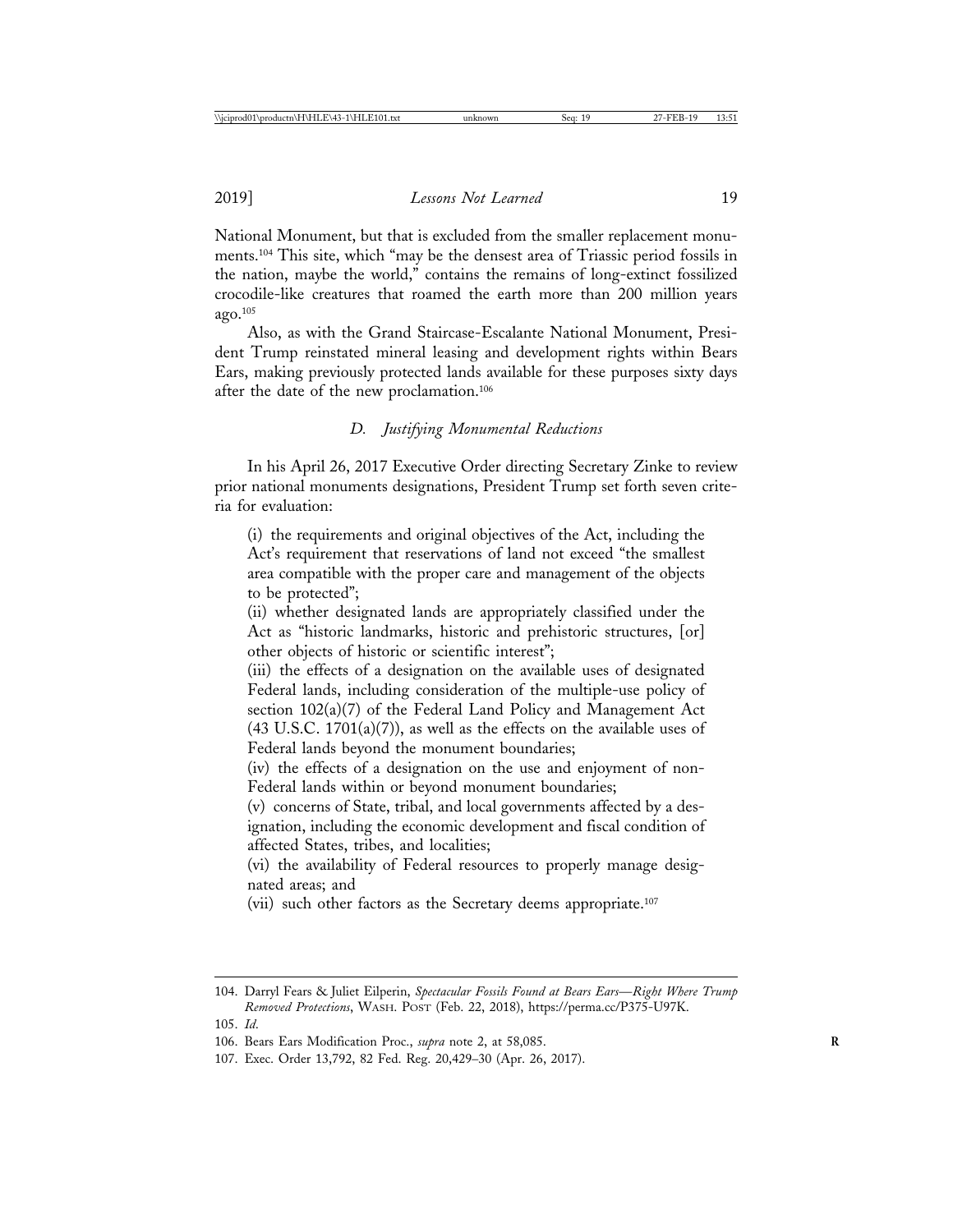National Monument, but that is excluded from the smaller replacement monuments.[104] This site, which "may be the densest area of Triassic period fossils in the nation, maybe the world," contains the remains of long-extinct fossilized crocodile-like creatures that roamed the earth more than 200 million years ago.[105]

Also, as with the Grand Staircase-Escalante National Monument, President Trump reinstated mineral leasing and development rights within Bears Ears, making previously protected lands available for these purposes sixty days after the date of the new proclamation.[106]

### *D. Justifying Monumental Reductions*

In his April 26, 2017 Executive Order directing Secretary Zinke to review prior national monuments designations, President Trump set forth seven criteria for evaluation:

> (i) the requirements and original objectives of the Act, including the Act's requirement that reservations of land not exceed "the smallest area compatible with the proper care and management of the objects to be protected";
>
> (ii) whether designated lands are appropriately classified under the Act as "historic landmarks, historic and prehistoric structures, [or] other objects of historic or scientific interest";
>
> (iii) the effects of a designation on the available uses of designated Federal lands, including consideration of the multiple-use policy of section 102(a)(7) of the Federal Land Policy and Management Act (43 U.S.C. 1701(a)(7)), as well as the effects on the available uses of Federal lands beyond the monument boundaries;
>
> (iv) the effects of a designation on the use and enjoyment of non-Federal lands within or beyond monument boundaries;
>
> (v) concerns of State, tribal, and local governments affected by a designation, including the economic development and fiscal condition of affected States, tribes, and localities;
>
> (vi) the availability of Federal resources to properly manage designated areas; and
>
> (vii) such other factors as the Secretary deems appropriate.[107]

---

104. Darryl Fears & Juliet Eilperin, *Spectacular Fossils Found at Bears Ears—Right Where Trump Removed Protections*, WASH. POST (Feb. 22, 2018), https://perma.cc/P375-U97K.

105. *Id.*

106. Bears Ears Modification Proc., *supra* note 2, at 58,085.

107. Exec. Order 13,792, 82 Fed. Reg. 20,429–30 (Apr. 26, 2017).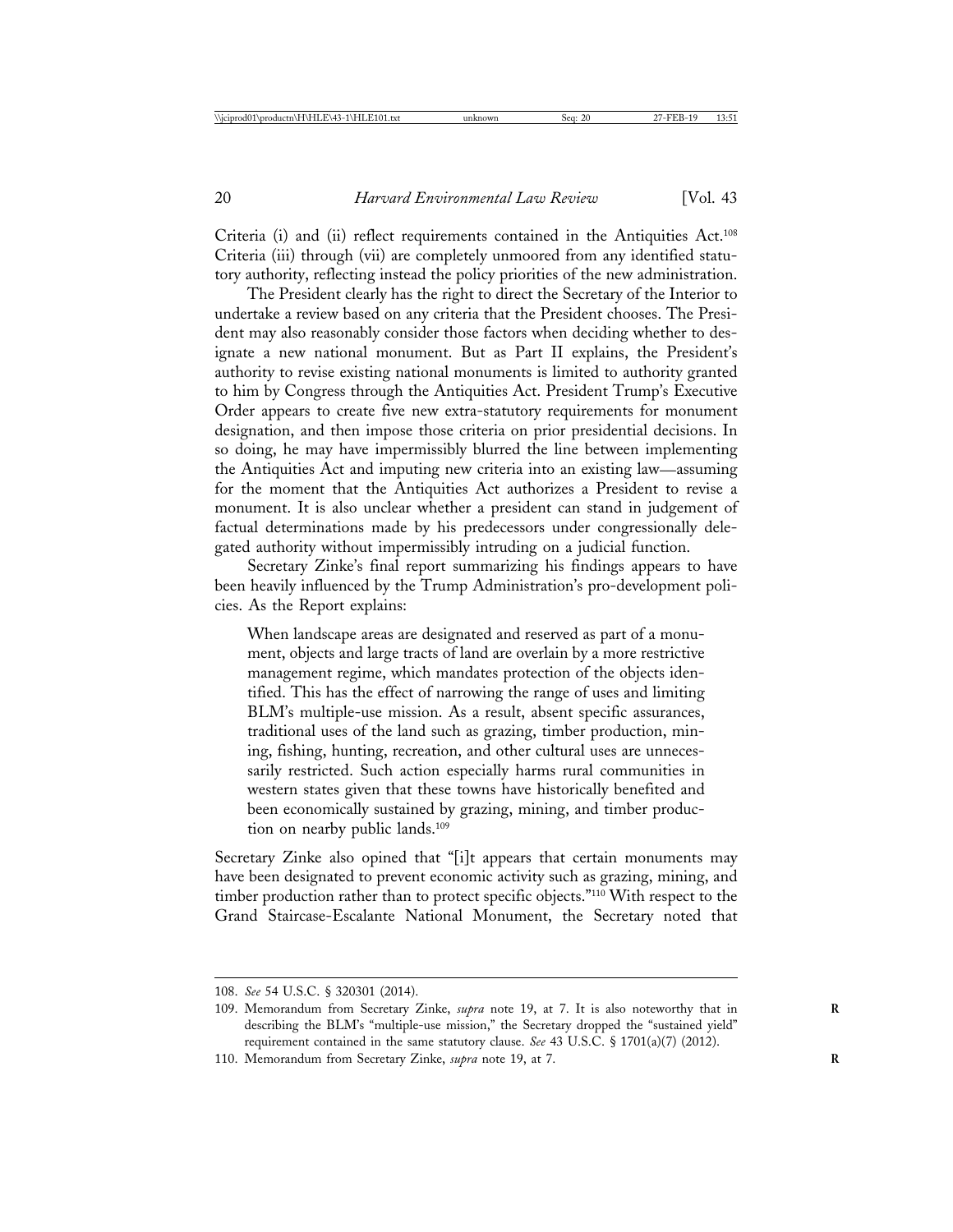Criteria (i) and (ii) reflect requirements contained in the Antiquities Act.[108] Criteria (iii) through (vii) are completely unmoored from any identified statutory authority, reflecting instead the policy priorities of the new administration.

The President clearly has the right to direct the Secretary of the Interior to undertake a review based on any criteria that the President chooses. The President may also reasonably consider those factors when deciding whether to designate a new national monument. But as Part II explains, the President's authority to revise existing national monuments is limited to authority granted to him by Congress through the Antiquities Act. President Trump's Executive Order appears to create five new extra-statutory requirements for monument designation, and then impose those criteria on prior presidential decisions. In so doing, he may have impermissibly blurred the line between implementing the Antiquities Act and imputing new criteria into an existing law—assuming for the moment that the Antiquities Act authorizes a President to revise a monument. It is also unclear whether a president can stand in judgement of factual determinations made by his predecessors under congressionally delegated authority without impermissibly intruding on a judicial function.

Secretary Zinke's final report summarizing his findings appears to have been heavily influenced by the Trump Administration's pro-development policies. As the Report explains:

> When landscape areas are designated and reserved as part of a monument, objects and large tracts of land are overlain by a more restrictive management regime, which mandates protection of the objects identified. This has the effect of narrowing the range of uses and limiting BLM's multiple-use mission. As a result, absent specific assurances, traditional uses of the land such as grazing, timber production, mining, fishing, hunting, recreation, and other cultural uses are unnecessarily restricted. Such action especially harms rural communities in western states given that these towns have historically benefited and been economically sustained by grazing, mining, and timber production on nearby public lands.[109]

Secretary Zinke also opined that "[i]t appears that certain monuments may have been designated to prevent economic activity such as grazing, mining, and timber production rather than to protect specific objects."[110] With respect to the Grand Staircase-Escalante National Monument, the Secretary noted that

---

108. *See* 54 U.S.C. § 320301 (2014).

109. Memorandum from Secretary Zinke, *supra* note 19, at 7. It is also noteworthy that in describing the BLM's "multiple-use mission," the Secretary dropped the "sustained yield" requirement contained in the same statutory clause. *See* 43 U.S.C. § 1701(a)(7) (2012).

110. Memorandum from Secretary Zinke, *supra* note 19, at 7.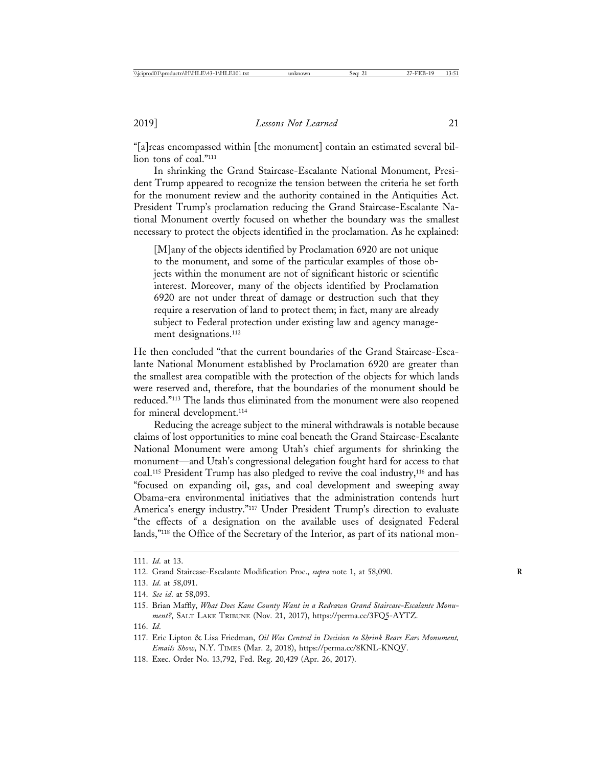"[a]reas encompassed within [the monument] contain an estimated several billion tons of coal."[111]

In shrinking the Grand Staircase-Escalante National Monument, President Trump appeared to recognize the tension between the criteria he set forth for the monument review and the authority contained in the Antiquities Act. President Trump's proclamation reducing the Grand Staircase-Escalante National Monument overtly focused on whether the boundary was the smallest necessary to protect the objects identified in the proclamation. As he explained:

> [M]any of the objects identified by Proclamation 6920 are not unique to the monument, and some of the particular examples of those objects within the monument are not of significant historic or scientific interest. Moreover, many of the objects identified by Proclamation 6920 are not under threat of damage or destruction such that they require a reservation of land to protect them; in fact, many are already subject to Federal protection under existing law and agency management designations.[112]

He then concluded "that the current boundaries of the Grand Staircase-Escalante National Monument established by Proclamation 6920 are greater than the smallest area compatible with the protection of the objects for which lands were reserved and, therefore, that the boundaries of the monument should be reduced."[113] The lands thus eliminated from the monument were also reopened for mineral development.[114]

Reducing the acreage subject to the mineral withdrawals is notable because claims of lost opportunities to mine coal beneath the Grand Staircase-Escalante National Monument were among Utah's chief arguments for shrinking the monument—and Utah's congressional delegation fought hard for access to that coal.[115] President Trump has also pledged to revive the coal industry,[116] and has "focused on expanding oil, gas, and coal development and sweeping away Obama-era environmental initiatives that the administration contends hurt America's energy industry."[117] Under President Trump's direction to evaluate "the effects of a designation on the available uses of designated Federal lands,"[118] the Office of the Secretary of the Interior, as part of its national mon-

---

111. *Id*. at 13.

112. Grand Staircase-Escalante Modification Proc., *supra* note 1, at 58,090.

113. *Id*. at 58,091.

114. *See id*. at 58,093.

115. Brian Maffly, *What Does Kane County Want in a Redrawn Grand Staircase-Escalante Monument?*, SALT LAKE TRIBUNE (Nov. 21, 2017), https://perma.cc/3FQ5-AYTZ.

116. *Id*.

117. Eric Lipton & Lisa Friedman, *Oil Was Central in Decision to Shrink Bears Ears Monument, Emails Show*, N.Y. TIMES (Mar. 2, 2018), https://perma.cc/8KNL-KNQV.

118. Exec. Order No. 13,792, Fed. Reg. 20,429 (Apr. 26, 2017).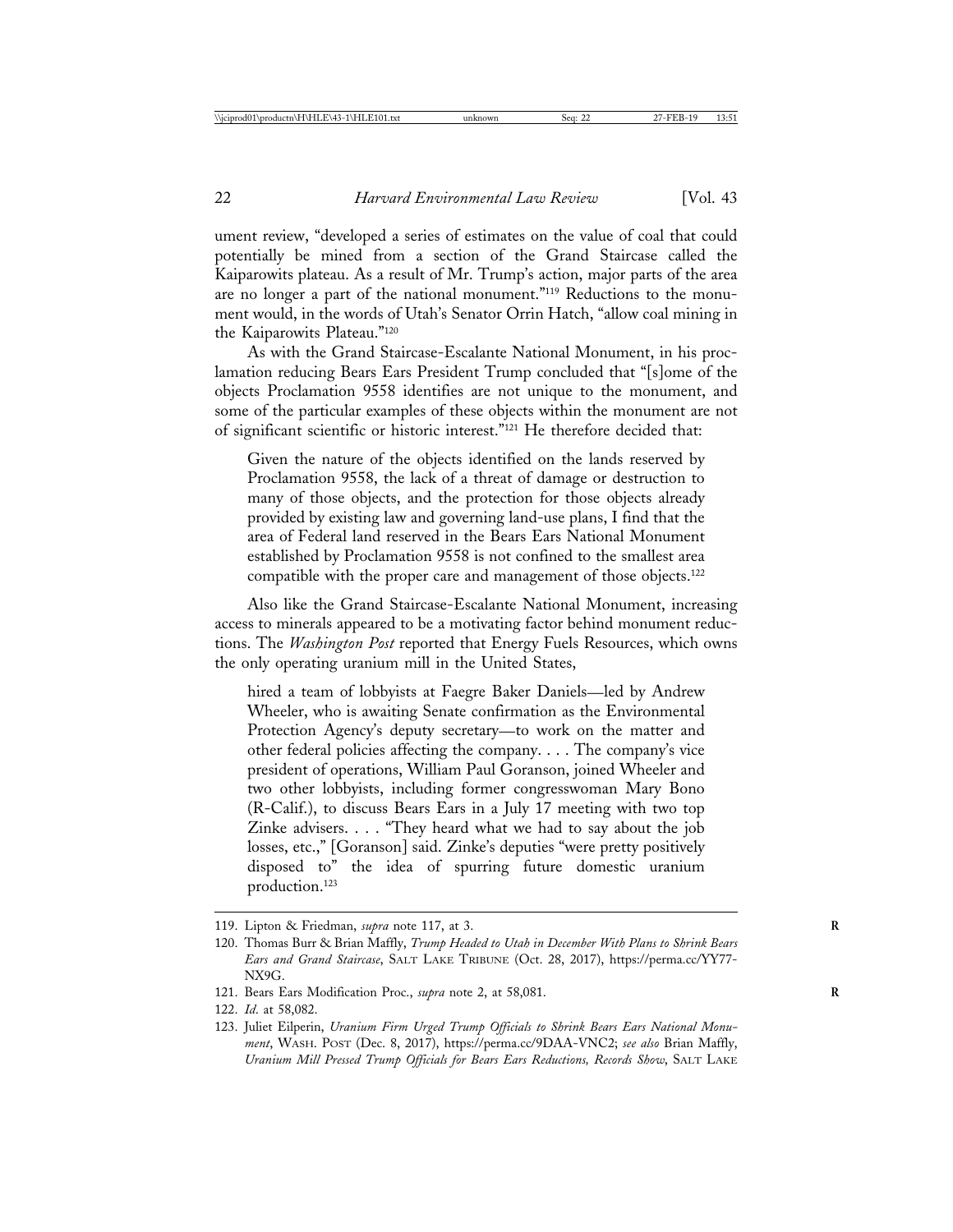ument review, "developed a series of estimates on the value of coal that could potentially be mined from a section of the Grand Staircase called the Kaiparowits plateau. As a result of Mr. Trump's action, major parts of the area are no longer a part of the national monument."[119] Reductions to the monument would, in the words of Utah's Senator Orrin Hatch, "allow coal mining in the Kaiparowits Plateau."[120]

As with the Grand Staircase-Escalante National Monument, in his proclamation reducing Bears Ears President Trump concluded that "[s]ome of the objects Proclamation 9558 identifies are not unique to the monument, and some of the particular examples of these objects within the monument are not of significant scientific or historic interest."[121] He therefore decided that:

> Given the nature of the objects identified on the lands reserved by Proclamation 9558, the lack of a threat of damage or destruction to many of those objects, and the protection for those objects already provided by existing law and governing land-use plans, I find that the area of Federal land reserved in the Bears Ears National Monument established by Proclamation 9558 is not confined to the smallest area compatible with the proper care and management of those objects.[122]

Also like the Grand Staircase-Escalante National Monument, increasing access to minerals appeared to be a motivating factor behind monument reductions. The *Washington Post* reported that Energy Fuels Resources, which owns the only operating uranium mill in the United States,

> hired a team of lobbyists at Faegre Baker Daniels—led by Andrew Wheeler, who is awaiting Senate confirmation as the Environmental Protection Agency's deputy secretary—to work on the matter and other federal policies affecting the company. . . . The company's vice president of operations, William Paul Goranson, joined Wheeler and two other lobbyists, including former congresswoman Mary Bono (R-Calif.), to discuss Bears Ears in a July 17 meeting with two top Zinke advisers. . . . "They heard what we had to say about the job losses, etc.," [Goranson] said. Zinke's deputies "were pretty positively disposed to" the idea of spurring future domestic uranium production.[123]

---

119. Lipton & Friedman, *supra* note 117, at 3.

120. Thomas Burr & Brian Maffly, *Trump Headed to Utah in December With Plans to Shrink Bears Ears and Grand Staircase*, SALT LAKE TRIBUNE (Oct. 28, 2017), https://perma.cc/YY77-NX9G.

121. Bears Ears Modification Proc., *supra* note 2, at 58,081.

122. *Id.* at 58,082.

123. Juliet Eilperin, *Uranium Firm Urged Trump Officials to Shrink Bears Ears National Monument*, WASH. POST (Dec. 8, 2017), https://perma.cc/9DAA-VNC2; *see also* Brian Maffly, *Uranium Mill Pressed Trump Officials for Bears Ears Reductions, Records Show*, SALT LAKE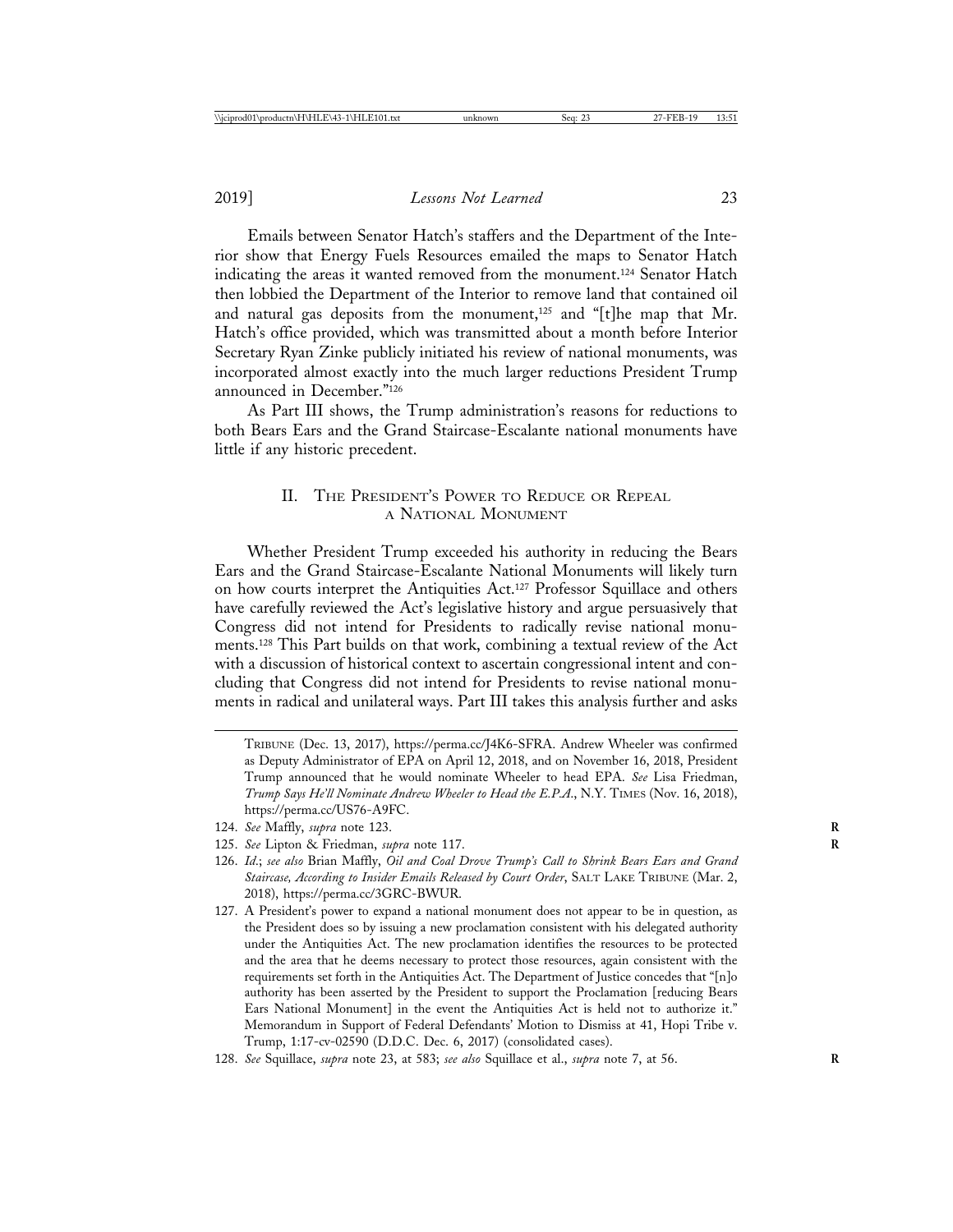Emails between Senator Hatch's staffers and the Department of the Interior show that Energy Fuels Resources emailed the maps to Senator Hatch indicating the areas it wanted removed from the monument.[124] Senator Hatch then lobbied the Department of the Interior to remove land that contained oil and natural gas deposits from the monument,[125] and "[t]he map that Mr. Hatch's office provided, which was transmitted about a month before Interior Secretary Ryan Zinke publicly initiated his review of national monuments, was incorporated almost exactly into the much larger reductions President Trump announced in December."[126]

As Part III shows, the Trump administration's reasons for reductions to both Bears Ears and the Grand Staircase-Escalante national monuments have little if any historic precedent.

## II. The President's Power to Reduce or Repeal a National Monument

Whether President Trump exceeded his authority in reducing the Bears Ears and the Grand Staircase-Escalante National Monuments will likely turn on how courts interpret the Antiquities Act.[127] Professor Squillace and others have carefully reviewed the Act's legislative history and argue persuasively that Congress did not intend for Presidents to radically revise national monuments.[128] This Part builds on that work, combining a textual review of the Act with a discussion of historical context to ascertain congressional intent and concluding that Congress did not intend for Presidents to revise national monuments in radical and unilateral ways. Part III takes this analysis further and asks

---

Tribune (Dec. 13, 2017), https://perma.cc/J4K6-SFRA. Andrew Wheeler was confirmed as Deputy Administrator of EPA on April 12, 2018, and on November 16, 2018, President Trump announced that he would nominate Wheeler to head EPA. *See* Lisa Friedman, *Trump Says He'll Nominate Andrew Wheeler to Head the E.P.A.*, N.Y. Times (Nov. 16, 2018), https://perma.cc/US76-A9FC.

124. *See* Maffly, *supra* note 123.

125. *See* Lipton & Friedman, *supra* note 117.

126. *Id.*; *see also* Brian Maffly, *Oil and Coal Drove Trump's Call to Shrink Bears Ears and Grand Staircase, According to Insider Emails Released by Court Order*, Salt Lake Tribune (Mar. 2, 2018), https://perma.cc/3GRC-BWUR.

127. A President's power to expand a national monument does not appear to be in question, as the President does so by issuing a new proclamation consistent with his delegated authority under the Antiquities Act. The new proclamation identifies the resources to be protected and the area that he deems necessary to protect those resources, again consistent with the requirements set forth in the Antiquities Act. The Department of Justice concedes that "[n]o authority has been asserted by the President to support the Proclamation [reducing Bears Ears National Monument] in the event the Antiquities Act is held not to authorize it." Memorandum in Support of Federal Defendants' Motion to Dismiss at 41, Hopi Tribe v. Trump, 1:17-cv-02590 (D.D.C. Dec. 6, 2017) (consolidated cases).

128. *See* Squillace, *supra* note 23, at 583; *see also* Squillace et al., *supra* note 7, at 56.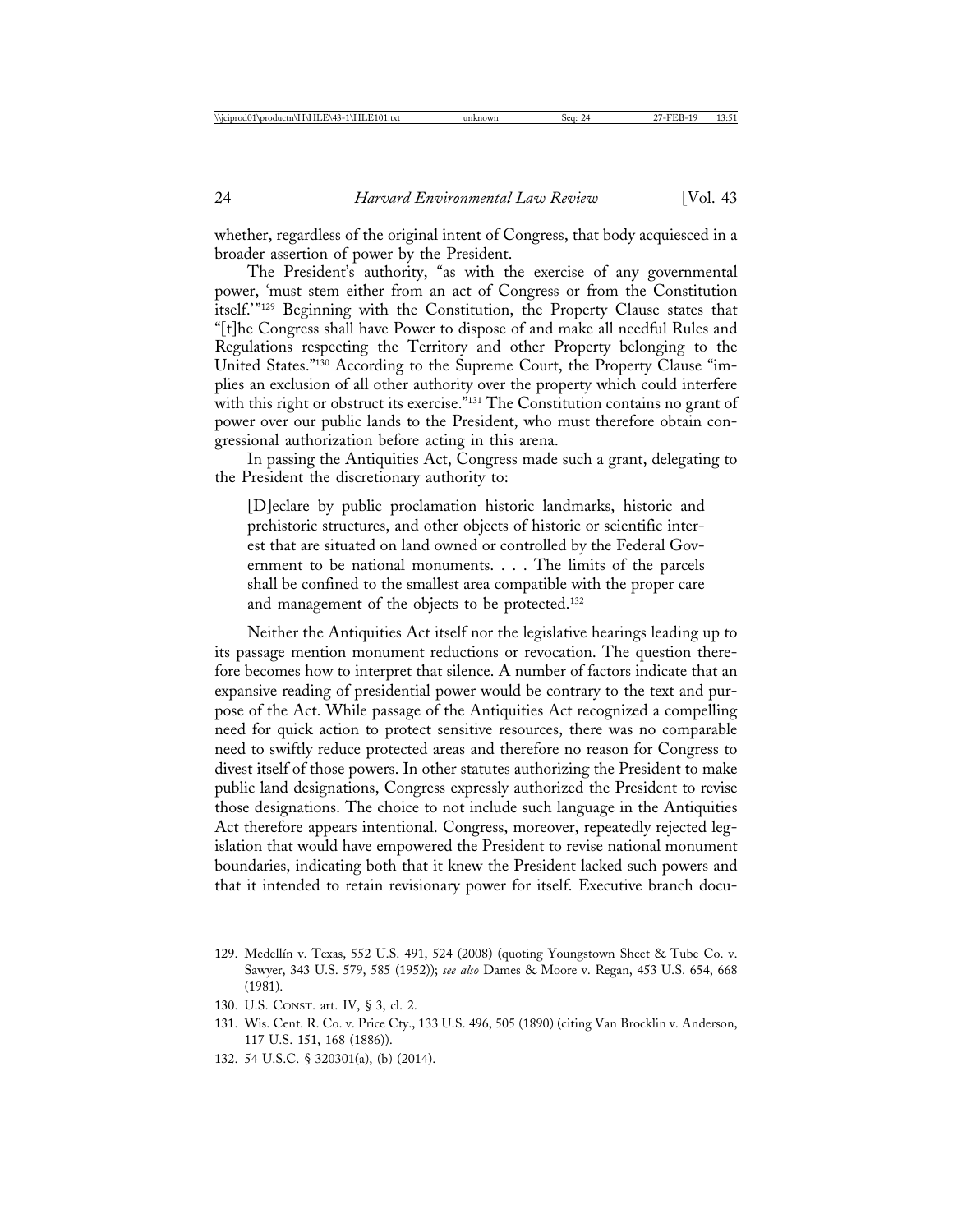whether, regardless of the original intent of Congress, that body acquiesced in a broader assertion of power by the President.

The President's authority, "as with the exercise of any governmental power, 'must stem either from an act of Congress or from the Constitution itself.'"[129] Beginning with the Constitution, the Property Clause states that "[t]he Congress shall have Power to dispose of and make all needful Rules and Regulations respecting the Territory and other Property belonging to the United States."[130] According to the Supreme Court, the Property Clause "implies an exclusion of all other authority over the property which could interfere with this right or obstruct its exercise."[131] The Constitution contains no grant of power over our public lands to the President, who must therefore obtain congressional authorization before acting in this arena.

In passing the Antiquities Act, Congress made such a grant, delegating to the President the discretionary authority to:

> [D]eclare by public proclamation historic landmarks, historic and prehistoric structures, and other objects of historic or scientific interest that are situated on land owned or controlled by the Federal Government to be national monuments. . . . The limits of the parcels shall be confined to the smallest area compatible with the proper care and management of the objects to be protected.[132]

Neither the Antiquities Act itself nor the legislative hearings leading up to its passage mention monument reductions or revocation. The question therefore becomes how to interpret that silence. A number of factors indicate that an expansive reading of presidential power would be contrary to the text and purpose of the Act. While passage of the Antiquities Act recognized a compelling need for quick action to protect sensitive resources, there was no comparable need to swiftly reduce protected areas and therefore no reason for Congress to divest itself of those powers. In other statutes authorizing the President to make public land designations, Congress expressly authorized the President to revise those designations. The choice to not include such language in the Antiquities Act therefore appears intentional. Congress, moreover, repeatedly rejected legislation that would have empowered the President to revise national monument boundaries, indicating both that it knew the President lacked such powers and that it intended to retain revisionary power for itself. Executive branch docu-

---

129. Medellín v. Texas, 552 U.S. 491, 524 (2008) (quoting Youngstown Sheet & Tube Co. v. Sawyer, 343 U.S. 579, 585 (1952)); *see also* Dames & Moore v. Regan, 453 U.S. 654, 668 (1981).

130. U.S. Const. art. IV, § 3, cl. 2.

131. Wis. Cent. R. Co. v. Price Cty., 133 U.S. 496, 505 (1890) (citing Van Brocklin v. Anderson, 117 U.S. 151, 168 (1886)).

132. 54 U.S.C. § 320301(a), (b) (2014).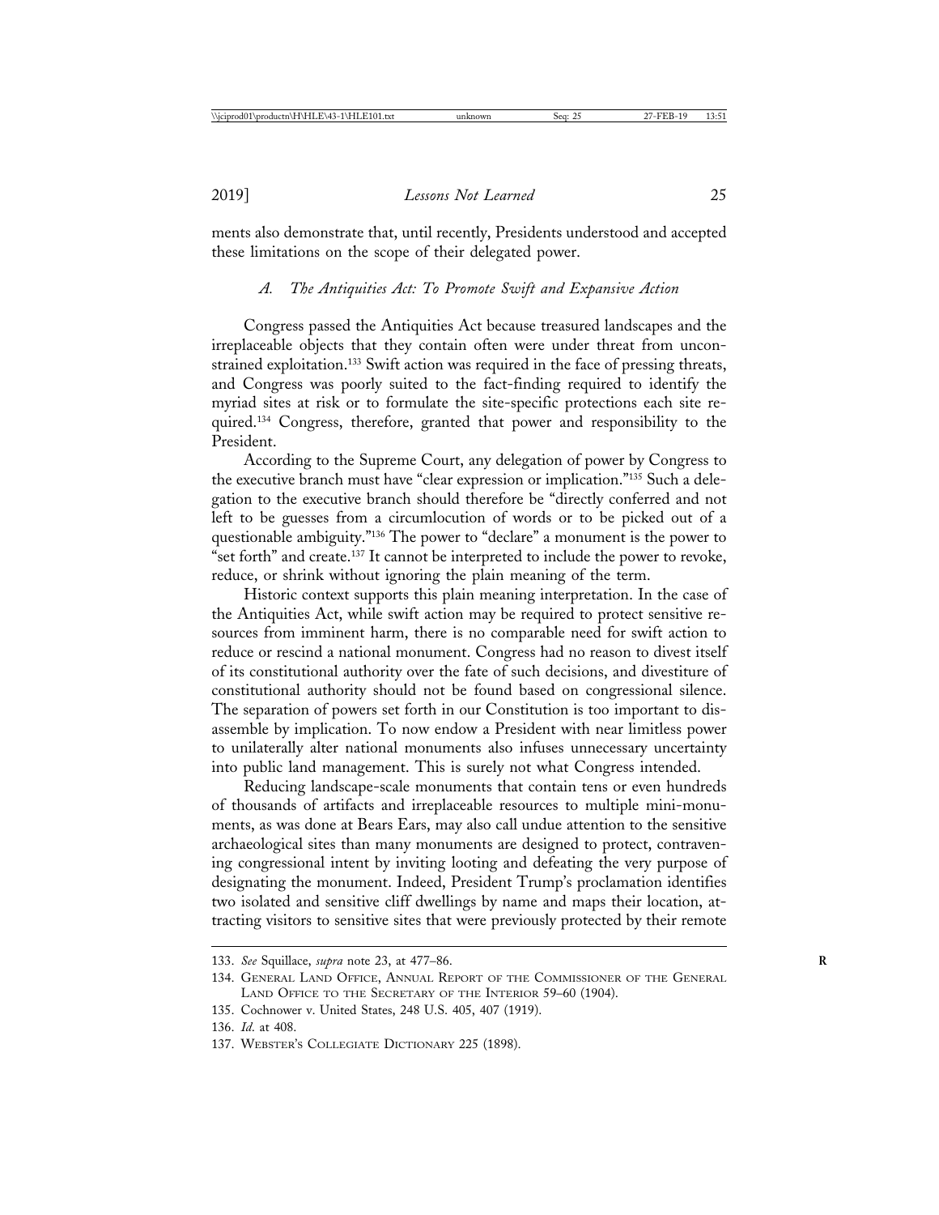ments also demonstrate that, until recently, Presidents understood and accepted these limitations on the scope of their delegated power.

### *A. The Antiquities Act: To Promote Swift and Expansive Action*

Congress passed the Antiquities Act because treasured landscapes and the irreplaceable objects that they contain often were under threat from unconstrained exploitation.[133] Swift action was required in the face of pressing threats, and Congress was poorly suited to the fact-finding required to identify the myriad sites at risk or to formulate the site-specific protections each site required.[134] Congress, therefore, granted that power and responsibility to the President.

According to the Supreme Court, any delegation of power by Congress to the executive branch must have "clear expression or implication."[135] Such a delegation to the executive branch should therefore be "directly conferred and not left to be guesses from a circumlocution of words or to be picked out of a questionable ambiguity."[136] The power to "declare" a monument is the power to "set forth" and create.[137] It cannot be interpreted to include the power to revoke, reduce, or shrink without ignoring the plain meaning of the term.

Historic context supports this plain meaning interpretation. In the case of the Antiquities Act, while swift action may be required to protect sensitive resources from imminent harm, there is no comparable need for swift action to reduce or rescind a national monument. Congress had no reason to divest itself of its constitutional authority over the fate of such decisions, and divestiture of constitutional authority should not be found based on congressional silence. The separation of powers set forth in our Constitution is too important to disassemble by implication. To now endow a President with near limitless power to unilaterally alter national monuments also infuses unnecessary uncertainty into public land management. This is surely not what Congress intended.

Reducing landscape-scale monuments that contain tens or even hundreds of thousands of artifacts and irreplaceable resources to multiple mini-monuments, as was done at Bears Ears, may also call undue attention to the sensitive archaeological sites than many monuments are designed to protect, contravening congressional intent by inviting looting and defeating the very purpose of designating the monument. Indeed, President Trump's proclamation identifies two isolated and sensitive cliff dwellings by name and maps their location, attracting visitors to sensitive sites that were previously protected by their remote

---

133. *See* Squillace, *supra* note 23, at 477–86.

134. General Land Office, Annual Report of the Commissioner of the General Land Office to the Secretary of the Interior 59–60 (1904).

135. Cochnower v. United States, 248 U.S. 405, 407 (1919).

136. *Id.* at 408.

137. Webster's Collegiate Dictionary 225 (1898).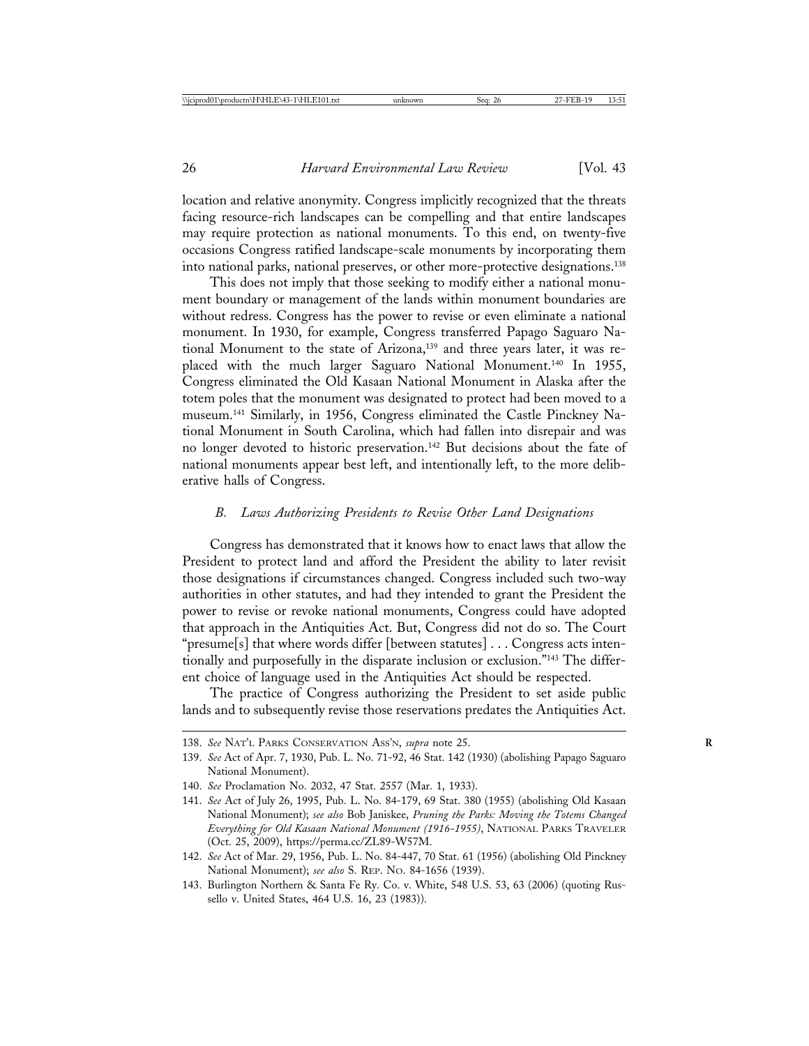location and relative anonymity. Congress implicitly recognized that the threats facing resource-rich landscapes can be compelling and that entire landscapes may require protection as national monuments. To this end, on twenty-five occasions Congress ratified landscape-scale monuments by incorporating them into national parks, national preserves, or other more-protective designations.[138]

This does not imply that those seeking to modify either a national monument boundary or management of the lands within monument boundaries are without redress. Congress has the power to revise or even eliminate a national monument. In 1930, for example, Congress transferred Papago Saguaro National Monument to the state of Arizona,[139] and three years later, it was replaced with the much larger Saguaro National Monument.[140] In 1955, Congress eliminated the Old Kasaan National Monument in Alaska after the totem poles that the monument was designated to protect had been moved to a museum.[141] Similarly, in 1956, Congress eliminated the Castle Pinckney National Monument in South Carolina, which had fallen into disrepair and was no longer devoted to historic preservation.[142] But decisions about the fate of national monuments appear best left, and intentionally left, to the more deliberative halls of Congress.

### *B. Laws Authorizing Presidents to Revise Other Land Designations*

Congress has demonstrated that it knows how to enact laws that allow the President to protect land and afford the President the ability to later revisit those designations if circumstances changed. Congress included such two-way authorities in other statutes, and had they intended to grant the President the power to revise or revoke national monuments, Congress could have adopted that approach in the Antiquities Act. But, Congress did not do so. The Court "presume[s] that where words differ [between statutes] . . . Congress acts intentionally and purposefully in the disparate inclusion or exclusion."[143] The different choice of language used in the Antiquities Act should be respected.

The practice of Congress authorizing the President to set aside public lands and to subsequently revise those reservations predates the Antiquities Act.

---

138. *See* NAT'L PARKS CONSERVATION ASS'N, *supra* note 25.

139. *See* Act of Apr. 7, 1930, Pub. L. No. 71-92, 46 Stat. 142 (1930) (abolishing Papago Saguaro National Monument).

140. *See* Proclamation No. 2032, 47 Stat. 2557 (Mar. 1, 1933).

141. *See* Act of July 26, 1995, Pub. L. No. 84-179, 69 Stat. 380 (1955) (abolishing Old Kasaan National Monument); *see also* Bob Janiskee, *Pruning the Parks: Moving the Totems Changed Everything for Old Kasaan National Monument (1916-1955)*, NATIONAL PARKS TRAVELER (Oct. 25, 2009), https://perma.cc/ZL89-W57M.

142. *See* Act of Mar. 29, 1956, Pub. L. No. 84-447, 70 Stat. 61 (1956) (abolishing Old Pinckney National Monument); *see also* S. REP. NO. 84-1656 (1939).

143. Burlington Northern & Santa Fe Ry. Co. v. White, 548 U.S. 53, 63 (2006) (quoting Russello v. United States, 464 U.S. 16, 23 (1983)).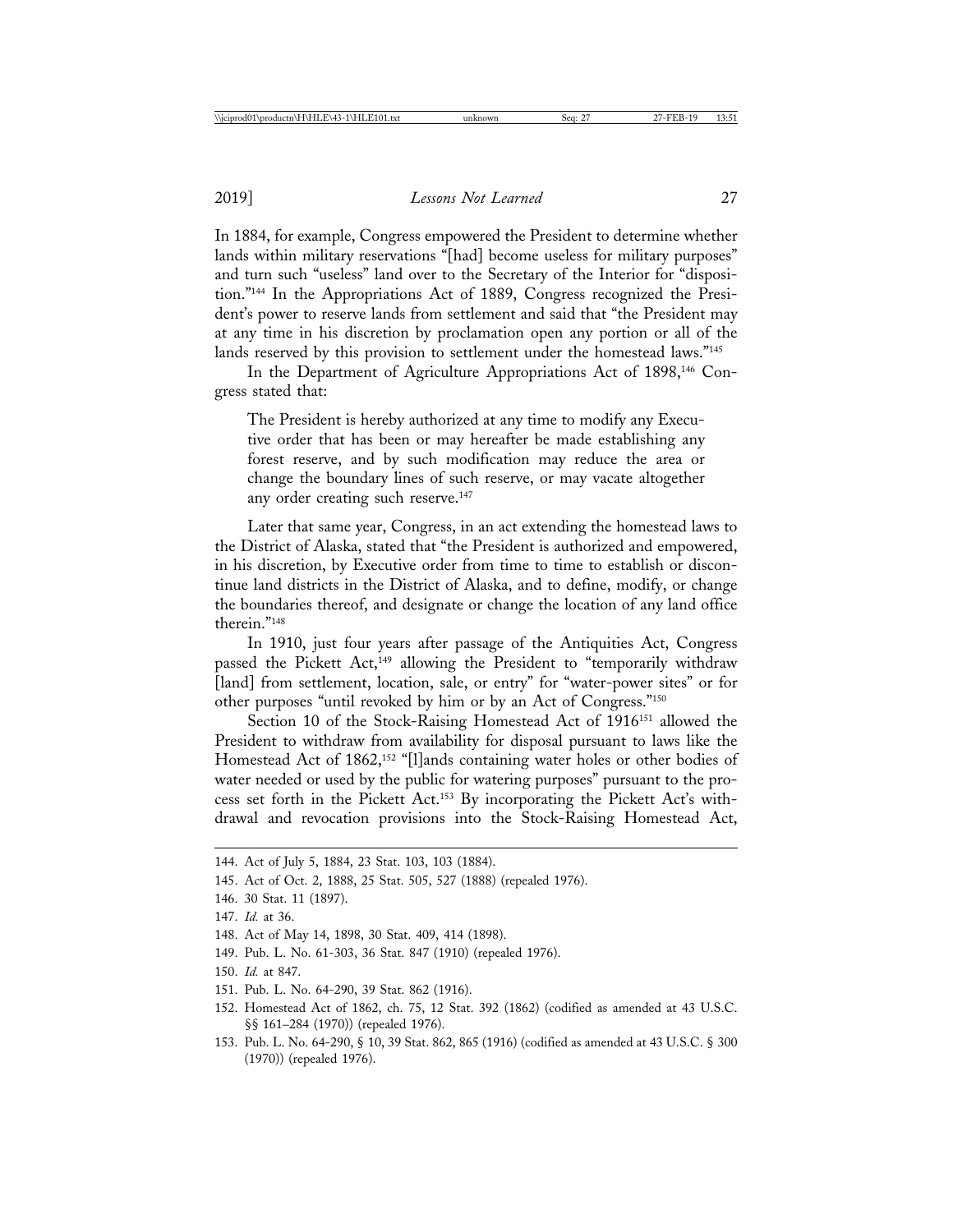In 1884, for example, Congress empowered the President to determine whether lands within military reservations "[had] become useless for military purposes" and turn such "useless" land over to the Secretary of the Interior for "disposition."[144] In the Appropriations Act of 1889, Congress recognized the President's power to reserve lands from settlement and said that "the President may at any time in his discretion by proclamation open any portion or all of the lands reserved by this provision to settlement under the homestead laws."[145]

In the Department of Agriculture Appropriations Act of 1898,[146] Congress stated that:

> The President is hereby authorized at any time to modify any Executive order that has been or may hereafter be made establishing any forest reserve, and by such modification may reduce the area or change the boundary lines of such reserve, or may vacate altogether any order creating such reserve.[147]

Later that same year, Congress, in an act extending the homestead laws to the District of Alaska, stated that "the President is authorized and empowered, in his discretion, by Executive order from time to time to establish or discontinue land districts in the District of Alaska, and to define, modify, or change the boundaries thereof, and designate or change the location of any land office therein."[148]

In 1910, just four years after passage of the Antiquities Act, Congress passed the Pickett Act,[149] allowing the President to "temporarily withdraw [land] from settlement, location, sale, or entry" for "water-power sites" or for other purposes "until revoked by him or by an Act of Congress."[150]

Section 10 of the Stock-Raising Homestead Act of 1916[151] allowed the President to withdraw from availability for disposal pursuant to laws like the Homestead Act of 1862,[152] "[l]ands containing water holes or other bodies of water needed or used by the public for watering purposes" pursuant to the process set forth in the Pickett Act.[153] By incorporating the Pickett Act's withdrawal and revocation provisions into the Stock-Raising Homestead Act,

---

144. Act of July 5, 1884, 23 Stat. 103, 103 (1884).

145. Act of Oct. 2, 1888, 25 Stat. 505, 527 (1888) (repealed 1976).

146. 30 Stat. 11 (1897).

147. *Id.* at 36.

148. Act of May 14, 1898, 30 Stat. 409, 414 (1898).

149. Pub. L. No. 61-303, 36 Stat. 847 (1910) (repealed 1976).

150. *Id.* at 847.

151. Pub. L. No. 64-290, 39 Stat. 862 (1916).

152. Homestead Act of 1862, ch. 75, 12 Stat. 392 (1862) (codified as amended at 43 U.S.C. §§ 161–284 (1970)) (repealed 1976).

153. Pub. L. No. 64-290, § 10, 39 Stat. 862, 865 (1916) (codified as amended at 43 U.S.C. § 300 (1970)) (repealed 1976).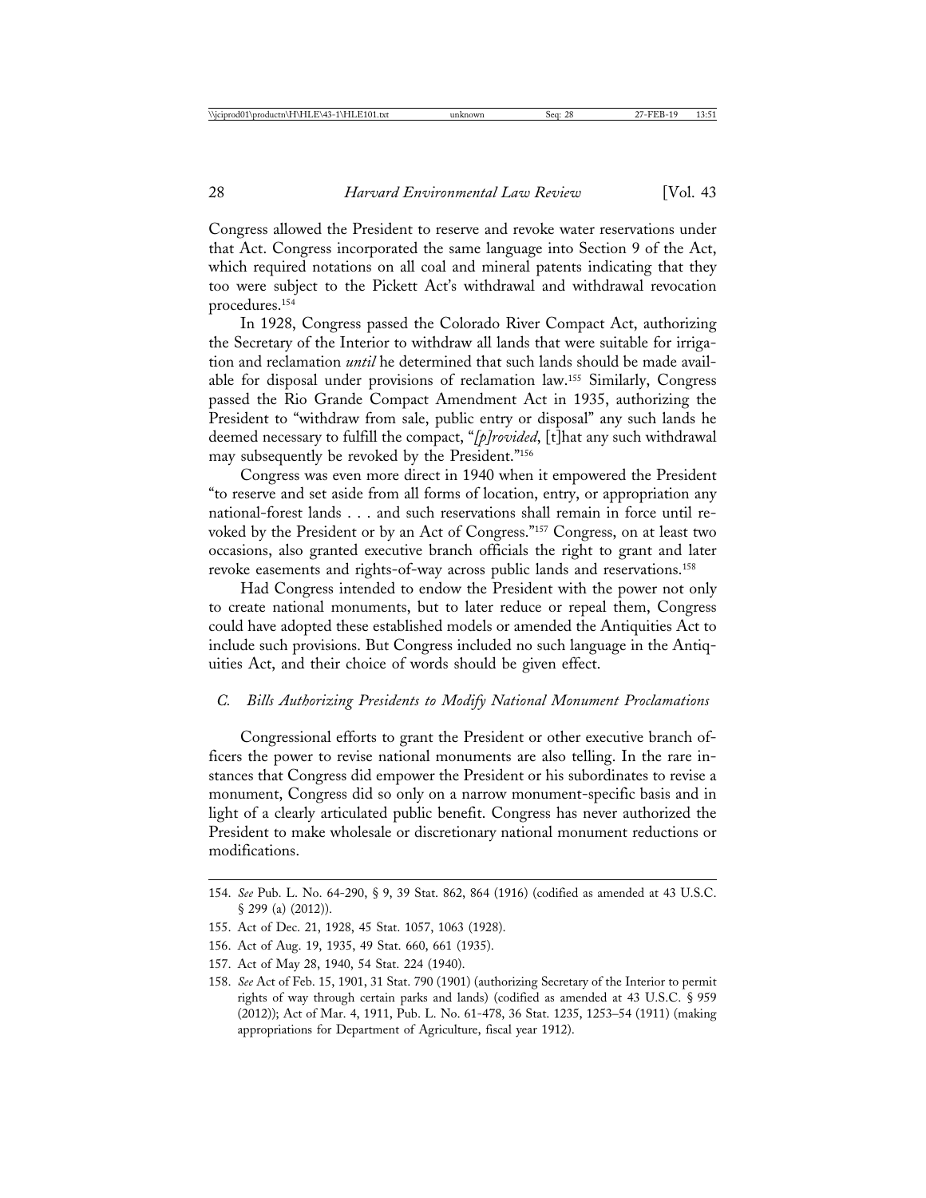Congress allowed the President to reserve and revoke water reservations under that Act. Congress incorporated the same language into Section 9 of the Act, which required notations on all coal and mineral patents indicating that they too were subject to the Pickett Act's withdrawal and withdrawal revocation procedures.[154]

In 1928, Congress passed the Colorado River Compact Act, authorizing the Secretary of the Interior to withdraw all lands that were suitable for irrigation and reclamation *until* he determined that such lands should be made available for disposal under provisions of reclamation law.[155] Similarly, Congress passed the Rio Grande Compact Amendment Act in 1935, authorizing the President to "withdraw from sale, public entry or disposal" any such lands he deemed necessary to fulfill the compact, "*[p]rovided*, [t]hat any such withdrawal may subsequently be revoked by the President."[156]

Congress was even more direct in 1940 when it empowered the President "to reserve and set aside from all forms of location, entry, or appropriation any national-forest lands . . . and such reservations shall remain in force until revoked by the President or by an Act of Congress."[157] Congress, on at least two occasions, also granted executive branch officials the right to grant and later revoke easements and rights-of-way across public lands and reservations.[158]

Had Congress intended to endow the President with the power not only to create national monuments, but to later reduce or repeal them, Congress could have adopted these established models or amended the Antiquities Act to include such provisions. But Congress included no such language in the Antiquities Act, and their choice of words should be given effect.

### *C. Bills Authorizing Presidents to Modify National Monument Proclamations*

Congressional efforts to grant the President or other executive branch officers the power to revise national monuments are also telling. In the rare instances that Congress did empower the President or his subordinates to revise a monument, Congress did so only on a narrow monument-specific basis and in light of a clearly articulated public benefit. Congress has never authorized the President to make wholesale or discretionary national monument reductions or modifications.

---

154. *See* Pub. L. No. 64-290, § 9, 39 Stat. 862, 864 (1916) (codified as amended at 43 U.S.C. § 299 (a) (2012)).

155. Act of Dec. 21, 1928, 45 Stat. 1057, 1063 (1928).

156. Act of Aug. 19, 1935, 49 Stat. 660, 661 (1935).

157. Act of May 28, 1940, 54 Stat. 224 (1940).

158. *See* Act of Feb. 15, 1901, 31 Stat. 790 (1901) (authorizing Secretary of the Interior to permit rights of way through certain parks and lands) (codified as amended at 43 U.S.C. § 959 (2012)); Act of Mar. 4, 1911, Pub. L. No. 61-478, 36 Stat. 1235, 1253–54 (1911) (making appropriations for Department of Agriculture, fiscal year 1912).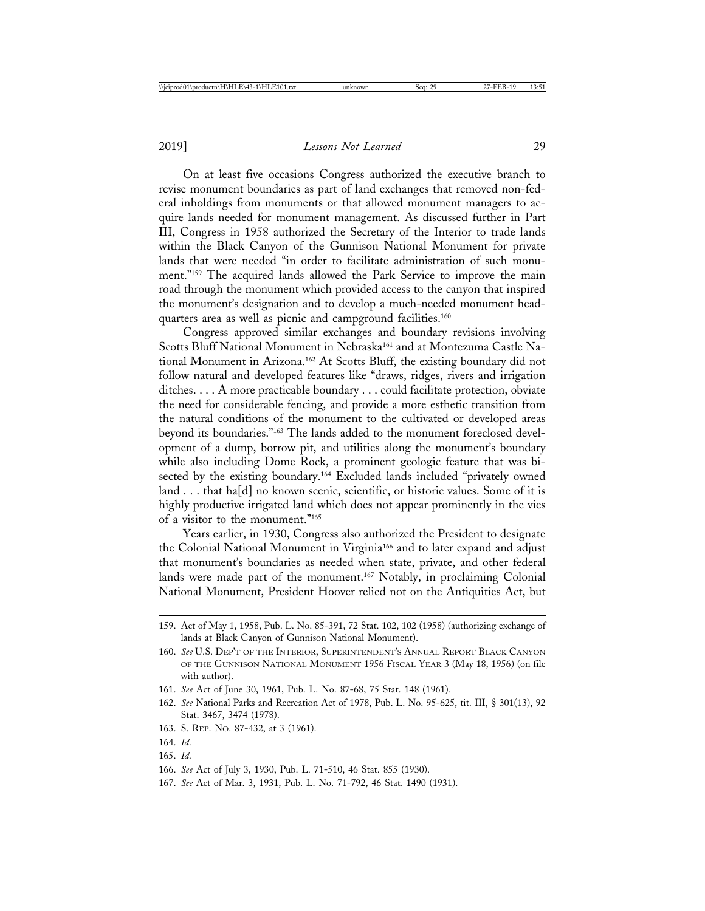On at least five occasions Congress authorized the executive branch to revise monument boundaries as part of land exchanges that removed non-federal inholdings from monuments or that allowed monument managers to acquire lands needed for monument management. As discussed further in Part III, Congress in 1958 authorized the Secretary of the Interior to trade lands within the Black Canyon of the Gunnison National Monument for private lands that were needed "in order to facilitate administration of such monument."[159] The acquired lands allowed the Park Service to improve the main road through the monument which provided access to the canyon that inspired the monument's designation and to develop a much-needed monument headquarters area as well as picnic and campground facilities.[160]

Congress approved similar exchanges and boundary revisions involving Scotts Bluff National Monument in Nebraska[161] and at Montezuma Castle National Monument in Arizona.[162] At Scotts Bluff, the existing boundary did not follow natural and developed features like "draws, ridges, rivers and irrigation ditches. . . . A more practicable boundary . . . could facilitate protection, obviate the need for considerable fencing, and provide a more esthetic transition from the natural conditions of the monument to the cultivated or developed areas beyond its boundaries."[163] The lands added to the monument foreclosed development of a dump, borrow pit, and utilities along the monument's boundary while also including Dome Rock, a prominent geologic feature that was bisected by the existing boundary.[164] Excluded lands included "privately owned land . . . that ha[d] no known scenic, scientific, or historic values. Some of it is highly productive irrigated land which does not appear prominently in the vies of a visitor to the monument."[165]

Years earlier, in 1930, Congress also authorized the President to designate the Colonial National Monument in Virginia[166] and to later expand and adjust that monument's boundaries as needed when state, private, and other federal lands were made part of the monument.[167] Notably, in proclaiming Colonial National Monument, President Hoover relied not on the Antiquities Act, but

159. Act of May 1, 1958, Pub. L. No. 85-391, 72 Stat. 102, 102 (1958) (authorizing exchange of lands at Black Canyon of Gunnison National Monument).

160. *See* U.S. Dep't of the Interior, Superintendent's Annual Report Black Canyon of the Gunnison National Monument 1956 Fiscal Year 3 (May 18, 1956) (on file with author).

161. *See* Act of June 30, 1961, Pub. L. No. 87-68, 75 Stat. 148 (1961).

162. *See* National Parks and Recreation Act of 1978, Pub. L. No. 95-625, tit. III, § 301(13), 92 Stat. 3467, 3474 (1978).

163. S. Rep. No. 87-432, at 3 (1961).

164. *Id.*

165. *Id.*

166. *See* Act of July 3, 1930, Pub. L. 71-510, 46 Stat. 855 (1930).

167. *See* Act of Mar. 3, 1931, Pub. L. No. 71-792, 46 Stat. 1490 (1931).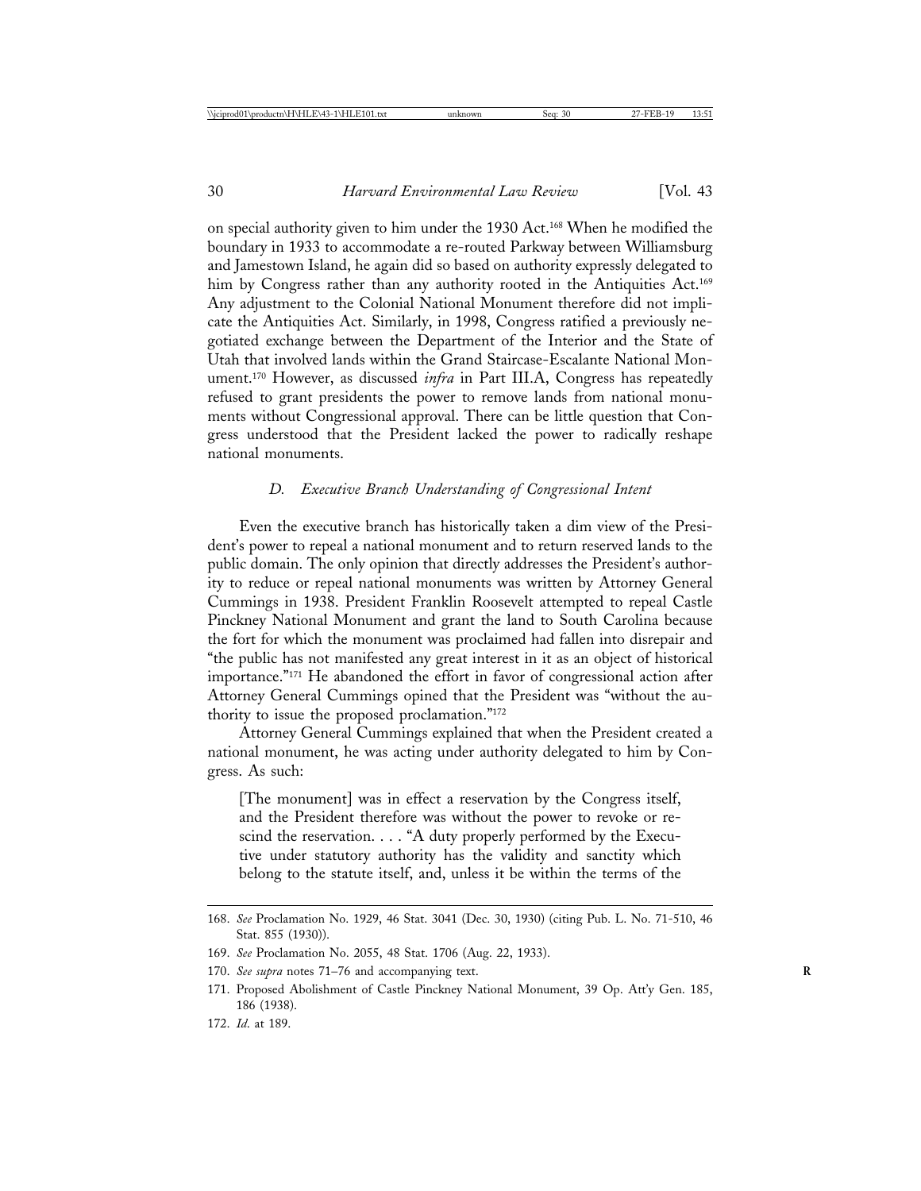on special authority given to him under the 1930 Act.[168] When he modified the boundary in 1933 to accommodate a re-routed Parkway between Williamsburg and Jamestown Island, he again did so based on authority expressly delegated to him by Congress rather than any authority rooted in the Antiquities Act.[169] Any adjustment to the Colonial National Monument therefore did not implicate the Antiquities Act. Similarly, in 1998, Congress ratified a previously negotiated exchange between the Department of the Interior and the State of Utah that involved lands within the Grand Staircase-Escalante National Monument.[170] However, as discussed *infra* in Part III.A, Congress has repeatedly refused to grant presidents the power to remove lands from national monuments without Congressional approval. There can be little question that Congress understood that the President lacked the power to radically reshape national monuments.

### *D. Executive Branch Understanding of Congressional Intent*

Even the executive branch has historically taken a dim view of the President's power to repeal a national monument and to return reserved lands to the public domain. The only opinion that directly addresses the President's authority to reduce or repeal national monuments was written by Attorney General Cummings in 1938. President Franklin Roosevelt attempted to repeal Castle Pinckney National Monument and grant the land to South Carolina because the fort for which the monument was proclaimed had fallen into disrepair and "the public has not manifested any great interest in it as an object of historical importance."[171] He abandoned the effort in favor of congressional action after Attorney General Cummings opined that the President was "without the authority to issue the proposed proclamation."[172]

Attorney General Cummings explained that when the President created a national monument, he was acting under authority delegated to him by Congress. As such:

> [The monument] was in effect a reservation by the Congress itself, and the President therefore was without the power to revoke or rescind the reservation. . . . "A duty properly performed by the Executive under statutory authority has the validity and sanctity which belong to the statute itself, and, unless it be within the terms of the

168. *See* Proclamation No. 1929, 46 Stat. 3041 (Dec. 30, 1930) (citing Pub. L. No. 71-510, 46 Stat. 855 (1930)).

169. *See* Proclamation No. 2055, 48 Stat. 1706 (Aug. 22, 1933).

170. *See supra* notes 71–76 and accompanying text.

171. Proposed Abolishment of Castle Pinckney National Monument, 39 Op. Att'y Gen. 185, 186 (1938).

172. *Id*. at 189.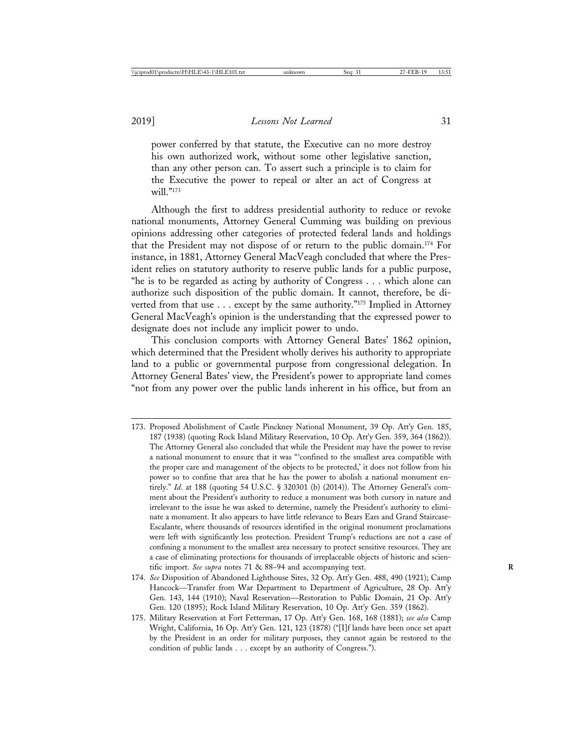power conferred by that statute, the Executive can no more destroy his own authorized work, without some other legislative sanction, than any other person can. To assert such a principle is to claim for the Executive the power to repeal or alter an act of Congress at will."[173]

Although the first to address presidential authority to reduce or revoke national monuments, Attorney General Cumming was building on previous opinions addressing other categories of protected federal lands and holdings that the President may not dispose of or return to the public domain.[174] For instance, in 1881, Attorney General MacVeagh concluded that where the President relies on statutory authority to reserve public lands for a public purpose, "he is to be regarded as acting by authority of Congress . . . which alone can authorize such disposition of the public domain. It cannot, therefore, be diverted from that use . . . except by the same authority."[175] Implied in Attorney General MacVeagh's opinion is the understanding that the expressed power to designate does not include any implicit power to undo.

This conclusion comports with Attorney General Bates' 1862 opinion, which determined that the President wholly derives his authority to appropriate land to a public or governmental purpose from congressional delegation. In Attorney General Bates' view, the President's power to appropriate land comes "not from any power over the public lands inherent in his office, but from an

---

173. Proposed Abolishment of Castle Pinckney National Monument, 39 Op. Att'y Gen. 185, 187 (1938) (quoting Rock Island Military Reservation, 10 Op. Att'y Gen. 359, 364 (1862)). The Attorney General also concluded that while the President may have the power to revise a national monument to ensure that it was "'confined to the smallest area compatible with the proper care and management of the objects to be protected,' it does not follow from his power so to confine that area that he has the power to abolish a national monument entirely." *Id*. at 188 (quoting 54 U.S.C. § 320301 (b) (2014)). The Attorney General's comment about the President's authority to reduce a monument was both cursory in nature and irrelevant to the issue he was asked to determine, namely the President's authority to eliminate a monument. It also appears to have little relevance to Bears Ears and Grand Staircase-Escalante, where thousands of resources identified in the original monument proclamations were left with significantly less protection. President Trump's reductions are not a case of confining a monument to the smallest area necessary to protect sensitive resources. They are a case of eliminating protections for thousands of irreplaceable objects of historic and scientific import. *See supra* notes 71 & 88–94 and accompanying text.

174. *See* Disposition of Abandoned Lighthouse Sites, 32 Op. Att'y Gen. 488, 490 (1921); Camp Hancock—Transfer from War Department to Department of Agriculture, 28 Op. Att'y Gen. 143, 144 (1910); Naval Reservation—Restoration to Public Domain, 21 Op. Att'y Gen. 120 (1895); Rock Island Military Reservation, 10 Op. Att'y Gen. 359 (1862).

175. Military Reservation at Fort Fetterman, 17 Op. Att'y Gen. 168, 168 (1881); *see also* Camp Wright, California, 16 Op. Att'y Gen. 121, 123 (1878) ("[I]f lands have been once set apart by the President in an order for military purposes, they cannot again be restored to the condition of public lands . . . except by an authority of Congress.").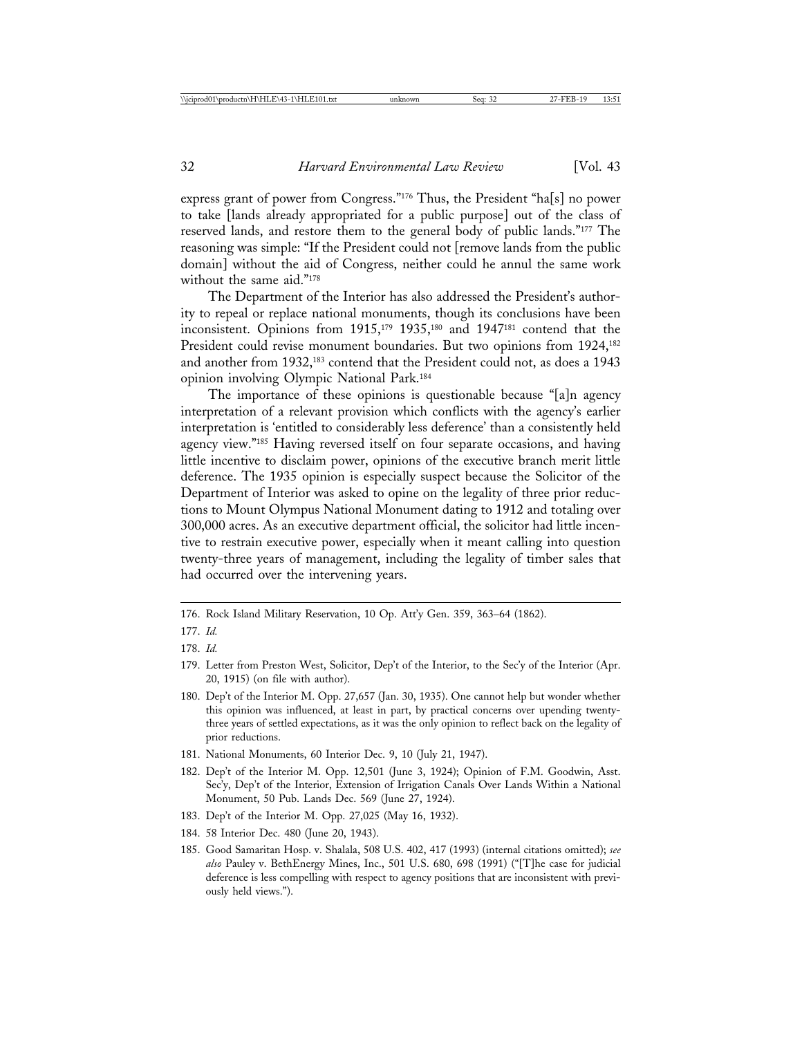express grant of power from Congress."[176] Thus, the President "ha[s] no power to take [lands already appropriated for a public purpose] out of the class of reserved lands, and restore them to the general body of public lands."[177] The reasoning was simple: "If the President could not [remove lands from the public domain] without the aid of Congress, neither could he annul the same work without the same aid."[178]

The Department of the Interior has also addressed the President's authority to repeal or replace national monuments, though its conclusions have been inconsistent. Opinions from 1915,[179] 1935,[180] and 1947[181] contend that the President could revise monument boundaries. But two opinions from 1924,[182] and another from 1932,[183] contend that the President could not, as does a 1943 opinion involving Olympic National Park.[184]

The importance of these opinions is questionable because "[a]n agency interpretation of a relevant provision which conflicts with the agency's earlier interpretation is 'entitled to considerably less deference' than a consistently held agency view."[185] Having reversed itself on four separate occasions, and having little incentive to disclaim power, opinions of the executive branch merit little deference. The 1935 opinion is especially suspect because the Solicitor of the Department of Interior was asked to opine on the legality of three prior reductions to Mount Olympus National Monument dating to 1912 and totaling over 300,000 acres. As an executive department official, the solicitor had little incentive to restrain executive power, especially when it meant calling into question twenty-three years of management, including the legality of timber sales that had occurred over the intervening years.

---

176. Rock Island Military Reservation, 10 Op. Att'y Gen. 359, 363–64 (1862).

177. *Id.*

178. *Id.*

179. Letter from Preston West, Solicitor, Dep't of the Interior, to the Sec'y of the Interior (Apr. 20, 1915) (on file with author).

180. Dep't of the Interior M. Opp. 27,657 (Jan. 30, 1935). One cannot help but wonder whether this opinion was influenced, at least in part, by practical concerns over upending twenty-three years of settled expectations, as it was the only opinion to reflect back on the legality of prior reductions.

181. National Monuments, 60 Interior Dec. 9, 10 (July 21, 1947).

182. Dep't of the Interior M. Opp. 12,501 (June 3, 1924); Opinion of F.M. Goodwin, Asst. Sec'y, Dep't of the Interior, Extension of Irrigation Canals Over Lands Within a National Monument, 50 Pub. Lands Dec. 569 (June 27, 1924).

183. Dep't of the Interior M. Opp. 27,025 (May 16, 1932).

184. 58 Interior Dec. 480 (June 20, 1943).

185. Good Samaritan Hosp. v. Shalala, 508 U.S. 402, 417 (1993) (internal citations omitted); *see also* Pauley v. BethEnergy Mines, Inc., 501 U.S. 680, 698 (1991) ("[T]he case for judicial deference is less compelling with respect to agency positions that are inconsistent with previously held views.").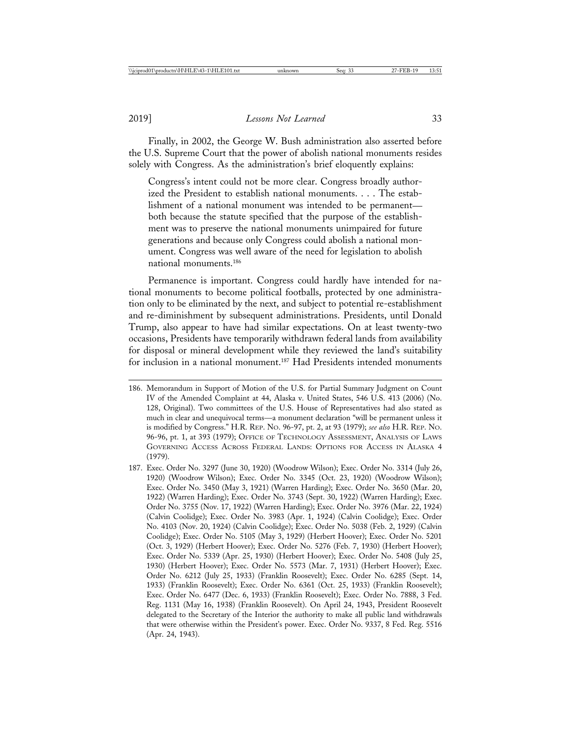Finally, in 2002, the George W. Bush administration also asserted before the U.S. Supreme Court that the power of abolish national monuments resides solely with Congress. As the administration's brief eloquently explains:

> Congress's intent could not be more clear. Congress broadly authorized the President to establish national monuments. . . . The establishment of a national monument was intended to be permanent—both because the statute specified that the purpose of the establishment was to preserve the national monuments unimpaired for future generations and because only Congress could abolish a national monument. Congress was well aware of the need for legislation to abolish national monuments.[186]

Permanence is important. Congress could hardly have intended for national monuments to become political footballs, protected by one administration only to be eliminated by the next, and subject to potential re-establishment and re-diminishment by subsequent administrations. Presidents, until Donald Trump, also appear to have had similar expectations. On at least twenty-two occasions, Presidents have temporarily withdrawn federal lands from availability for disposal or mineral development while they reviewed the land's suitability for inclusion in a national monument.[187] Had Presidents intended monuments

---

186. Memorandum in Support of Motion of the U.S. for Partial Summary Judgment on Count IV of the Amended Complaint at 44, Alaska v. United States, 546 U.S. 413 (2006) (No. 128, Original). Two committees of the U.S. House of Representatives had also stated as much in clear and unequivocal terms—a monument declaration "will be permanent unless it is modified by Congress." H.R. Rep. No. 96-97, pt. 2, at 93 (1979); *see also* H.R. Rep. No. 96-96, pt. 1, at 393 (1979); Office of Technology Assessment, Analysis of Laws Governing Access Across Federal Lands: Options for Access in Alaska 4 (1979).

187. Exec. Order No. 3297 (June 30, 1920) (Woodrow Wilson); Exec. Order No. 3314 (July 26, 1920) (Woodrow Wilson); Exec. Order No. 3345 (Oct. 23, 1920) (Woodrow Wilson); Exec. Order No. 3450 (May 3, 1921) (Warren Harding); Exec. Order No. 3650 (Mar. 20, 1922) (Warren Harding); Exec. Order No. 3743 (Sept. 30, 1922) (Warren Harding); Exec. Order No. 3755 (Nov. 17, 1922) (Warren Harding); Exec. Order No. 3976 (Mar. 22, 1924) (Calvin Coolidge); Exec. Order No. 3983 (Apr. 1, 1924) (Calvin Coolidge); Exec. Order No. 4103 (Nov. 20, 1924) (Calvin Coolidge); Exec. Order No. 5038 (Feb. 2, 1929) (Calvin Coolidge); Exec. Order No. 5105 (May 3, 1929) (Herbert Hoover); Exec. Order No. 5201 (Oct. 3, 1929) (Herbert Hoover); Exec. Order No. 5276 (Feb. 7, 1930) (Herbert Hoover); Exec. Order No. 5339 (Apr. 25, 1930) (Herbert Hoover); Exec. Order No. 5408 (July 25, 1930) (Herbert Hoover); Exec. Order No. 5573 (Mar. 7, 1931) (Herbert Hoover); Exec. Order No. 6212 (July 25, 1933) (Franklin Roosevelt); Exec. Order No. 6285 (Sept. 14, 1933) (Franklin Roosevelt); Exec. Order No. 6361 (Oct. 25, 1933) (Franklin Roosevelt); Exec. Order No. 6477 (Dec. 6, 1933) (Franklin Roosevelt); Exec. Order No. 7888, 3 Fed. Reg. 1131 (May 16, 1938) (Franklin Roosevelt). On April 24, 1943, President Roosevelt delegated to the Secretary of the Interior the authority to make all public land withdrawals that were otherwise within the President's power. Exec. Order No. 9337, 8 Fed. Reg. 5516 (Apr. 24, 1943).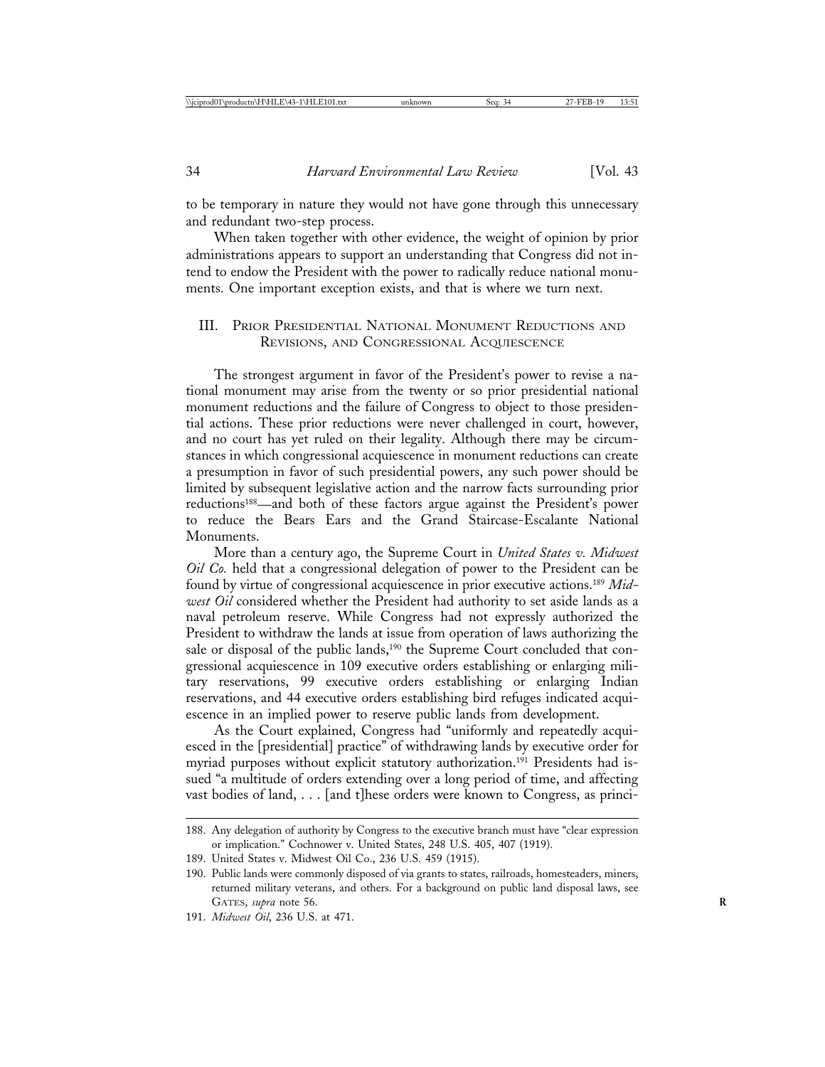to be temporary in nature they would not have gone through this unnecessary and redundant two-step process.

When taken together with other evidence, the weight of opinion by prior administrations appears to support an understanding that Congress did not intend to endow the President with the power to radically reduce national monuments. One important exception exists, and that is where we turn next.

## III. Prior Presidential National Monument Reductions and Revisions, and Congressional Acquiescence

The strongest argument in favor of the President's power to revise a national monument may arise from the twenty or so prior presidential national monument reductions and the failure of Congress to object to those presidential actions. These prior reductions were never challenged in court, however, and no court has yet ruled on their legality. Although there may be circumstances in which congressional acquiescence in monument reductions can create a presumption in favor of such presidential powers, any such power should be limited by subsequent legislative action and the narrow facts surrounding prior reductions[188]—and both of these factors argue against the President's power to reduce the Bears Ears and the Grand Staircase-Escalante National Monuments.

More than a century ago, the Supreme Court in *United States v. Midwest Oil Co.* held that a congressional delegation of power to the President can be found by virtue of congressional acquiescence in prior executive actions.[189] *Midwest Oil* considered whether the President had authority to set aside lands as a naval petroleum reserve. While Congress had not expressly authorized the President to withdraw the lands at issue from operation of laws authorizing the sale or disposal of the public lands,[190] the Supreme Court concluded that congressional acquiescence in 109 executive orders establishing or enlarging military reservations, 99 executive orders establishing or enlarging Indian reservations, and 44 executive orders establishing bird refuges indicated acquiescence in an implied power to reserve public lands from development.

As the Court explained, Congress had "uniformly and repeatedly acquiesced in the [presidential] practice" of withdrawing lands by executive order for myriad purposes without explicit statutory authorization.[191] Presidents had issued "a multitude of orders extending over a long period of time, and affecting vast bodies of land, . . . [and t]hese orders were known to Congress, as princi-

---

188. Any delegation of authority by Congress to the executive branch must have "clear expression or implication." Cochnower v. United States, 248 U.S. 405, 407 (1919).

189. United States v. Midwest Oil Co., 236 U.S. 459 (1915).

190. Public lands were commonly disposed of via grants to states, railroads, homesteaders, miners, returned military veterans, and others. For a background on public land disposal laws, see Gates, *supra* note 56.

191. *Midwest Oil*, 236 U.S. at 471.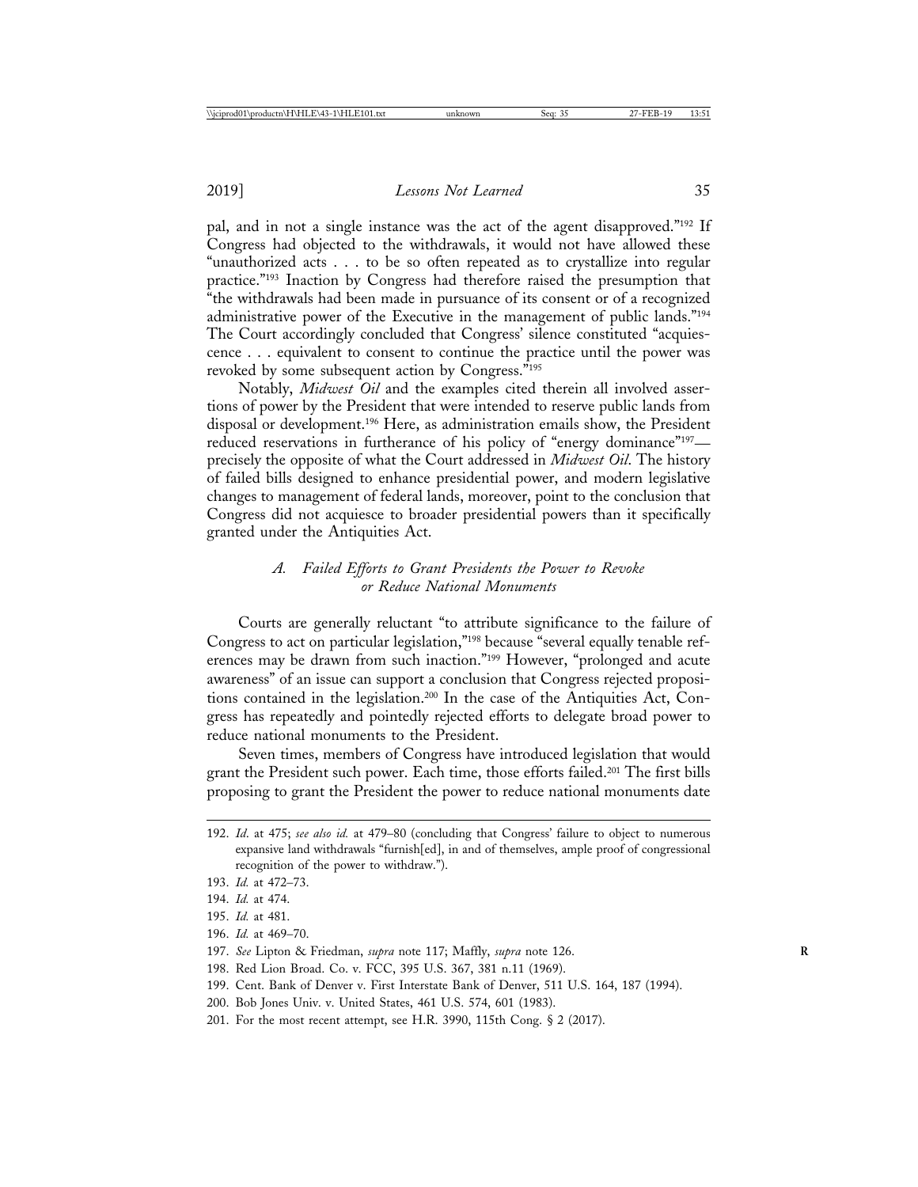pal, and in not a single instance was the act of the agent disapproved."[192] If Congress had objected to the withdrawals, it would not have allowed these "unauthorized acts . . . to be so often repeated as to crystallize into regular practice."[193] Inaction by Congress had therefore raised the presumption that "the withdrawals had been made in pursuance of its consent or of a recognized administrative power of the Executive in the management of public lands."[194] The Court accordingly concluded that Congress' silence constituted "acquiescence . . . equivalent to consent to continue the practice until the power was revoked by some subsequent action by Congress."[195]

Notably, *Midwest Oil* and the examples cited therein all involved assertions of power by the President that were intended to reserve public lands from disposal or development.[196] Here, as administration emails show, the President reduced reservations in furtherance of his policy of "energy dominance"[197]—precisely the opposite of what the Court addressed in *Midwest Oil*. The history of failed bills designed to enhance presidential power, and modern legislative changes to management of federal lands, moreover, point to the conclusion that Congress did not acquiesce to broader presidential powers than it specifically granted under the Antiquities Act.

### *A. Failed Efforts to Grant Presidents the Power to Revoke or Reduce National Monuments*

Courts are generally reluctant "to attribute significance to the failure of Congress to act on particular legislation,"[198] because "several equally tenable references may be drawn from such inaction."[199] However, "prolonged and acute awareness" of an issue can support a conclusion that Congress rejected propositions contained in the legislation.[200] In the case of the Antiquities Act, Congress has repeatedly and pointedly rejected efforts to delegate broad power to reduce national monuments to the President.

Seven times, members of Congress have introduced legislation that would grant the President such power. Each time, those efforts failed.[201] The first bills proposing to grant the President the power to reduce national monuments date

---

192. *Id*. at 475; *see also id.* at 479–80 (concluding that Congress' failure to object to numerous expansive land withdrawals "furnish[ed], in and of themselves, ample proof of congressional recognition of the power to withdraw.").

193. *Id.* at 472–73.

194. *Id.* at 474.

195. *Id.* at 481.

196. *Id.* at 469–70.

197. *See* Lipton & Friedman, *supra* note 117; Maffly, *supra* note 126.

198. Red Lion Broad. Co. v. FCC, 395 U.S. 367, 381 n.11 (1969).

199. Cent. Bank of Denver v. First Interstate Bank of Denver, 511 U.S. 164, 187 (1994).

200. Bob Jones Univ. v. United States, 461 U.S. 574, 601 (1983).

201. For the most recent attempt, see H.R. 3990, 115th Cong. § 2 (2017).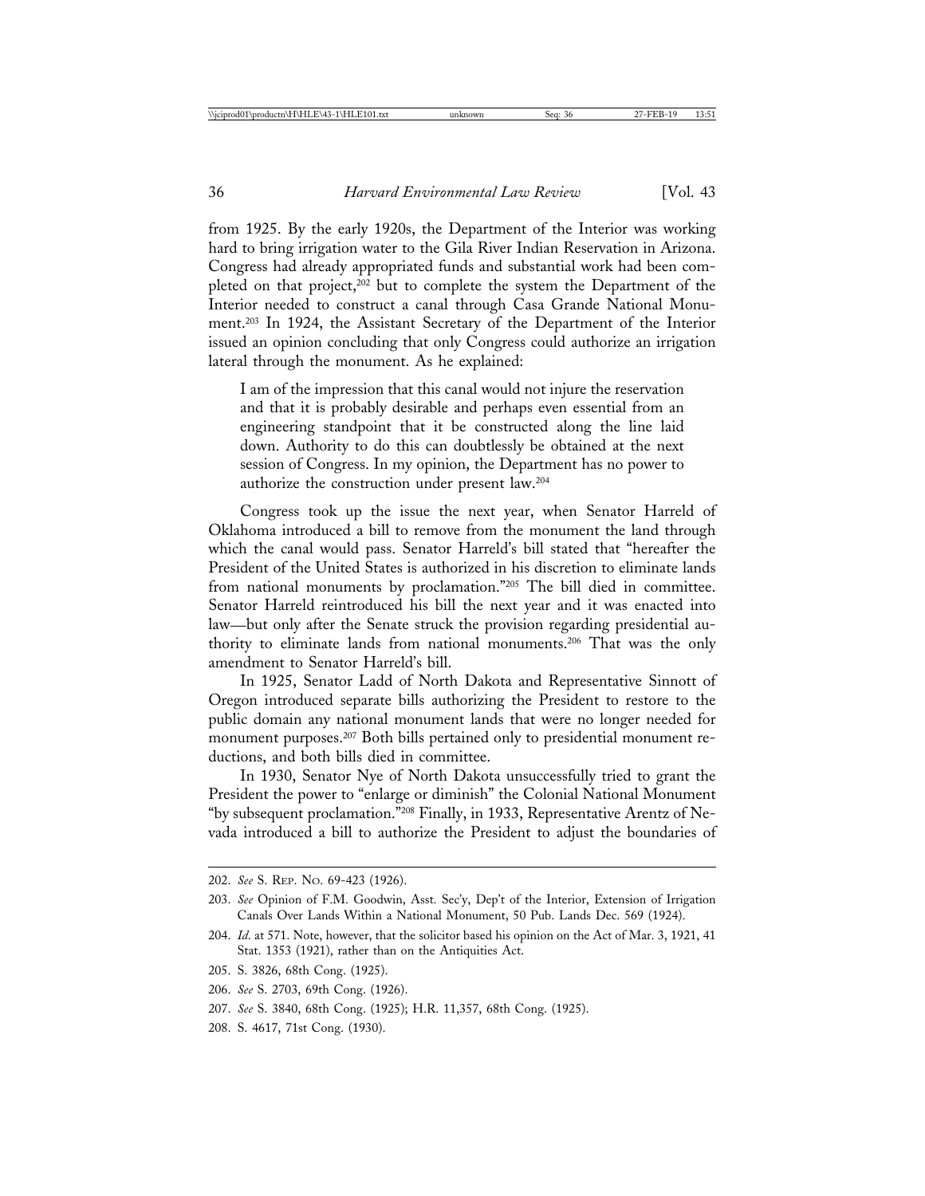from 1925. By the early 1920s, the Department of the Interior was working hard to bring irrigation water to the Gila River Indian Reservation in Arizona. Congress had already appropriated funds and substantial work had been completed on that project,[202] but to complete the system the Department of the Interior needed to construct a canal through Casa Grande National Monument.[203] In 1924, the Assistant Secretary of the Department of the Interior issued an opinion concluding that only Congress could authorize an irrigation lateral through the monument. As he explained:

> I am of the impression that this canal would not injure the reservation and that it is probably desirable and perhaps even essential from an engineering standpoint that it be constructed along the line laid down. Authority to do this can doubtlessly be obtained at the next session of Congress. In my opinion, the Department has no power to authorize the construction under present law.[204]

Congress took up the issue the next year, when Senator Harreld of Oklahoma introduced a bill to remove from the monument the land through which the canal would pass. Senator Harreld's bill stated that "hereafter the President of the United States is authorized in his discretion to eliminate lands from national monuments by proclamation."[205] The bill died in committee. Senator Harreld reintroduced his bill the next year and it was enacted into law—but only after the Senate struck the provision regarding presidential authority to eliminate lands from national monuments.[206] That was the only amendment to Senator Harreld's bill.

In 1925, Senator Ladd of North Dakota and Representative Sinnott of Oregon introduced separate bills authorizing the President to restore to the public domain any national monument lands that were no longer needed for monument purposes.[207] Both bills pertained only to presidential monument reductions, and both bills died in committee.

In 1930, Senator Nye of North Dakota unsuccessfully tried to grant the President the power to "enlarge or diminish" the Colonial National Monument "by subsequent proclamation."[208] Finally, in 1933, Representative Arentz of Nevada introduced a bill to authorize the President to adjust the boundaries of

---

202. *See* S. Rep. No. 69-423 (1926).

203. *See* Opinion of F.M. Goodwin, Asst. Sec'y, Dep't of the Interior, Extension of Irrigation Canals Over Lands Within a National Monument, 50 Pub. Lands Dec. 569 (1924).

204. *Id.* at 571. Note, however, that the solicitor based his opinion on the Act of Mar. 3, 1921, 41 Stat. 1353 (1921), rather than on the Antiquities Act.

205. S. 3826, 68th Cong. (1925).

206. *See* S. 2703, 69th Cong. (1926).

207. *See* S. 3840, 68th Cong. (1925); H.R. 11,357, 68th Cong. (1925).

208. S. 4617, 71st Cong. (1930).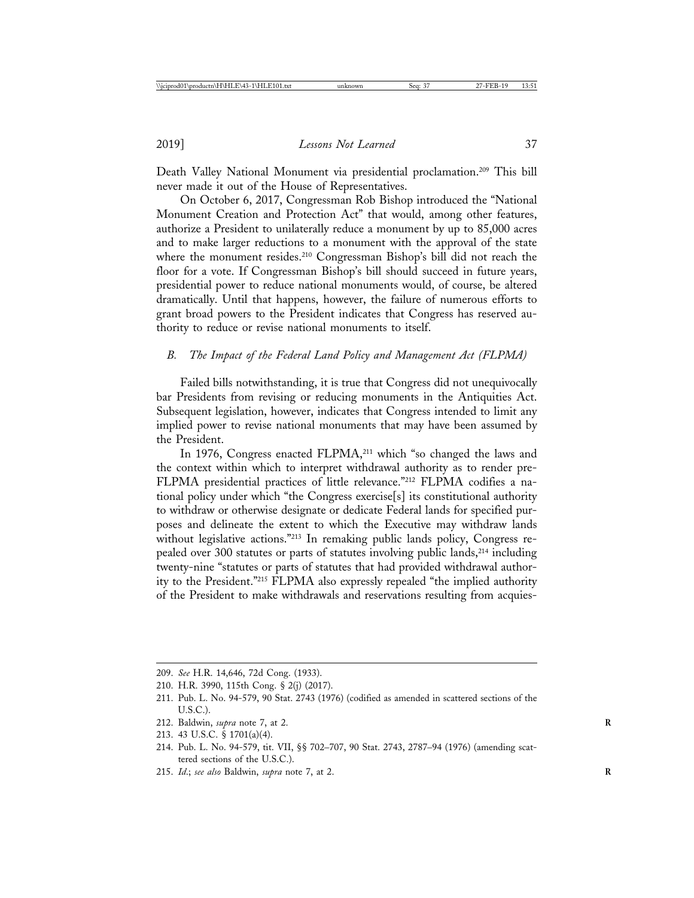Death Valley National Monument via presidential proclamation.[209] This bill never made it out of the House of Representatives.

On October 6, 2017, Congressman Rob Bishop introduced the "National Monument Creation and Protection Act" that would, among other features, authorize a President to unilaterally reduce a monument by up to 85,000 acres and to make larger reductions to a monument with the approval of the state where the monument resides.[210] Congressman Bishop's bill did not reach the floor for a vote. If Congressman Bishop's bill should succeed in future years, presidential power to reduce national monuments would, of course, be altered dramatically. Until that happens, however, the failure of numerous efforts to grant broad powers to the President indicates that Congress has reserved authority to reduce or revise national monuments to itself.

### *B. The Impact of the Federal Land Policy and Management Act (FLPMA)*

Failed bills notwithstanding, it is true that Congress did not unequivocally bar Presidents from revising or reducing monuments in the Antiquities Act. Subsequent legislation, however, indicates that Congress intended to limit any implied power to revise national monuments that may have been assumed by the President.

In 1976, Congress enacted FLPMA,[211] which "so changed the laws and the context within which to interpret withdrawal authority as to render pre-FLPMA presidential practices of little relevance."[212] FLPMA codifies a national policy under which "the Congress exercise[s] its constitutional authority to withdraw or otherwise designate or dedicate Federal lands for specified purposes and delineate the extent to which the Executive may withdraw lands without legislative actions."[213] In remaking public lands policy, Congress repealed over 300 statutes or parts of statutes involving public lands,[214] including twenty-nine "statutes or parts of statutes that had provided withdrawal authority to the President."[215] FLPMA also expressly repealed "the implied authority of the President to make withdrawals and reservations resulting from acquies-

---

209. *See* H.R. 14,646, 72d Cong. (1933).

210. H.R. 3990, 115th Cong. § 2(j) (2017).

211. Pub. L. No. 94-579, 90 Stat. 2743 (1976) (codified as amended in scattered sections of the U.S.C.).

212. Baldwin, *supra* note 7, at 2.

213. 43 U.S.C. § 1701(a)(4).

214. Pub. L. No. 94-579, tit. VII, §§ 702–707, 90 Stat. 2743, 2787–94 (1976) (amending scattered sections of the U.S.C.).

215. *Id.*; *see also* Baldwin, *supra* note 7, at 2.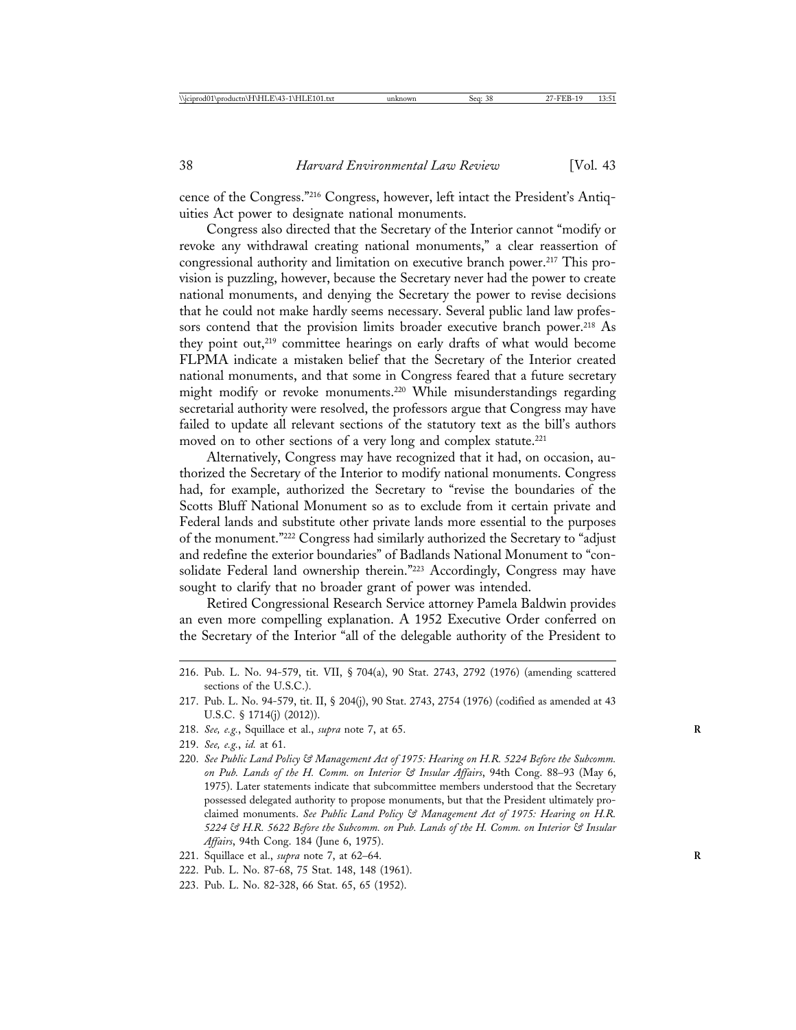cence of the Congress."[216] Congress, however, left intact the President's Antiquities Act power to designate national monuments.

Congress also directed that the Secretary of the Interior cannot "modify or revoke any withdrawal creating national monuments," a clear reassertion of congressional authority and limitation on executive branch power.[217] This provision is puzzling, however, because the Secretary never had the power to create national monuments, and denying the Secretary the power to revise decisions that he could not make hardly seems necessary. Several public land law professors contend that the provision limits broader executive branch power.[218] As they point out,[219] committee hearings on early drafts of what would become FLPMA indicate a mistaken belief that the Secretary of the Interior created national monuments, and that some in Congress feared that a future secretary might modify or revoke monuments.[220] While misunderstandings regarding secretarial authority were resolved, the professors argue that Congress may have failed to update all relevant sections of the statutory text as the bill's authors moved on to other sections of a very long and complex statute.[221]

Alternatively, Congress may have recognized that it had, on occasion, authorized the Secretary of the Interior to modify national monuments. Congress had, for example, authorized the Secretary to "revise the boundaries of the Scotts Bluff National Monument so as to exclude from it certain private and Federal lands and substitute other private lands more essential to the purposes of the monument."[222] Congress had similarly authorized the Secretary to "adjust and redefine the exterior boundaries" of Badlands National Monument to "consolidate Federal land ownership therein."[223] Accordingly, Congress may have sought to clarify that no broader grant of power was intended.

Retired Congressional Research Service attorney Pamela Baldwin provides an even more compelling explanation. A 1952 Executive Order conferred on the Secretary of the Interior "all of the delegable authority of the President to

---

216. Pub. L. No. 94-579, tit. VII, § 704(a), 90 Stat. 2743, 2792 (1976) (amending scattered sections of the U.S.C.).

217. Pub. L. No. 94-579, tit. II, § 204(j), 90 Stat. 2743, 2754 (1976) (codified as amended at 43 U.S.C. § 1714(j) (2012)).

218. *See, e.g.*, Squillace et al., *supra* note 7, at 65.

219. *See, e.g.*, *id.* at 61.

220. *See Public Land Policy & Management Act of 1975: Hearing on H.R. 5224 Before the Subcomm. on Pub. Lands of the H. Comm. on Interior & Insular Affairs*, 94th Cong. 88–93 (May 6, 1975). Later statements indicate that subcommittee members understood that the Secretary possessed delegated authority to propose monuments, but that the President ultimately proclaimed monuments. *See Public Land Policy & Management Act of 1975: Hearing on H.R. 5224 & H.R. 5622 Before the Subcomm. on Pub. Lands of the H. Comm. on Interior & Insular Affairs*, 94th Cong. 184 (June 6, 1975).

221. Squillace et al., *supra* note 7, at 62–64.

222. Pub. L. No. 87-68, 75 Stat. 148, 148 (1961).

223. Pub. L. No. 82-328, 66 Stat. 65, 65 (1952).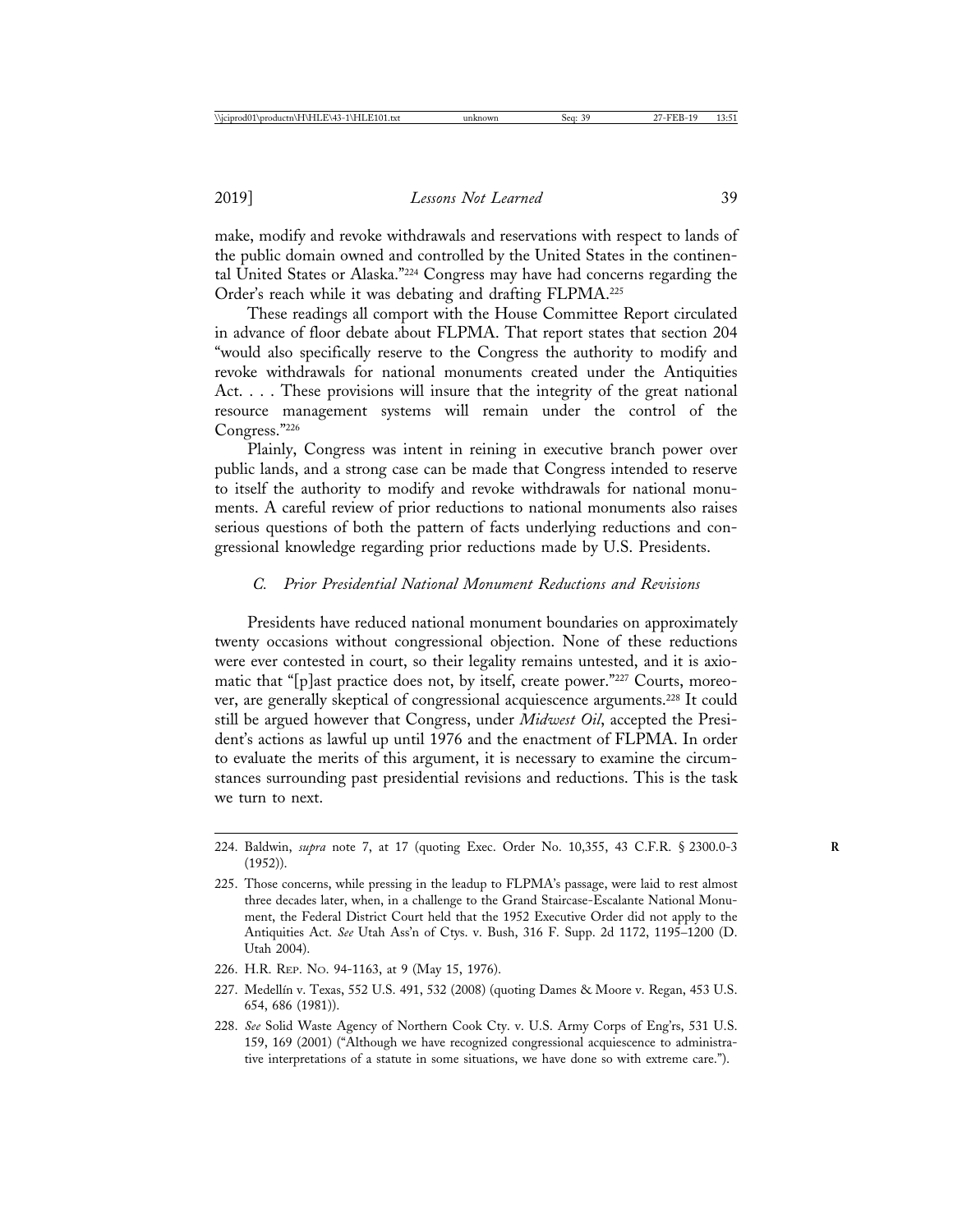make, modify and revoke withdrawals and reservations with respect to lands of the public domain owned and controlled by the United States in the continental United States or Alaska."[224] Congress may have had concerns regarding the Order's reach while it was debating and drafting FLPMA.[225]

These readings all comport with the House Committee Report circulated in advance of floor debate about FLPMA. That report states that section 204 "would also specifically reserve to the Congress the authority to modify and revoke withdrawals for national monuments created under the Antiquities Act. . . . These provisions will insure that the integrity of the great national resource management systems will remain under the control of the Congress."[226]

Plainly, Congress was intent in reining in executive branch power over public lands, and a strong case can be made that Congress intended to reserve to itself the authority to modify and revoke withdrawals for national monuments. A careful review of prior reductions to national monuments also raises serious questions of both the pattern of facts underlying reductions and congressional knowledge regarding prior reductions made by U.S. Presidents.

### *C. Prior Presidential National Monument Reductions and Revisions*

Presidents have reduced national monument boundaries on approximately twenty occasions without congressional objection. None of these reductions were ever contested in court, so their legality remains untested, and it is axiomatic that "[p]ast practice does not, by itself, create power."[227] Courts, moreover, are generally skeptical of congressional acquiescence arguments.[228] It could still be argued however that Congress, under *Midwest Oil*, accepted the President's actions as lawful up until 1976 and the enactment of FLPMA. In order to evaluate the merits of this argument, it is necessary to examine the circumstances surrounding past presidential revisions and reductions. This is the task we turn to next.

---

224. Baldwin, *supra* note 7, at 17 (quoting Exec. Order No. 10,355, 43 C.F.R. § 2300.0-3 (1952)).

225. Those concerns, while pressing in the leadup to FLPMA's passage, were laid to rest almost three decades later, when, in a challenge to the Grand Staircase-Escalante National Monument, the Federal District Court held that the 1952 Executive Order did not apply to the Antiquities Act. *See* Utah Ass'n of Ctys. v. Bush, 316 F. Supp. 2d 1172, 1195–1200 (D. Utah 2004).

226. H.R. REP. NO. 94-1163, at 9 (May 15, 1976).

227. Medellín v. Texas, 552 U.S. 491, 532 (2008) (quoting Dames & Moore v. Regan, 453 U.S. 654, 686 (1981)).

228. *See* Solid Waste Agency of Northern Cook Cty. v. U.S. Army Corps of Eng'rs, 531 U.S. 159, 169 (2001) ("Although we have recognized congressional acquiescence to administrative interpretations of a statute in some situations, we have done so with extreme care.").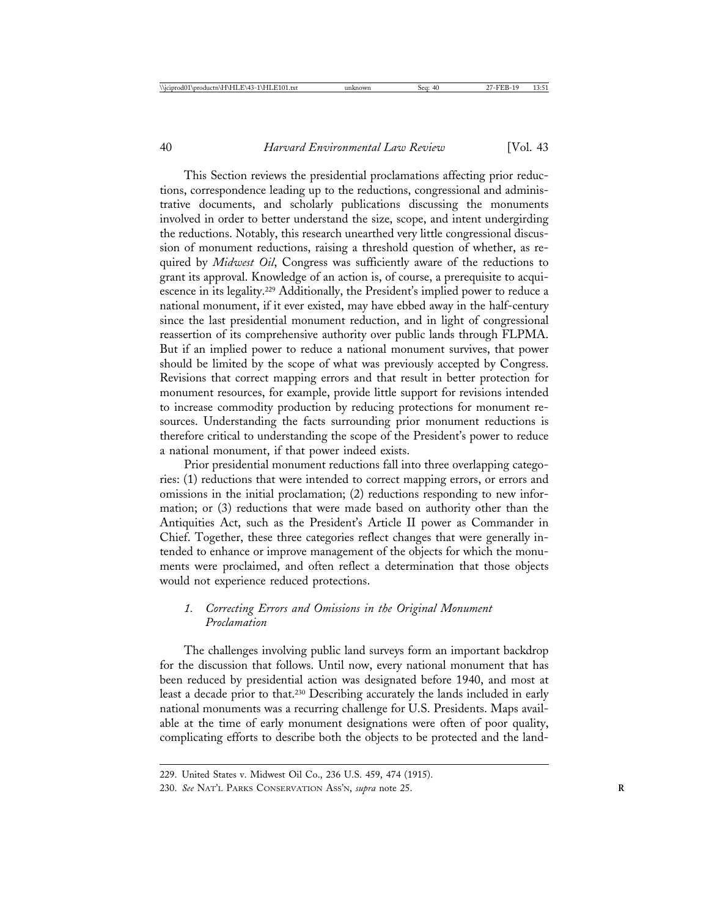This Section reviews the presidential proclamations affecting prior reductions, correspondence leading up to the reductions, congressional and administrative documents, and scholarly publications discussing the monuments involved in order to better understand the size, scope, and intent undergirding the reductions. Notably, this research unearthed very little congressional discussion of monument reductions, raising a threshold question of whether, as required by *Midwest Oil*, Congress was sufficiently aware of the reductions to grant its approval. Knowledge of an action is, of course, a prerequisite to acquiescence in its legality.[229] Additionally, the President's implied power to reduce a national monument, if it ever existed, may have ebbed away in the half-century since the last presidential monument reduction, and in light of congressional reassertion of its comprehensive authority over public lands through FLPMA. But if an implied power to reduce a national monument survives, that power should be limited by the scope of what was previously accepted by Congress. Revisions that correct mapping errors and that result in better protection for monument resources, for example, provide little support for revisions intended to increase commodity production by reducing protections for monument resources. Understanding the facts surrounding prior monument reductions is therefore critical to understanding the scope of the President's power to reduce a national monument, if that power indeed exists.

Prior presidential monument reductions fall into three overlapping categories: (1) reductions that were intended to correct mapping errors, or errors and omissions in the initial proclamation; (2) reductions responding to new information; or (3) reductions that were made based on authority other than the Antiquities Act, such as the President's Article II power as Commander in Chief. Together, these three categories reflect changes that were generally intended to enhance or improve management of the objects for which the monuments were proclaimed, and often reflect a determination that those objects would not experience reduced protections.

#### 1. *Correcting Errors and Omissions in the Original Monument Proclamation*

The challenges involving public land surveys form an important backdrop for the discussion that follows. Until now, every national monument that has been reduced by presidential action was designated before 1940, and most at least a decade prior to that.[230] Describing accurately the lands included in early national monuments was a recurring challenge for U.S. Presidents. Maps available at the time of early monument designations were often of poor quality, complicating efforts to describe both the objects to be protected and the land-

---

229. United States v. Midwest Oil Co., 236 U.S. 459, 474 (1915).

230. *See* NAT'L PARKS CONSERVATION ASS'N, *supra* note 25.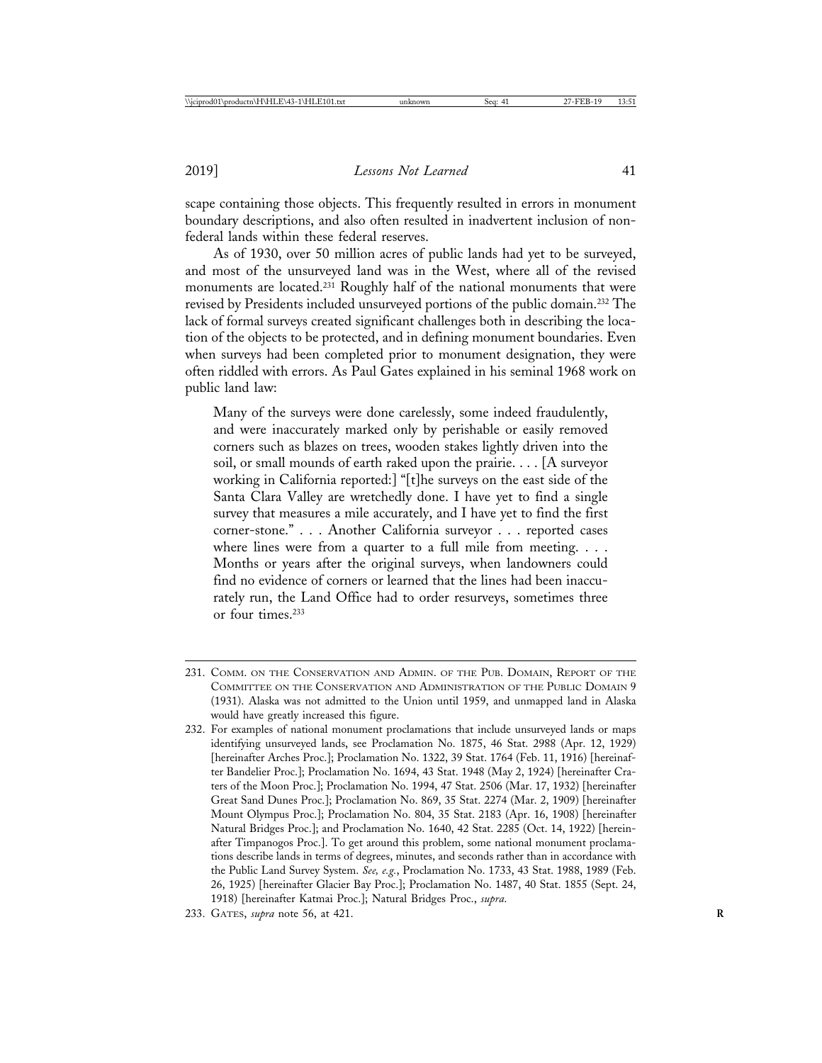scape containing those objects. This frequently resulted in errors in monument boundary descriptions, and also often resulted in inadvertent inclusion of non-federal lands within these federal reserves.

As of 1930, over 50 million acres of public lands had yet to be surveyed, and most of the unsurveyed land was in the West, where all of the revised monuments are located.[231] Roughly half of the national monuments that were revised by Presidents included unsurveyed portions of the public domain.[232] The lack of formal surveys created significant challenges both in describing the location of the objects to be protected, and in defining monument boundaries. Even when surveys had been completed prior to monument designation, they were often riddled with errors. As Paul Gates explained in his seminal 1968 work on public land law:

> Many of the surveys were done carelessly, some indeed fraudulently, and were inaccurately marked only by perishable or easily removed corners such as blazes on trees, wooden stakes lightly driven into the soil, or small mounds of earth raked upon the prairie. . . . [A surveyor working in California reported:] "[t]he surveys on the east side of the Santa Clara Valley are wretchedly done. I have yet to find a single survey that measures a mile accurately, and I have yet to find the first corner-stone." . . . Another California surveyor . . . reported cases where lines were from a quarter to a full mile from meeting. . . . Months or years after the original surveys, when landowners could find no evidence of corners or learned that the lines had been inaccurately run, the Land Office had to order resurveys, sometimes three or four times.[233]

---

231. Comm. on the Conservation and Admin. of the Pub. Domain, Report of the Committee on the Conservation and Administration of the Public Domain 9 (1931). Alaska was not admitted to the Union until 1959, and unmapped land in Alaska would have greatly increased this figure.

232. For examples of national monument proclamations that include unsurveyed lands or maps identifying unsurveyed lands, see Proclamation No. 1875, 46 Stat. 2988 (Apr. 12, 1929) [hereinafter Arches Proc.]; Proclamation No. 1322, 39 Stat. 1764 (Feb. 11, 1916) [hereinafter Bandelier Proc.]; Proclamation No. 1694, 43 Stat. 1948 (May 2, 1924) [hereinafter Craters of the Moon Proc.]; Proclamation No. 1994, 47 Stat. 2506 (Mar. 17, 1932) [hereinafter Great Sand Dunes Proc.]; Proclamation No. 869, 35 Stat. 2274 (Mar. 2, 1909) [hereinafter Mount Olympus Proc.]; Proclamation No. 804, 35 Stat. 2183 (Apr. 16, 1908) [hereinafter Natural Bridges Proc.]; and Proclamation No. 1640, 42 Stat. 2285 (Oct. 14, 1922) [hereinafter Timpanogos Proc.]. To get around this problem, some national monument proclamations describe lands in terms of degrees, minutes, and seconds rather than in accordance with the Public Land Survey System. *See, e.g.*, Proclamation No. 1733, 43 Stat. 1988, 1989 (Feb. 26, 1925) [hereinafter Glacier Bay Proc.]; Proclamation No. 1487, 40 Stat. 1855 (Sept. 24, 1918) [hereinafter Katmai Proc.]; Natural Bridges Proc., *supra*.

233. Gates, *supra* note 56, at 421.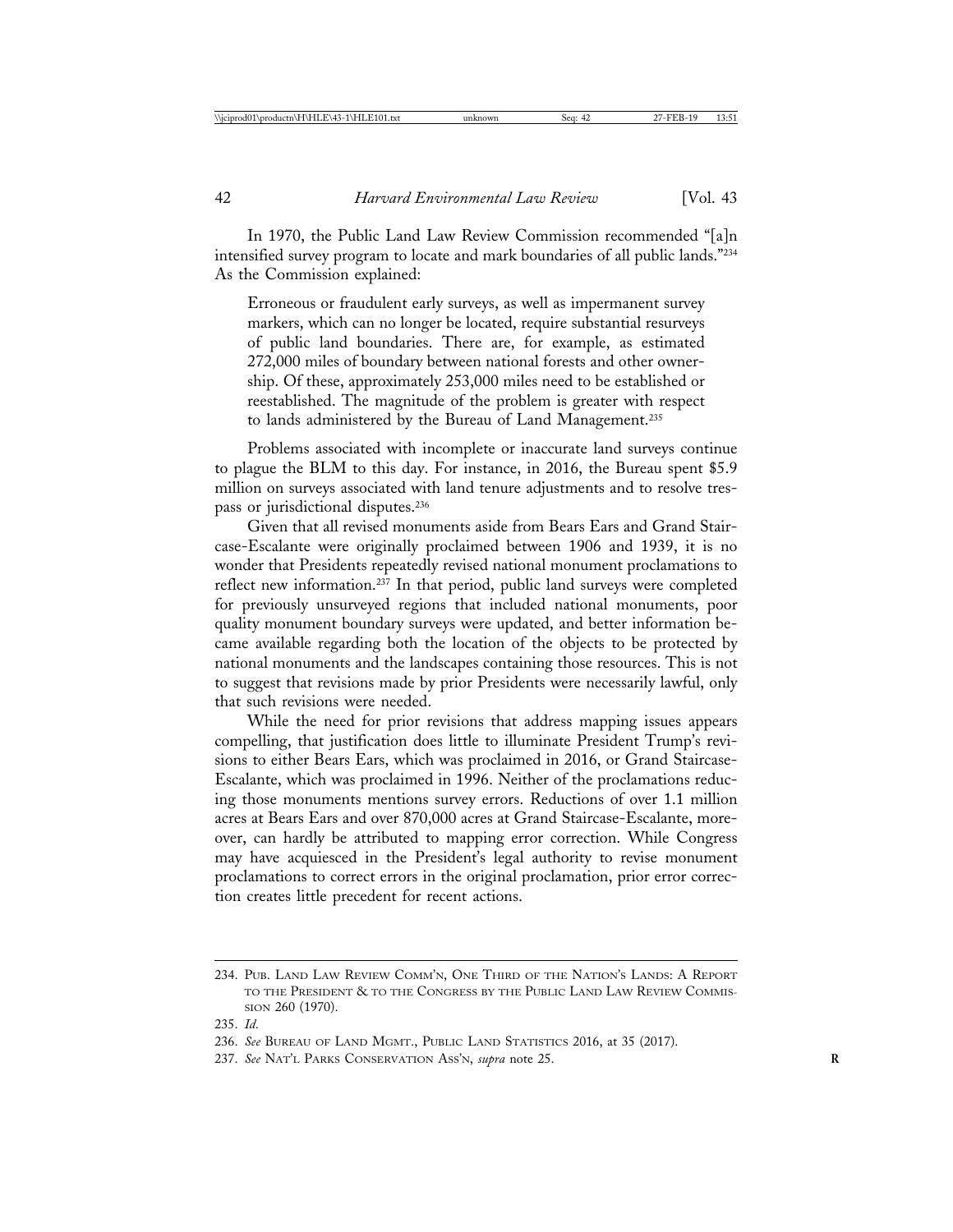In 1970, the Public Land Law Review Commission recommended "[a]n intensified survey program to locate and mark boundaries of all public lands."[234] As the Commission explained:

> Erroneous or fraudulent early surveys, as well as impermanent survey markers, which can no longer be located, require substantial resurveys of public land boundaries. There are, for example, as estimated 272,000 miles of boundary between national forests and other ownership. Of these, approximately 253,000 miles need to be established or reestablished. The magnitude of the problem is greater with respect to lands administered by the Bureau of Land Management.[235]

Problems associated with incomplete or inaccurate land surveys continue to plague the BLM to this day. For instance, in 2016, the Bureau spent $5.9 million on surveys associated with land tenure adjustments and to resolve trespass or jurisdictional disputes.[236]

Given that all revised monuments aside from Bears Ears and Grand Staircase-Escalante were originally proclaimed between 1906 and 1939, it is no wonder that Presidents repeatedly revised national monument proclamations to reflect new information.[237] In that period, public land surveys were completed for previously unsurveyed regions that included national monuments, poor quality monument boundary surveys were updated, and better information became available regarding both the location of the objects to be protected by national monuments and the landscapes containing those resources. This is not to suggest that revisions made by prior Presidents were necessarily lawful, only that such revisions were needed.

While the need for prior revisions that address mapping issues appears compelling, that justification does little to illuminate President Trump's revisions to either Bears Ears, which was proclaimed in 2016, or Grand Staircase-Escalante, which was proclaimed in 1996. Neither of the proclamations reducing those monuments mentions survey errors. Reductions of over 1.1 million acres at Bears Ears and over 870,000 acres at Grand Staircase-Escalante, moreover, can hardly be attributed to mapping error correction. While Congress may have acquiesced in the President's legal authority to revise monument proclamations to correct errors in the original proclamation, prior error correction creates little precedent for recent actions.

---

234. Pub. Land Law Review Comm'n, One Third of the Nation's Lands: A Report to the President & to the Congress by the Public Land Law Review Commission 260 (1970).

235. *Id.*

236. *See* Bureau of Land Mgmt., Public Land Statistics 2016, at 35 (2017).

237. *See* Nat'l Parks Conservation Ass'n, *supra* note 25.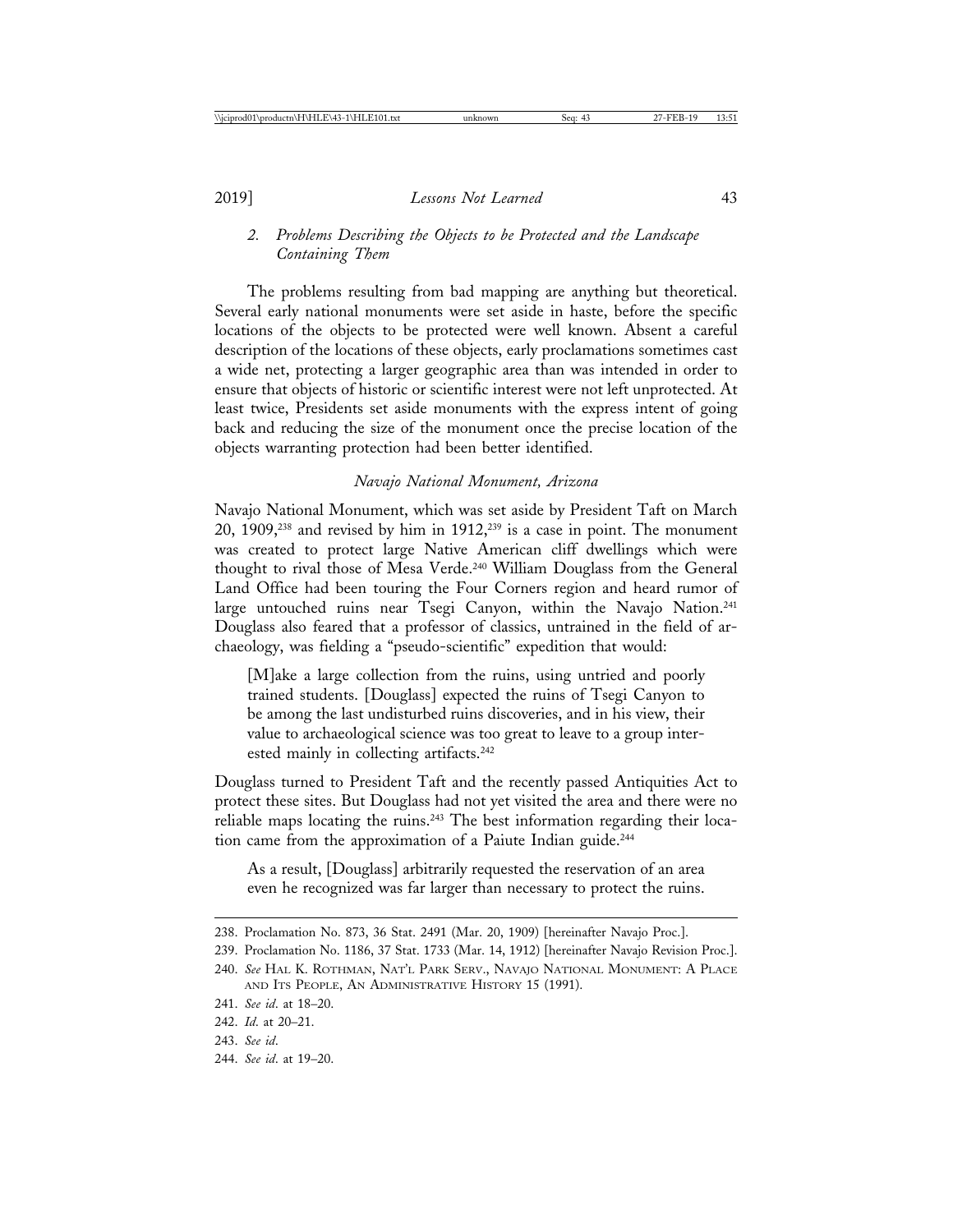### 2. *Problems Describing the Objects to be Protected and the Landscape Containing Them*

The problems resulting from bad mapping are anything but theoretical. Several early national monuments were set aside in haste, before the specific locations of the objects to be protected were well known. Absent a careful description of the locations of these objects, early proclamations sometimes cast a wide net, protecting a larger geographic area than was intended in order to ensure that objects of historic or scientific interest were not left unprotected. At least twice, Presidents set aside monuments with the express intent of going back and reducing the size of the monument once the precise location of the objects warranting protection had been better identified.

*Navajo National Monument, Arizona*

Navajo National Monument, which was set aside by President Taft on March 20, 1909,[238] and revised by him in 1912,[239] is a case in point. The monument was created to protect large Native American cliff dwellings which were thought to rival those of Mesa Verde.[240] William Douglass from the General Land Office had been touring the Four Corners region and heard rumor of large untouched ruins near Tsegi Canyon, within the Navajo Nation.[241] Douglass also feared that a professor of classics, untrained in the field of archaeology, was fielding a "pseudo-scientific" expedition that would:

> [M]ake a large collection from the ruins, using untried and poorly trained students. [Douglass] expected the ruins of Tsegi Canyon to be among the last undisturbed ruins discoveries, and in his view, their value to archaeological science was too great to leave to a group interested mainly in collecting artifacts.[242]

Douglass turned to President Taft and the recently passed Antiquities Act to protect these sites. But Douglass had not yet visited the area and there were no reliable maps locating the ruins.[243] The best information regarding their location came from the approximation of a Paiute Indian guide.[244]

> As a result, [Douglass] arbitrarily requested the reservation of an area even he recognized was far larger than necessary to protect the ruins.

---

238. Proclamation No. 873, 36 Stat. 2491 (Mar. 20, 1909) [hereinafter Navajo Proc.].

239. Proclamation No. 1186, 37 Stat. 1733 (Mar. 14, 1912) [hereinafter Navajo Revision Proc.].

240. *See* HAL K. ROTHMAN, NAT'L PARK SERV., NAVAJO NATIONAL MONUMENT: A PLACE AND ITS PEOPLE, AN ADMINISTRATIVE HISTORY 15 (1991).

241. *See id*. at 18–20.

242. *Id*. at 20–21.

243. *See id*.

244. *See id*. at 19–20.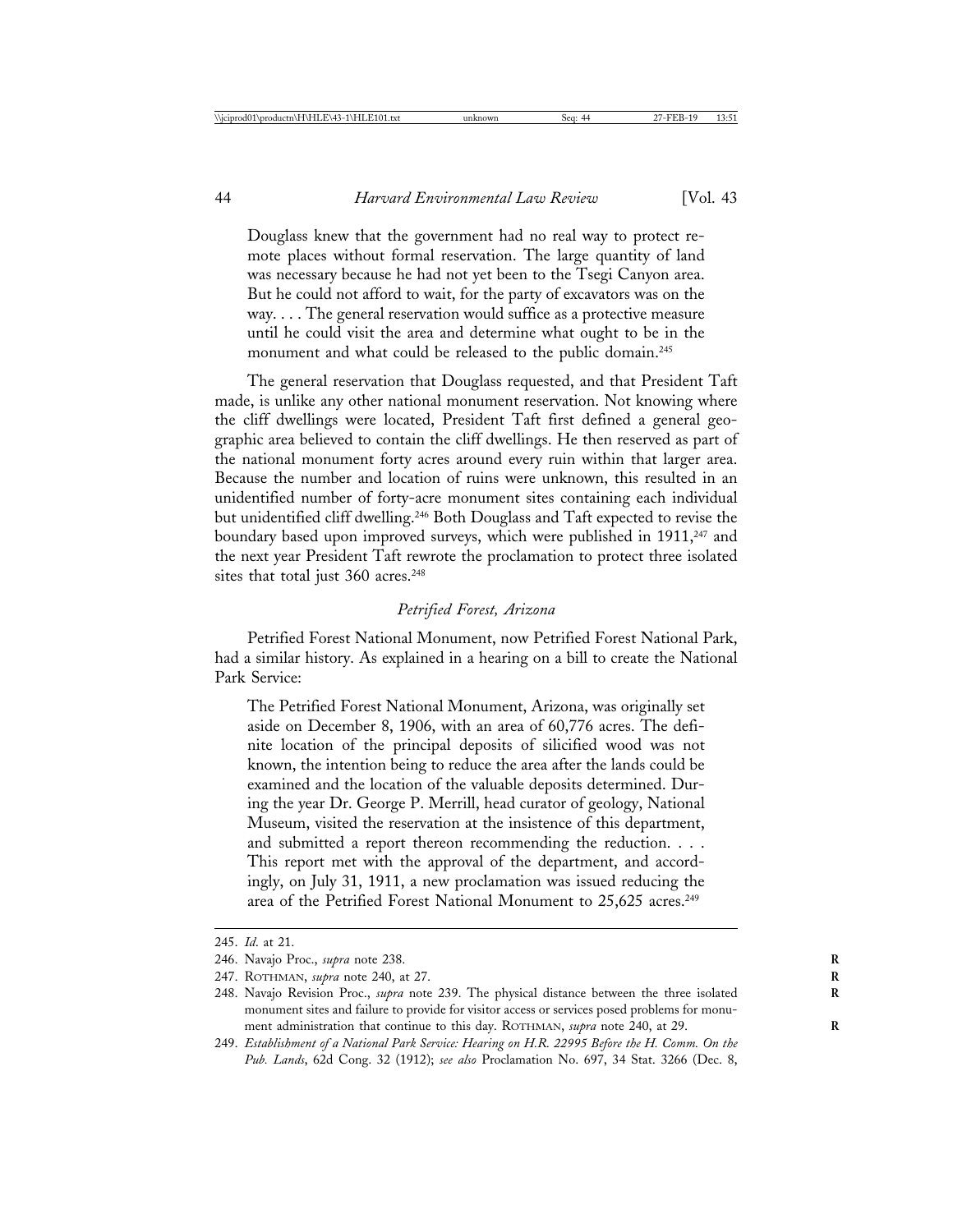> Douglass knew that the government had no real way to protect remote places without formal reservation. The large quantity of land was necessary because he had not yet been to the Tsegi Canyon area. But he could not afford to wait, for the party of excavators was on the way. . . . The general reservation would suffice as a protective measure until he could visit the area and determine what ought to be in the monument and what could be released to the public domain.[245]

The general reservation that Douglass requested, and that President Taft made, is unlike any other national monument reservation. Not knowing where the cliff dwellings were located, President Taft first defined a general geographic area believed to contain the cliff dwellings. He then reserved as part of the national monument forty acres around every ruin within that larger area. Because the number and location of ruins were unknown, this resulted in an unidentified number of forty-acre monument sites containing each individual but unidentified cliff dwelling.[246] Both Douglass and Taft expected to revise the boundary based upon improved surveys, which were published in 1911,[247] and the next year President Taft rewrote the proclamation to protect three isolated sites that total just 360 acres.[248]

### *Petrified Forest, Arizona*

Petrified Forest National Monument, now Petrified Forest National Park, had a similar history. As explained in a hearing on a bill to create the National Park Service:

> The Petrified Forest National Monument, Arizona, was originally set aside on December 8, 1906, with an area of 60,776 acres. The definite location of the principal deposits of silicified wood was not known, the intention being to reduce the area after the lands could be examined and the location of the valuable deposits determined. During the year Dr. George P. Merrill, head curator of geology, National Museum, visited the reservation at the insistence of this department, and submitted a report thereon recommending the reduction. . . . This report met with the approval of the department, and accordingly, on July 31, 1911, a new proclamation was issued reducing the area of the Petrified Forest National Monument to 25,625 acres.[249]

---

245. *Id.* at 21.

246. Navajo Proc., *supra* note 238.

247. ROTHMAN, *supra* note 240, at 27.

248. Navajo Revision Proc., *supra* note 239. The physical distance between the three isolated monument sites and failure to provide for visitor access or services posed problems for monument administration that continue to this day. ROTHMAN, *supra* note 240, at 29.

249. *Establishment of a National Park Service: Hearing on H.R. 22995 Before the H. Comm. On the Pub. Lands*, 62d Cong. 32 (1912); *see also* Proclamation No. 697, 34 Stat. 3266 (Dec. 8,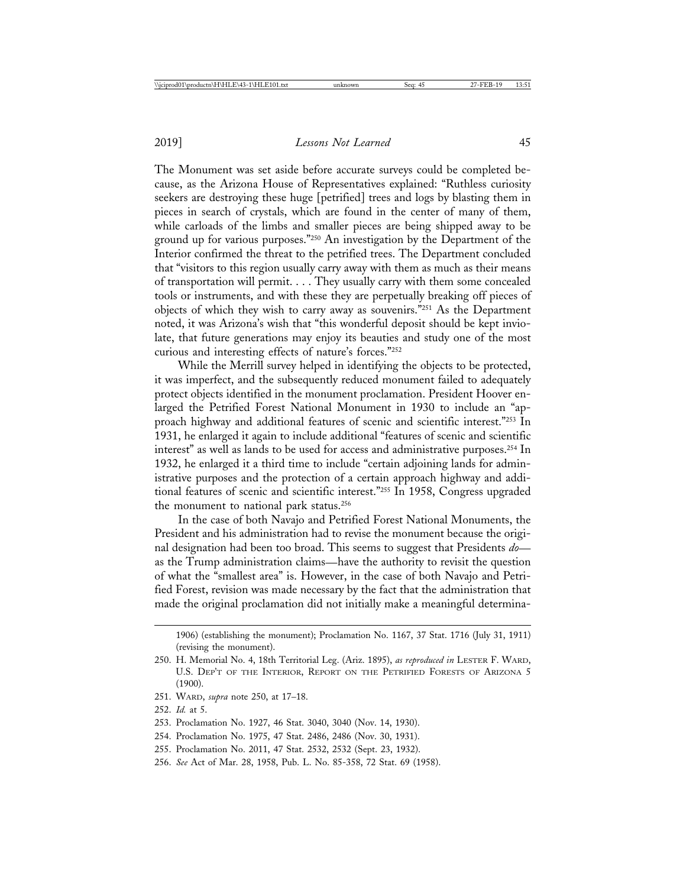The Monument was set aside before accurate surveys could be completed because, as the Arizona House of Representatives explained: "Ruthless curiosity seekers are destroying these huge [petrified] trees and logs by blasting them in pieces in search of crystals, which are found in the center of many of them, while carloads of the limbs and smaller pieces are being shipped away to be ground up for various purposes."[250] An investigation by the Department of the Interior confirmed the threat to the petrified trees. The Department concluded that "visitors to this region usually carry away with them as much as their means of transportation will permit. . . . They usually carry with them some concealed tools or instruments, and with these they are perpetually breaking off pieces of objects of which they wish to carry away as souvenirs."[251] As the Department noted, it was Arizona's wish that "this wonderful deposit should be kept inviolate, that future generations may enjoy its beauties and study one of the most curious and interesting effects of nature's forces."[252]

While the Merrill survey helped in identifying the objects to be protected, it was imperfect, and the subsequently reduced monument failed to adequately protect objects identified in the monument proclamation. President Hoover enlarged the Petrified Forest National Monument in 1930 to include an "approach highway and additional features of scenic and scientific interest."[253] In 1931, he enlarged it again to include additional "features of scenic and scientific interest" as well as lands to be used for access and administrative purposes.[254] In 1932, he enlarged it a third time to include "certain adjoining lands for administrative purposes and the protection of a certain approach highway and additional features of scenic and scientific interest."[255] In 1958, Congress upgraded the monument to national park status.[256]

In the case of both Navajo and Petrified Forest National Monuments, the President and his administration had to revise the monument because the original designation had been too broad. This seems to suggest that Presidents *do*—as the Trump administration claims—have the authority to revisit the question of what the "smallest area" is. However, in the case of both Navajo and Petrified Forest, revision was made necessary by the fact that the administration that made the original proclamation did not initially make a meaningful determina-

---

1906) (establishing the monument); Proclamation No. 1167, 37 Stat. 1716 (July 31, 1911) (revising the monument).

250. H. Memorial No. 4, 18th Territorial Leg. (Ariz. 1895), *as reproduced in* Lester F. Ward, U.S. Dep't of the Interior, Report on the Petrified Forests of Arizona 5 (1900).

251. Ward, *supra* note 250, at 17–18.

252. *Id.* at 5.

253. Proclamation No. 1927, 46 Stat. 3040, 3040 (Nov. 14, 1930).

254. Proclamation No. 1975, 47 Stat. 2486, 2486 (Nov. 30, 1931).

255. Proclamation No. 2011, 47 Stat. 2532, 2532 (Sept. 23, 1932).

256. *See* Act of Mar. 28, 1958, Pub. L. No. 85-358, 72 Stat. 69 (1958).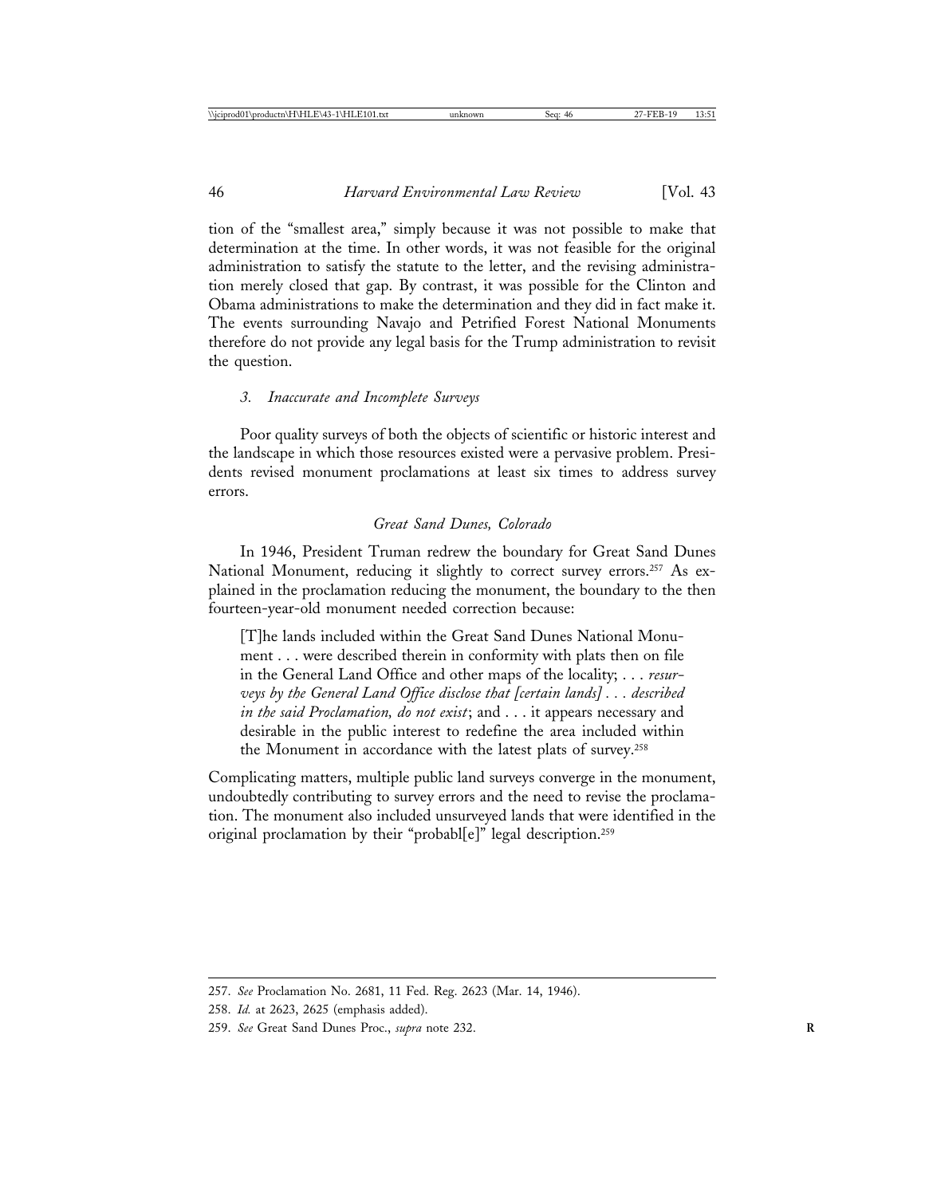tion of the "smallest area," simply because it was not possible to make that determination at the time. In other words, it was not feasible for the original administration to satisfy the statute to the letter, and the revising administration merely closed that gap. By contrast, it was possible for the Clinton and Obama administrations to make the determination and they did in fact make it. The events surrounding Navajo and Petrified Forest National Monuments therefore do not provide any legal basis for the Trump administration to revisit the question.

### *3. Inaccurate and Incomplete Surveys*

Poor quality surveys of both the objects of scientific or historic interest and the landscape in which those resources existed were a pervasive problem. Presidents revised monument proclamations at least six times to address survey errors.

#### *Great Sand Dunes, Colorado*

In 1946, President Truman redrew the boundary for Great Sand Dunes National Monument, reducing it slightly to correct survey errors.[257] As explained in the proclamation reducing the monument, the boundary to the then fourteen-year-old monument needed correction because:

> [T]he lands included within the Great Sand Dunes National Monument . . . were described therein in conformity with plats then on file in the General Land Office and other maps of the locality; . . . *resurveys by the General Land Office disclose that [certain lands] . . . described in the said Proclamation, do not exist*; and . . . it appears necessary and desirable in the public interest to redefine the area included within the Monument in accordance with the latest plats of survey.[258]

Complicating matters, multiple public land surveys converge in the monument, undoubtedly contributing to survey errors and the need to revise the proclamation. The monument also included unsurveyed lands that were identified in the original proclamation by their "probabl[e]" legal description.[259]

---

257. *See* Proclamation No. 2681, 11 Fed. Reg. 2623 (Mar. 14, 1946).

258. *Id.* at 2623, 2625 (emphasis added).

259. *See* Great Sand Dunes Proc., *supra* note 232.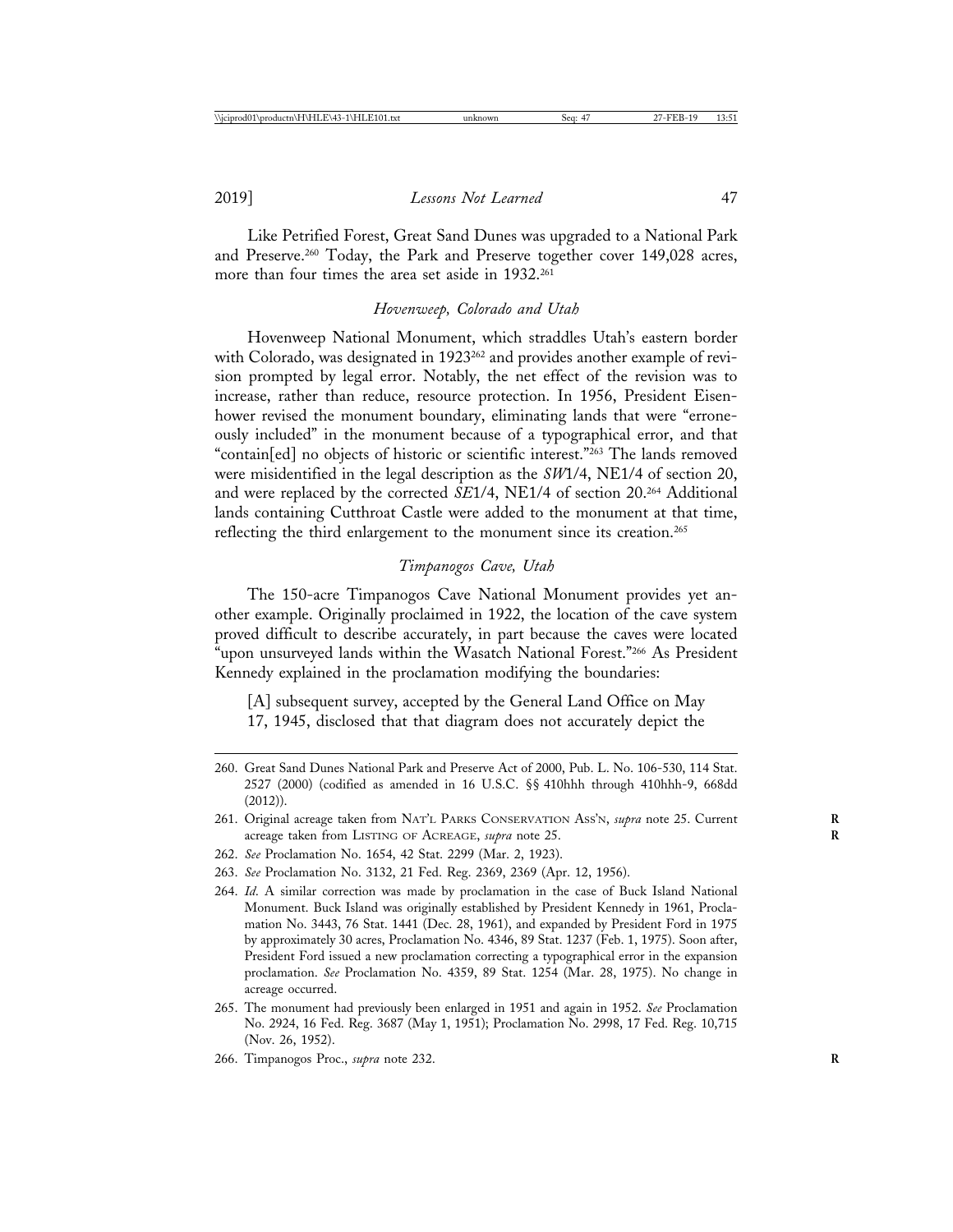Like Petrified Forest, Great Sand Dunes was upgraded to a National Park and Preserve.[260] Today, the Park and Preserve together cover 149,028 acres, more than four times the area set aside in 1932.[261]

### *Hovenweep, Colorado and Utah*

Hovenweep National Monument, which straddles Utah's eastern border with Colorado, was designated in 1923[262] and provides another example of revision prompted by legal error. Notably, the net effect of the revision was to increase, rather than reduce, resource protection. In 1956, President Eisenhower revised the monument boundary, eliminating lands that were "erroneously included" in the monument because of a typographical error, and that "contain[ed] no objects of historic or scientific interest."[263] The lands removed were misidentified in the legal description as the *SW*1/4, NE1/4 of section 20, and were replaced by the corrected *SE*1/4, NE1/4 of section 20.[264] Additional lands containing Cutthroat Castle were added to the monument at that time, reflecting the third enlargement to the monument since its creation.[265]

### *Timpanogos Cave, Utah*

The 150-acre Timpanogos Cave National Monument provides yet another example. Originally proclaimed in 1922, the location of the cave system proved difficult to describe accurately, in part because the caves were located "upon unsurveyed lands within the Wasatch National Forest."[266] As President Kennedy explained in the proclamation modifying the boundaries:

> [A] subsequent survey, accepted by the General Land Office on May 17, 1945, disclosed that that diagram does not accurately depict the

---

260. Great Sand Dunes National Park and Preserve Act of 2000, Pub. L. No. 106-530, 114 Stat. 2527 (2000) (codified as amended in 16 U.S.C. §§ 410hhh through 410hhh-9, 668dd (2012)).

261. Original acreage taken from NAT'L PARKS CONSERVATION ASS'N, *supra* note 25. Current acreage taken from LISTING OF ACREAGE, *supra* note 25.

262. *See* Proclamation No. 1654, 42 Stat. 2299 (Mar. 2, 1923).

263. *See* Proclamation No. 3132, 21 Fed. Reg. 2369, 2369 (Apr. 12, 1956).

264. *Id*. A similar correction was made by proclamation in the case of Buck Island National Monument. Buck Island was originally established by President Kennedy in 1961, Proclamation No. 3443, 76 Stat. 1441 (Dec. 28, 1961), and expanded by President Ford in 1975 by approximately 30 acres, Proclamation No. 4346, 89 Stat. 1237 (Feb. 1, 1975). Soon after, President Ford issued a new proclamation correcting a typographical error in the expansion proclamation. *See* Proclamation No. 4359, 89 Stat. 1254 (Mar. 28, 1975). No change in acreage occurred.

265. The monument had previously been enlarged in 1951 and again in 1952. *See* Proclamation No. 2924, 16 Fed. Reg. 3687 (May 1, 1951); Proclamation No. 2998, 17 Fed. Reg. 10,715 (Nov. 26, 1952).

266. Timpanogos Proc., *supra* note 232.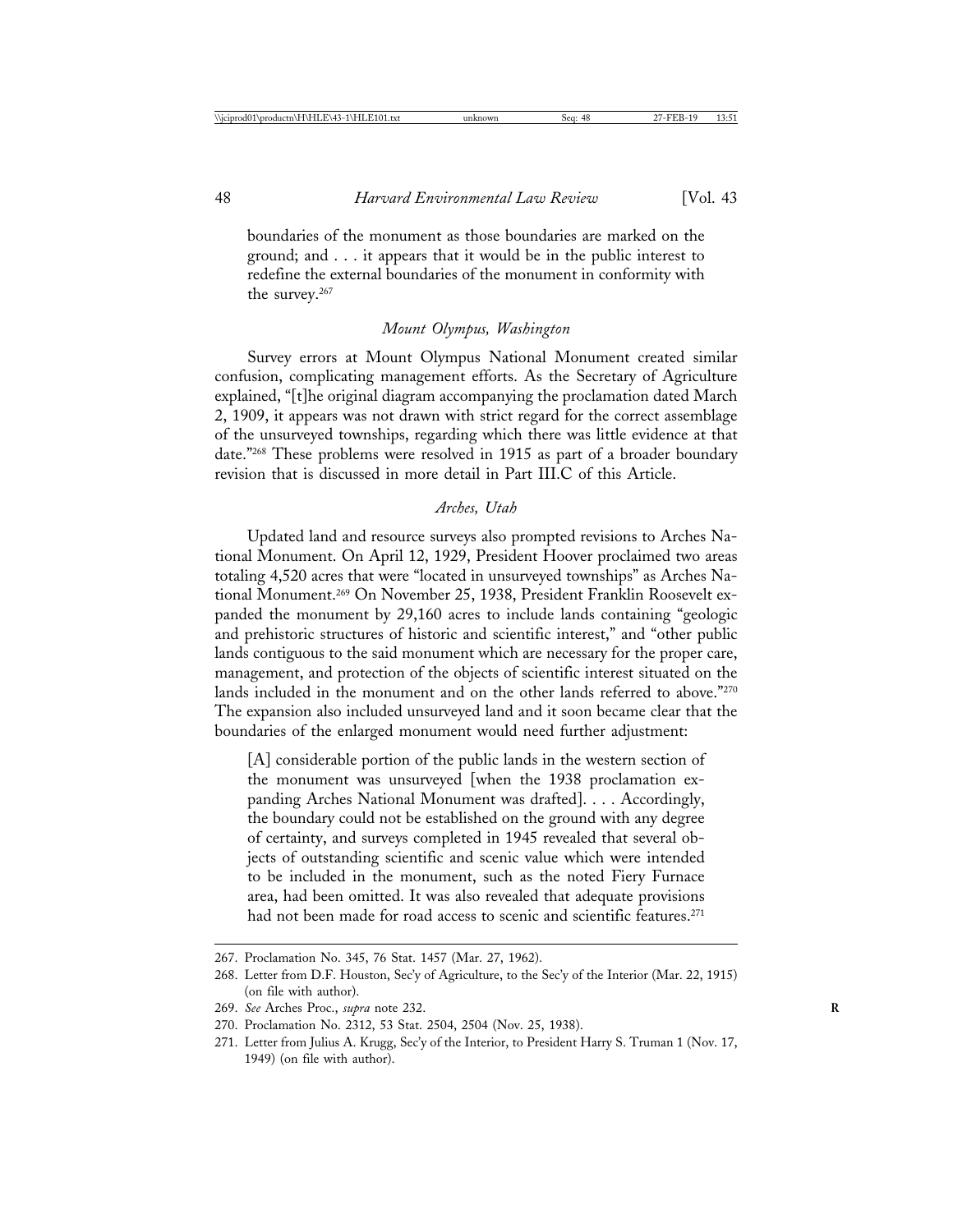boundaries of the monument as those boundaries are marked on the ground; and . . . it appears that it would be in the public interest to redefine the external boundaries of the monument in conformity with the survey.[267]

### *Mount Olympus, Washington*

Survey errors at Mount Olympus National Monument created similar confusion, complicating management efforts. As the Secretary of Agriculture explained, "[t]he original diagram accompanying the proclamation dated March 2, 1909, it appears was not drawn with strict regard for the correct assemblage of the unsurveyed townships, regarding which there was little evidence at that date."[268] These problems were resolved in 1915 as part of a broader boundary revision that is discussed in more detail in Part III.C of this Article.

### *Arches, Utah*

Updated land and resource surveys also prompted revisions to Arches National Monument. On April 12, 1929, President Hoover proclaimed two areas totaling 4,520 acres that were "located in unsurveyed townships" as Arches National Monument.[269] On November 25, 1938, President Franklin Roosevelt expanded the monument by 29,160 acres to include lands containing "geologic and prehistoric structures of historic and scientific interest," and "other public lands contiguous to the said monument which are necessary for the proper care, management, and protection of the objects of scientific interest situated on the lands included in the monument and on the other lands referred to above."[270] The expansion also included unsurveyed land and it soon became clear that the boundaries of the enlarged monument would need further adjustment:

> [A] considerable portion of the public lands in the western section of the monument was unsurveyed [when the 1938 proclamation expanding Arches National Monument was drafted]. . . . Accordingly, the boundary could not be established on the ground with any degree of certainty, and surveys completed in 1945 revealed that several objects of outstanding scientific and scenic value which were intended to be included in the monument, such as the noted Fiery Furnace area, had been omitted. It was also revealed that adequate provisions had not been made for road access to scenic and scientific features.[271]

---

267. Proclamation No. 345, 76 Stat. 1457 (Mar. 27, 1962).

268. Letter from D.F. Houston, Sec'y of Agriculture, to the Sec'y of the Interior (Mar. 22, 1915) (on file with author).

269. *See* Arches Proc., *supra* note 232.

270. Proclamation No. 2312, 53 Stat. 2504, 2504 (Nov. 25, 1938).

271. Letter from Julius A. Krugg, Sec'y of the Interior, to President Harry S. Truman 1 (Nov. 17, 1949) (on file with author).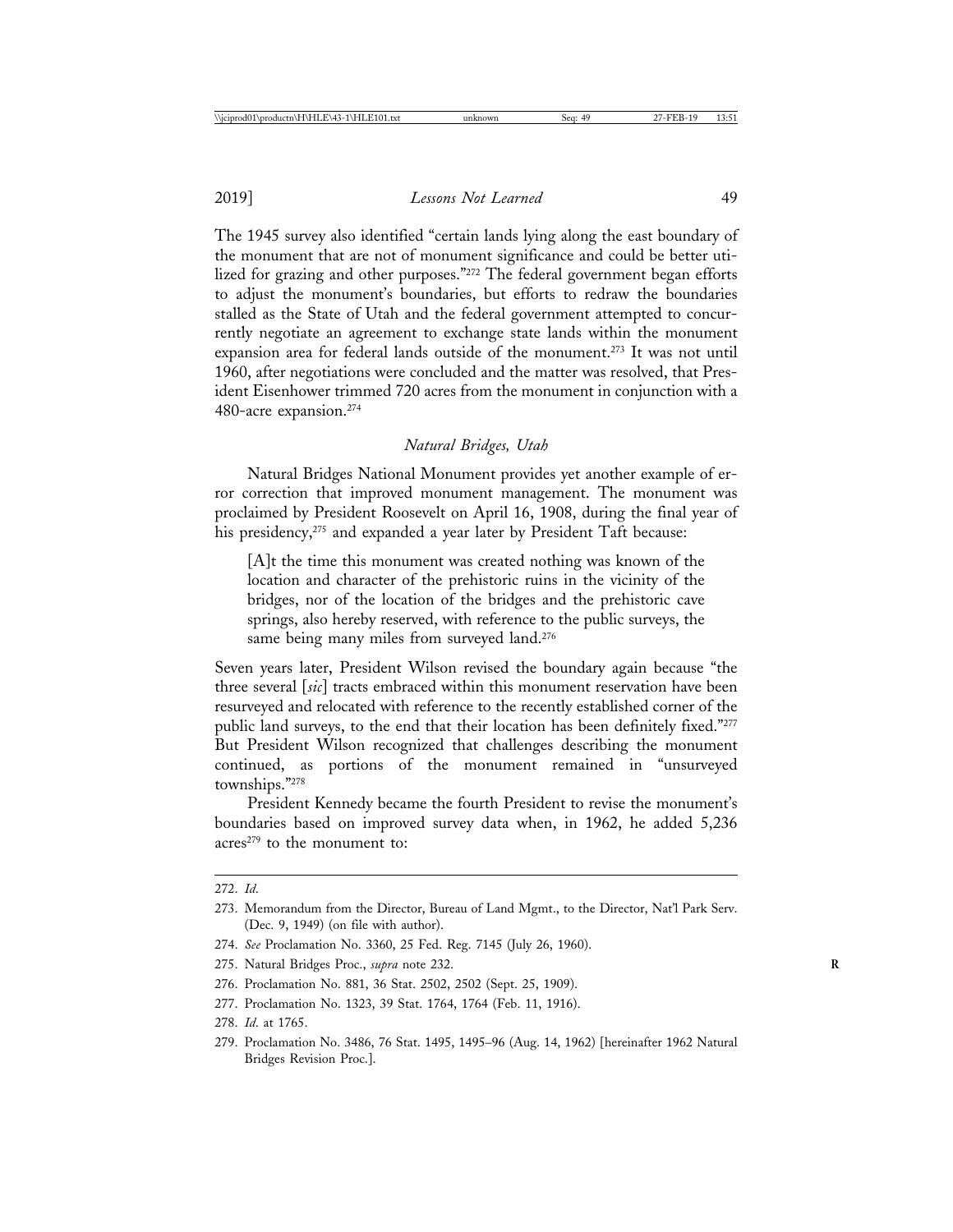The 1945 survey also identified "certain lands lying along the east boundary of the monument that are not of monument significance and could be better utilized for grazing and other purposes."[272] The federal government began efforts to adjust the monument's boundaries, but efforts to redraw the boundaries stalled as the State of Utah and the federal government attempted to concurrently negotiate an agreement to exchange state lands within the monument expansion area for federal lands outside of the monument.[273] It was not until 1960, after negotiations were concluded and the matter was resolved, that President Eisenhower trimmed 720 acres from the monument in conjunction with a 480-acre expansion.[274]

### *Natural Bridges, Utah*

Natural Bridges National Monument provides yet another example of error correction that improved monument management. The monument was proclaimed by President Roosevelt on April 16, 1908, during the final year of his presidency,[275] and expanded a year later by President Taft because:

> [A]t the time this monument was created nothing was known of the location and character of the prehistoric ruins in the vicinity of the bridges, nor of the location of the bridges and the prehistoric cave springs, also hereby reserved, with reference to the public surveys, the same being many miles from surveyed land.[276]

Seven years later, President Wilson revised the boundary again because "the three several [*sic*] tracts embraced within this monument reservation have been resurveyed and relocated with reference to the recently established corner of the public land surveys, to the end that their location has been definitely fixed."[277] But President Wilson recognized that challenges describing the monument continued, as portions of the monument remained in "unsurveyed townships."[278]

President Kennedy became the fourth President to revise the monument's boundaries based on improved survey data when, in 1962, he added 5,236 acres[279] to the monument to:

---

272. *Id.*

273. Memorandum from the Director, Bureau of Land Mgmt., to the Director, Nat'l Park Serv. (Dec. 9, 1949) (on file with author).

274. *See* Proclamation No. 3360, 25 Fed. Reg. 7145 (July 26, 1960).

275. Natural Bridges Proc., *supra* note 232.

276. Proclamation No. 881, 36 Stat. 2502, 2502 (Sept. 25, 1909).

277. Proclamation No. 1323, 39 Stat. 1764, 1764 (Feb. 11, 1916).

278. *Id.* at 1765.

279. Proclamation No. 3486, 76 Stat. 1495, 1495–96 (Aug. 14, 1962) [hereinafter 1962 Natural Bridges Revision Proc.].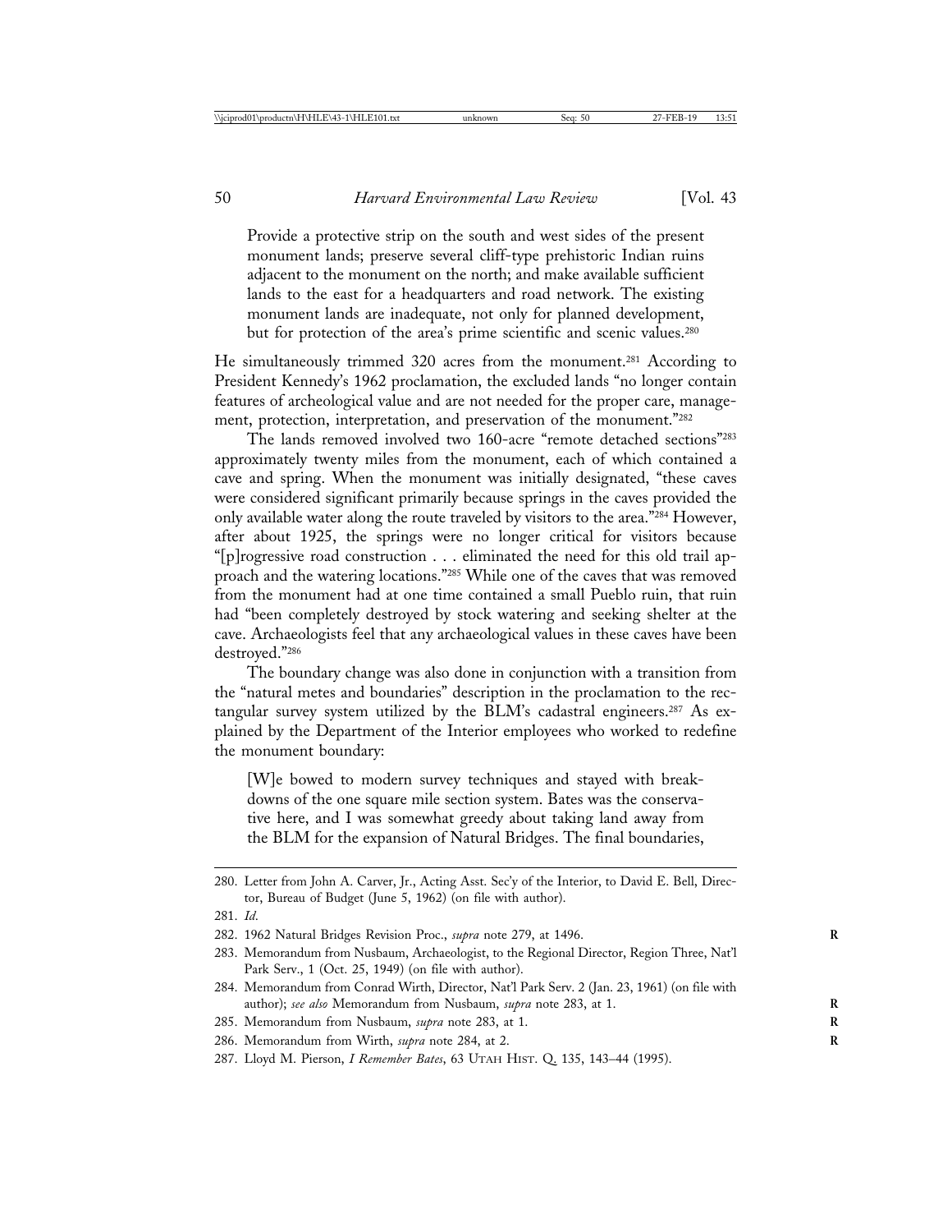> Provide a protective strip on the south and west sides of the present monument lands; preserve several cliff-type prehistoric Indian ruins adjacent to the monument on the north; and make available sufficient lands to the east for a headquarters and road network. The existing monument lands are inadequate, not only for planned development, but for protection of the area's prime scientific and scenic values.[280]

He simultaneously trimmed 320 acres from the monument.[281] According to President Kennedy's 1962 proclamation, the excluded lands "no longer contain features of archeological value and are not needed for the proper care, management, protection, interpretation, and preservation of the monument."[282]

The lands removed involved two 160-acre "remote detached sections"[283] approximately twenty miles from the monument, each of which contained a cave and spring. When the monument was initially designated, "these caves were considered significant primarily because springs in the caves provided the only available water along the route traveled by visitors to the area."[284] However, after about 1925, the springs were no longer critical for visitors because "[p]rogressive road construction . . . eliminated the need for this old trail approach and the watering locations."[285] While one of the caves that was removed from the monument had at one time contained a small Pueblo ruin, that ruin had "been completely destroyed by stock watering and seeking shelter at the cave. Archaeologists feel that any archaeological values in these caves have been destroyed."[286]

The boundary change was also done in conjunction with a transition from the "natural metes and boundaries" description in the proclamation to the rectangular survey system utilized by the BLM's cadastral engineers.[287] As explained by the Department of the Interior employees who worked to redefine the monument boundary:

> [W]e bowed to modern survey techniques and stayed with breakdowns of the one square mile section system. Bates was the conservative here, and I was somewhat greedy about taking land away from the BLM for the expansion of Natural Bridges. The final boundaries,

---

280. Letter from John A. Carver, Jr., Acting Asst. Sec'y of the Interior, to David E. Bell, Director, Bureau of Budget (June 5, 1962) (on file with author).

281. *Id.*

282. 1962 Natural Bridges Revision Proc., *supra* note 279, at 1496.

283. Memorandum from Nusbaum, Archaeologist, to the Regional Director, Region Three, Nat'l Park Serv., 1 (Oct. 25, 1949) (on file with author).

284. Memorandum from Conrad Wirth, Director, Nat'l Park Serv. 2 (Jan. 23, 1961) (on file with author); *see also* Memorandum from Nusbaum, *supra* note 283, at 1.

285. Memorandum from Nusbaum, *supra* note 283, at 1.

286. Memorandum from Wirth, *supra* note 284, at 2.

287. Lloyd M. Pierson, *I Remember Bates*, 63 UTAH HIST. Q. 135, 143–44 (1995).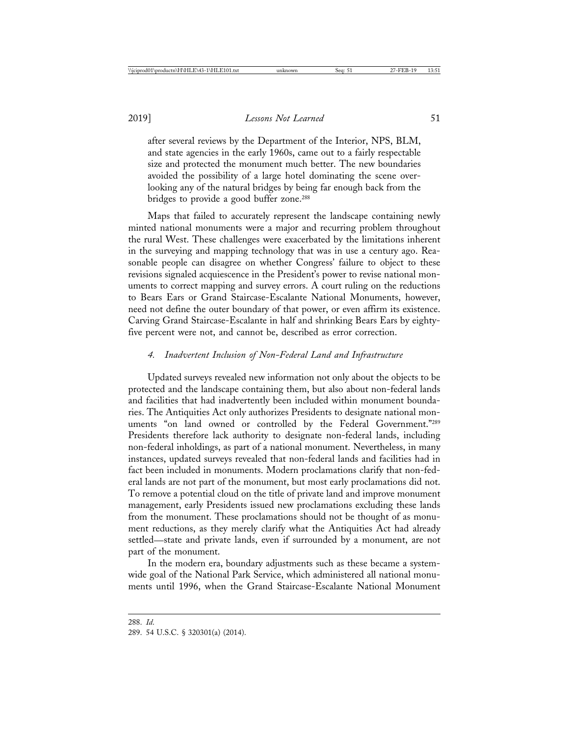after several reviews by the Department of the Interior, NPS, BLM, and state agencies in the early 1960s, came out to a fairly respectable size and protected the monument much better. The new boundaries avoided the possibility of a large hotel dominating the scene overlooking any of the natural bridges by being far enough back from the bridges to provide a good buffer zone.[288]

Maps that failed to accurately represent the landscape containing newly minted national monuments were a major and recurring problem throughout the rural West. These challenges were exacerbated by the limitations inherent in the surveying and mapping technology that was in use a century ago. Reasonable people can disagree on whether Congress' failure to object to these revisions signaled acquiescence in the President's power to revise national monuments to correct mapping and survey errors. A court ruling on the reductions to Bears Ears or Grand Staircase-Escalante National Monuments, however, need not define the outer boundary of that power, or even affirm its existence. Carving Grand Staircase-Escalante in half and shrinking Bears Ears by eighty-five percent were not, and cannot be, described as error correction.

#### *4. Inadvertent Inclusion of Non-Federal Land and Infrastructure*

Updated surveys revealed new information not only about the objects to be protected and the landscape containing them, but also about non-federal lands and facilities that had inadvertently been included within monument boundaries. The Antiquities Act only authorizes Presidents to designate national monuments "on land owned or controlled by the Federal Government."[289] Presidents therefore lack authority to designate non-federal lands, including non-federal inholdings, as part of a national monument. Nevertheless, in many instances, updated surveys revealed that non-federal lands and facilities had in fact been included in monuments. Modern proclamations clarify that non-federal lands are not part of the monument, but most early proclamations did not. To remove a potential cloud on the title of private land and improve monument management, early Presidents issued new proclamations excluding these lands from the monument. These proclamations should not be thought of as monument reductions, as they merely clarify what the Antiquities Act had already settled—state and private lands, even if surrounded by a monument, are not part of the monument.

In the modern era, boundary adjustments such as these became a system-wide goal of the National Park Service, which administered all national monuments until 1996, when the Grand Staircase-Escalante National Monument

---

288. *Id.*

289. 54 U.S.C. § 320301(a) (2014).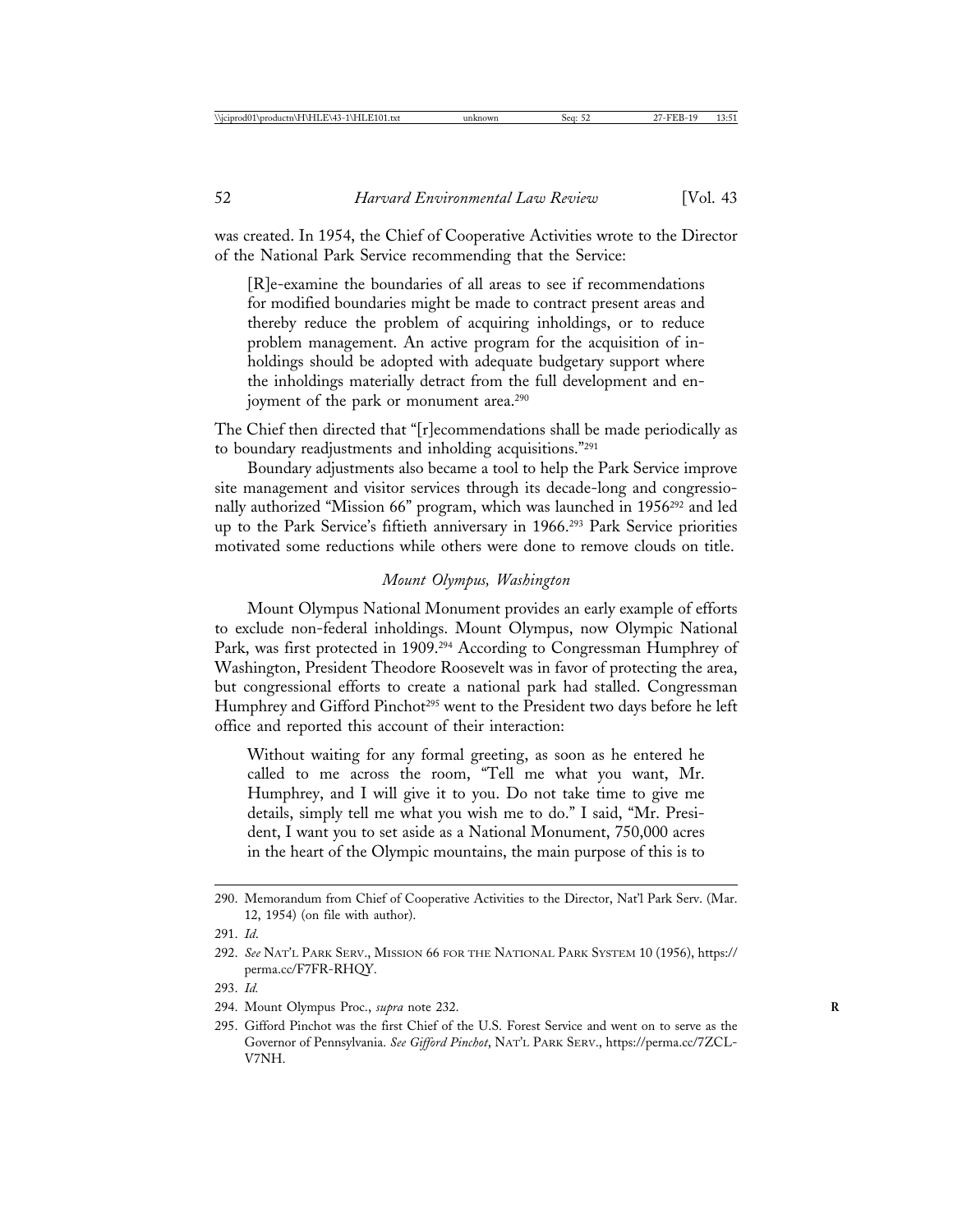was created. In 1954, the Chief of Cooperative Activities wrote to the Director of the National Park Service recommending that the Service:

> [R]e-examine the boundaries of all areas to see if recommendations for modified boundaries might be made to contract present areas and thereby reduce the problem of acquiring inholdings, or to reduce problem management. An active program for the acquisition of inholdings should be adopted with adequate budgetary support where the inholdings materially detract from the full development and enjoyment of the park or monument area.[290]

The Chief then directed that "[r]ecommendations shall be made periodically as to boundary readjustments and inholding acquisitions."[291]

Boundary adjustments also became a tool to help the Park Service improve site management and visitor services through its decade-long and congressionally authorized "Mission 66" program, which was launched in 1956[292] and led up to the Park Service's fiftieth anniversary in 1966.[293] Park Service priorities motivated some reductions while others were done to remove clouds on title.

### *Mount Olympus, Washington*

Mount Olympus National Monument provides an early example of efforts to exclude non-federal inholdings. Mount Olympus, now Olympic National Park, was first protected in 1909.[294] According to Congressman Humphrey of Washington, President Theodore Roosevelt was in favor of protecting the area, but congressional efforts to create a national park had stalled. Congressman Humphrey and Gifford Pinchot[295] went to the President two days before he left office and reported this account of their interaction:

> Without waiting for any formal greeting, as soon as he entered he called to me across the room, "Tell me what you want, Mr. Humphrey, and I will give it to you. Do not take time to give me details, simply tell me what you wish me to do." I said, "Mr. President, I want you to set aside as a National Monument, 750,000 acres in the heart of the Olympic mountains, the main purpose of this is to

---

290. Memorandum from Chief of Cooperative Activities to the Director, Nat'l Park Serv. (Mar. 12, 1954) (on file with author).

291. *Id.*

292. *See* Nat'l Park Serv., Mission 66 for the National Park System 10 (1956), https://perma.cc/F7FR-RHQY.

293. *Id.*

294. Mount Olympus Proc., *supra* note 232.

295. Gifford Pinchot was the first Chief of the U.S. Forest Service and went on to serve as the Governor of Pennsylvania. *See Gifford Pinchot*, Nat'l Park Serv., https://perma.cc/7ZCL-V7NH.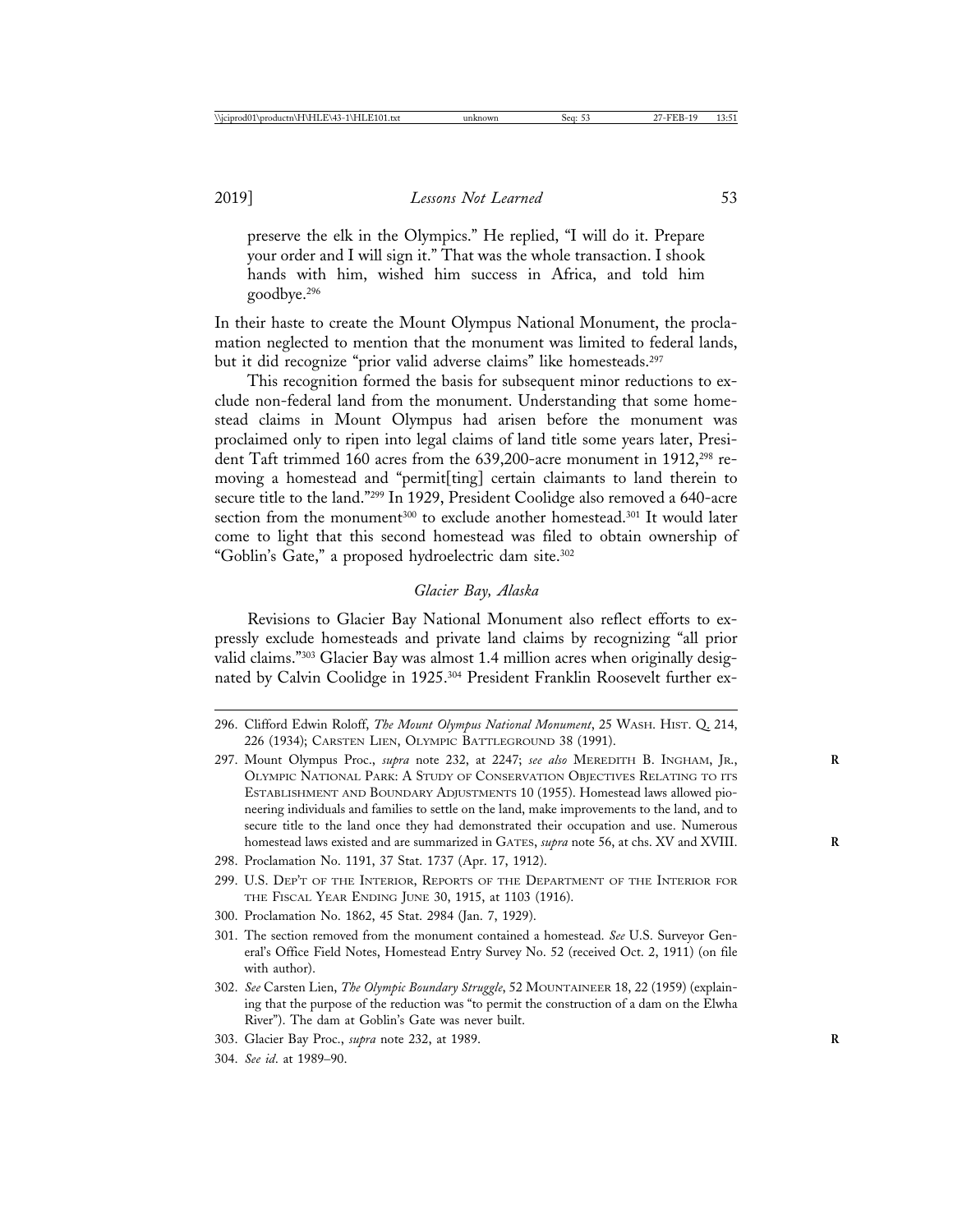> preserve the elk in the Olympics." He replied, "I will do it. Prepare your order and I will sign it." That was the whole transaction. I shook hands with him, wished him success in Africa, and told him goodbye.[296]

In their haste to create the Mount Olympus National Monument, the proclamation neglected to mention that the monument was limited to federal lands, but it did recognize "prior valid adverse claims" like homesteads.[297]

This recognition formed the basis for subsequent minor reductions to exclude non-federal land from the monument. Understanding that some homestead claims in Mount Olympus had arisen before the monument was proclaimed only to ripen into legal claims of land title some years later, President Taft trimmed 160 acres from the 639,200-acre monument in 1912,[298] removing a homestead and "permit[ting] certain claimants to land therein to secure title to the land."[299] In 1929, President Coolidge also removed a 640-acre section from the monument[300] to exclude another homestead.[301] It would later come to light that this second homestead was filed to obtain ownership of "Goblin's Gate," a proposed hydroelectric dam site.[302]

### *Glacier Bay, Alaska*

Revisions to Glacier Bay National Monument also reflect efforts to expressly exclude homesteads and private land claims by recognizing "all prior valid claims."[303] Glacier Bay was almost 1.4 million acres when originally designated by Calvin Coolidge in 1925.[304] President Franklin Roosevelt further ex-

---

296. Clifford Edwin Roloff, *The Mount Olympus National Monument*, 25 WASH. HIST. Q. 214, 226 (1934); CARSTEN LIEN, OLYMPIC BATTLEGROUND 38 (1991).

297. Mount Olympus Proc., *supra* note 232, at 2247; *see also* MEREDITH B. INGHAM, JR., OLYMPIC NATIONAL PARK: A STUDY OF CONSERVATION OBJECTIVES RELATING TO ITS ESTABLISHMENT AND BOUNDARY ADJUSTMENTS 10 (1955). Homestead laws allowed pioneering individuals and families to settle on the land, make improvements to the land, and to secure title to the land once they had demonstrated their occupation and use. Numerous homestead laws existed and are summarized in GATES, *supra* note 56, at chs. XV and XVIII.

298. Proclamation No. 1191, 37 Stat. 1737 (Apr. 17, 1912).

299. U.S. DEP'T OF THE INTERIOR, REPORTS OF THE DEPARTMENT OF THE INTERIOR FOR THE FISCAL YEAR ENDING JUNE 30, 1915, at 1103 (1916).

300. Proclamation No. 1862, 45 Stat. 2984 (Jan. 7, 1929).

301. The section removed from the monument contained a homestead. *See* U.S. Surveyor General's Office Field Notes, Homestead Entry Survey No. 52 (received Oct. 2, 1911) (on file with author).

302. *See* Carsten Lien, *The Olympic Boundary Struggle*, 52 MOUNTAINEER 18, 22 (1959) (explaining that the purpose of the reduction was "to permit the construction of a dam on the Elwha River"). The dam at Goblin's Gate was never built.

303. Glacier Bay Proc., *supra* note 232, at 1989.

304. *See id*. at 1989–90.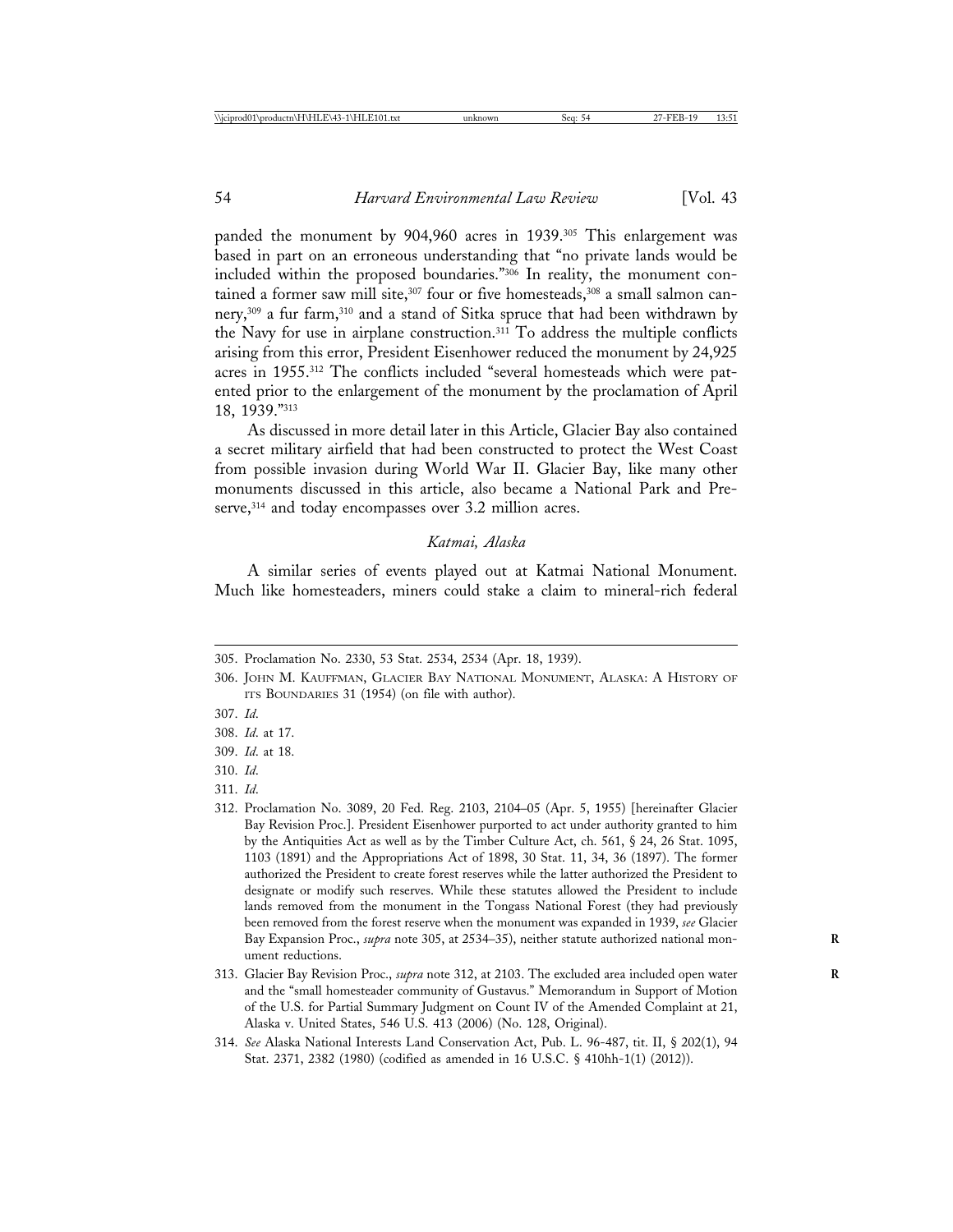panded the monument by 904,960 acres in 1939.[305] This enlargement was based in part on an erroneous understanding that "no private lands would be included within the proposed boundaries."[306] In reality, the monument contained a former saw mill site,[307] four or five homesteads,[308] a small salmon cannery,[309] a fur farm,[310] and a stand of Sitka spruce that had been withdrawn by the Navy for use in airplane construction.[311] To address the multiple conflicts arising from this error, President Eisenhower reduced the monument by 24,925 acres in 1955.[312] The conflicts included "several homesteads which were patented prior to the enlargement of the monument by the proclamation of April 18, 1939."[313]

As discussed in more detail later in this Article, Glacier Bay also contained a secret military airfield that had been constructed to protect the West Coast from possible invasion during World War II. Glacier Bay, like many other monuments discussed in this article, also became a National Park and Preserve,[314] and today encompasses over 3.2 million acres.

### *Katmai, Alaska*

A similar series of events played out at Katmai National Monument. Much like homesteaders, miners could stake a claim to mineral-rich federal

---

305. Proclamation No. 2330, 53 Stat. 2534, 2534 (Apr. 18, 1939).

306. John M. Kauffman, Glacier Bay National Monument, Alaska: A History of its Boundaries 31 (1954) (on file with author).

307. *Id.*

308. *Id.* at 17.

309. *Id.* at 18.

310. *Id.*

311. *Id.*

312. Proclamation No. 3089, 20 Fed. Reg. 2103, 2104–05 (Apr. 5, 1955) [hereinafter Glacier Bay Revision Proc.]. President Eisenhower purported to act under authority granted to him by the Antiquities Act as well as by the Timber Culture Act, ch. 561, § 24, 26 Stat. 1095, 1103 (1891) and the Appropriations Act of 1898, 30 Stat. 11, 34, 36 (1897). The former authorized the President to create forest reserves while the latter authorized the President to designate or modify such reserves. While these statutes allowed the President to include lands removed from the monument in the Tongass National Forest (they had previously been removed from the forest reserve when the monument was expanded in 1939, *see* Glacier Bay Expansion Proc., *supra* note 305, at 2534–35), neither statute authorized national monument reductions.

313. Glacier Bay Revision Proc., *supra* note 312, at 2103. The excluded area included open water and the "small homesteader community of Gustavus." Memorandum in Support of Motion of the U.S. for Partial Summary Judgment on Count IV of the Amended Complaint at 21, Alaska v. United States, 546 U.S. 413 (2006) (No. 128, Original).

314. *See* Alaska National Interests Land Conservation Act, Pub. L. 96-487, tit. II, § 202(1), 94 Stat. 2371, 2382 (1980) (codified as amended in 16 U.S.C. § 410hh-1(1) (2012)).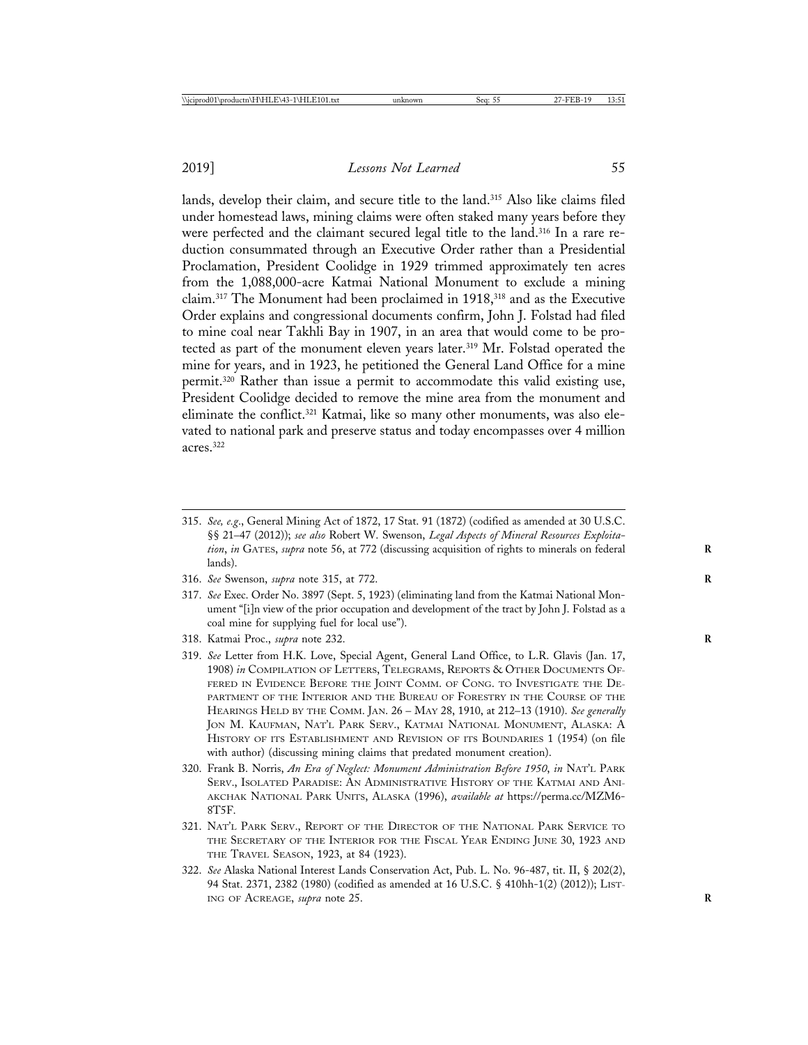lands, develop their claim, and secure title to the land.[315] Also like claims filed under homestead laws, mining claims were often staked many years before they were perfected and the claimant secured legal title to the land.[316] In a rare reduction consummated through an Executive Order rather than a Presidential Proclamation, President Coolidge in 1929 trimmed approximately ten acres from the 1,088,000-acre Katmai National Monument to exclude a mining claim.[317] The Monument had been proclaimed in 1918,[318] and as the Executive Order explains and congressional documents confirm, John J. Folstad had filed to mine coal near Takhli Bay in 1907, in an area that would come to be protected as part of the monument eleven years later.[319] Mr. Folstad operated the mine for years, and in 1923, he petitioned the General Land Office for a mine permit.[320] Rather than issue a permit to accommodate this valid existing use, President Coolidge decided to remove the mine area from the monument and eliminate the conflict.[321] Katmai, like so many other monuments, was also elevated to national park and preserve status and today encompasses over 4 million acres.[322]

---

315. *See, e.g.*, General Mining Act of 1872, 17 Stat. 91 (1872) (codified as amended at 30 U.S.C. §§ 21–47 (2012)); *see also* Robert W. Swenson, *Legal Aspects of Mineral Resources Exploitation*, *in* GATES, *supra* note 56, at 772 (discussing acquisition of rights to minerals on federal lands).

316. *See* Swenson, *supra* note 315, at 772.

317. *See* Exec. Order No. 3897 (Sept. 5, 1923) (eliminating land from the Katmai National Monument "[i]n view of the prior occupation and development of the tract by John J. Folstad as a coal mine for supplying fuel for local use").

318. Katmai Proc., *supra* note 232.

319. *See* Letter from H.K. Love, Special Agent, General Land Office, to L.R. Glavis (Jan. 17, 1908) *in* COMPILATION OF LETTERS, TELEGRAMS, REPORTS & OTHER DOCUMENTS OFFERED IN EVIDENCE BEFORE THE JOINT COMM. OF CONG. TO INVESTIGATE THE DEPARTMENT OF THE INTERIOR AND THE BUREAU OF FORESTRY IN THE COURSE OF THE HEARINGS HELD BY THE COMM. JAN. 26 – MAY 28, 1910, at 212–13 (1910). *See generally* JON M. KAUFMAN, NAT'L PARK SERV., KATMAI NATIONAL MONUMENT, ALASKA: A HISTORY OF ITS ESTABLISHMENT AND REVISION OF ITS BOUNDARIES 1 (1954) (on file with author) (discussing mining claims that predated monument creation).

320. Frank B. Norris, *An Era of Neglect: Monument Administration Before 1950*, *in* NAT'L PARK SERV., ISOLATED PARADISE: AN ADMINISTRATIVE HISTORY OF THE KATMAI AND ANIAKCHAK NATIONAL PARK UNITS, ALASKA (1996), *available at* https://perma.cc/MZM6-8T5F.

321. NAT'L PARK SERV., REPORT OF THE DIRECTOR OF THE NATIONAL PARK SERVICE TO THE SECRETARY OF THE INTERIOR FOR THE FISCAL YEAR ENDING JUNE 30, 1923 AND THE TRAVEL SEASON, 1923, at 84 (1923).

322. *See* Alaska National Interest Lands Conservation Act, Pub. L. No. 96-487, tit. II, § 202(2), 94 Stat. 2371, 2382 (1980) (codified as amended at 16 U.S.C. § 410hh-1(2) (2012)); LISTING OF ACREAGE, *supra* note 25.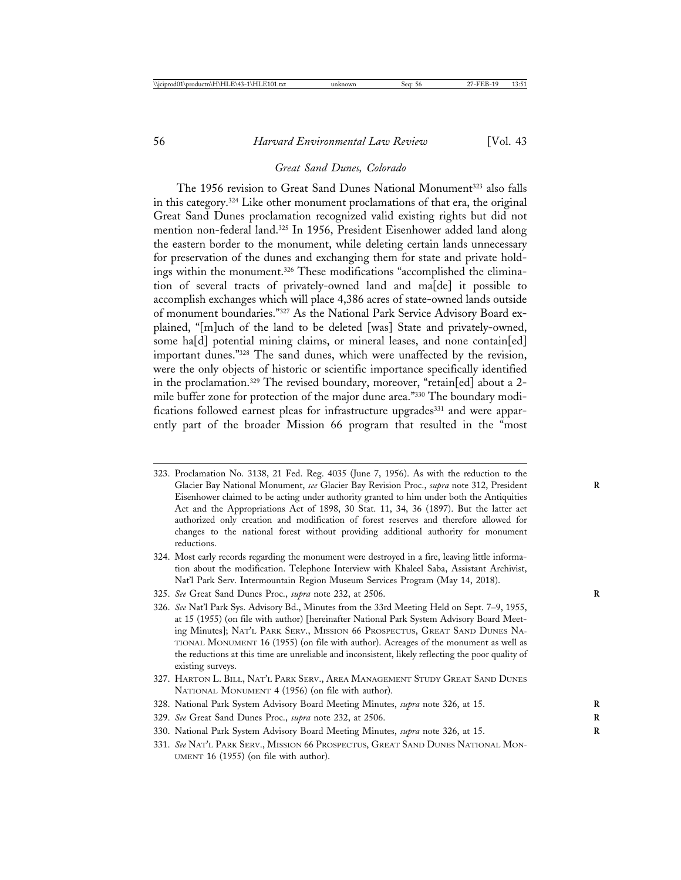### *Great Sand Dunes, Colorado*

The 1956 revision to Great Sand Dunes National Monument[323] also falls in this category.[324] Like other monument proclamations of that era, the original Great Sand Dunes proclamation recognized valid existing rights but did not mention non-federal land.[325] In 1956, President Eisenhower added land along the eastern border to the monument, while deleting certain lands unnecessary for preservation of the dunes and exchanging them for state and private holdings within the monument.[326] These modifications "accomplished the elimination of several tracts of privately-owned land and ma[de] it possible to accomplish exchanges which will place 4,386 acres of state-owned lands outside of monument boundaries."[327] As the National Park Service Advisory Board explained, "[m]uch of the land to be deleted [was] State and privately-owned, some ha[d] potential mining claims, or mineral leases, and none contain[ed] important dunes."[328] The sand dunes, which were unaffected by the revision, were the only objects of historic or scientific importance specifically identified in the proclamation.[329] The revised boundary, moreover, "retain[ed] about a 2-mile buffer zone for protection of the major dune area."[330] The boundary modifications followed earnest pleas for infrastructure upgrades[331] and were apparently part of the broader Mission 66 program that resulted in the "most

---

323. Proclamation No. 3138, 21 Fed. Reg. 4035 (June 7, 1956). As with the reduction to the Glacier Bay National Monument, *see* Glacier Bay Revision Proc., *supra* note 312, President Eisenhower claimed to be acting under authority granted to him under both the Antiquities Act and the Appropriations Act of 1898, 30 Stat. 11, 34, 36 (1897). But the latter act authorized only creation and modification of forest reserves and therefore allowed for changes to the national forest without providing additional authority for monument reductions.

324. Most early records regarding the monument were destroyed in a fire, leaving little information about the modification. Telephone Interview with Khaleel Saba, Assistant Archivist, Nat'l Park Serv. Intermountain Region Museum Services Program (May 14, 2018).

325. *See* Great Sand Dunes Proc., *supra* note 232, at 2506.

326. *See* Nat'l Park Sys. Advisory Bd., Minutes from the 33rd Meeting Held on Sept. 7–9, 1955, at 15 (1955) (on file with author) [hereinafter National Park System Advisory Board Meeting Minutes]; NAT'L PARK SERV., MISSION 66 PROSPECTUS, GREAT SAND DUNES NATIONAL MONUMENT 16 (1955) (on file with author). Acreages of the monument as well as the reductions at this time are unreliable and inconsistent, likely reflecting the poor quality of existing surveys.

327. HARTON L. BILL, NAT'L PARK SERV., AREA MANAGEMENT STUDY GREAT SAND DUNES NATIONAL MONUMENT 4 (1956) (on file with author).

328. National Park System Advisory Board Meeting Minutes, *supra* note 326, at 15.

329. *See* Great Sand Dunes Proc., *supra* note 232, at 2506.

330. National Park System Advisory Board Meeting Minutes, *supra* note 326, at 15.

331. *See* NAT'L PARK SERV., MISSION 66 PROSPECTUS, GREAT SAND DUNES NATIONAL MONUMENT 16 (1955) (on file with author).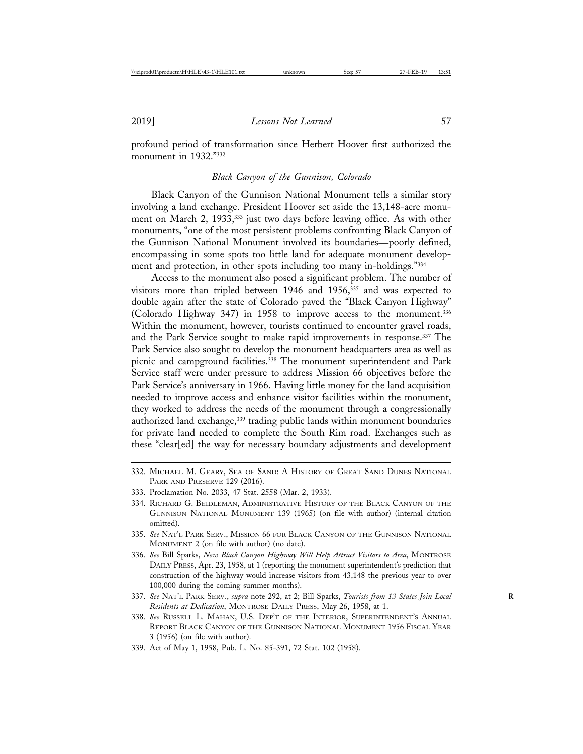profound period of transformation since Herbert Hoover first authorized the monument in 1932."[332]

### *Black Canyon of the Gunnison, Colorado*

Black Canyon of the Gunnison National Monument tells a similar story involving a land exchange. President Hoover set aside the 13,148-acre monument on March 2, 1933,[333] just two days before leaving office. As with other monuments, "one of the most persistent problems confronting Black Canyon of the Gunnison National Monument involved its boundaries—poorly defined, encompassing in some spots too little land for adequate monument development and protection, in other spots including too many in-holdings."[334]

Access to the monument also posed a significant problem. The number of visitors more than tripled between 1946 and 1956,[335] and was expected to double again after the state of Colorado paved the "Black Canyon Highway" (Colorado Highway 347) in 1958 to improve access to the monument.[336] Within the monument, however, tourists continued to encounter gravel roads, and the Park Service sought to make rapid improvements in response.[337] The Park Service also sought to develop the monument headquarters area as well as picnic and campground facilities.[338] The monument superintendent and Park Service staff were under pressure to address Mission 66 objectives before the Park Service's anniversary in 1966. Having little money for the land acquisition needed to improve access and enhance visitor facilities within the monument, they worked to address the needs of the monument through a congressionally authorized land exchange,[339] trading public lands within monument boundaries for private land needed to complete the South Rim road. Exchanges such as these "clear[ed] the way for necessary boundary adjustments and development

---

332. MICHAEL M. GEARY, SEA OF SAND: A HISTORY OF GREAT SAND DUNES NATIONAL PARK AND PRESERVE 129 (2016).

333. Proclamation No. 2033, 47 Stat. 2558 (Mar. 2, 1933).

334. RICHARD G. BEIDLEMAN, ADMINISTRATIVE HISTORY OF THE BLACK CANYON OF THE GUNNISON NATIONAL MONUMENT 139 (1965) (on file with author) (internal citation omitted).

335. *See* NAT'L PARK SERV., MISSION 66 FOR BLACK CANYON OF THE GUNNISON NATIONAL MONUMENT 2 (on file with author) (no date).

336. *See* Bill Sparks, *New Black Canyon Highway Will Help Attract Visitors to Area*, MONTROSE DAILY PRESS, Apr. 23, 1958, at 1 (reporting the monument superintendent's prediction that construction of the highway would increase visitors from 43,148 the previous year to over 100,000 during the coming summer months).

337. *See* NAT'L PARK SERV., *supra* note 292, at 2; Bill Sparks, *Tourists from 13 States Join Local Residents at Dedication*, MONTROSE DAILY PRESS, May 26, 1958, at 1.

338. *See* RUSSELL L. MAHAN, U.S. DEP'T OF THE INTERIOR, SUPERINTENDENT'S ANNUAL REPORT BLACK CANYON OF THE GUNNISON NATIONAL MONUMENT 1956 FISCAL YEAR 3 (1956) (on file with author).

339. Act of May 1, 1958, Pub. L. No. 85-391, 72 Stat. 102 (1958).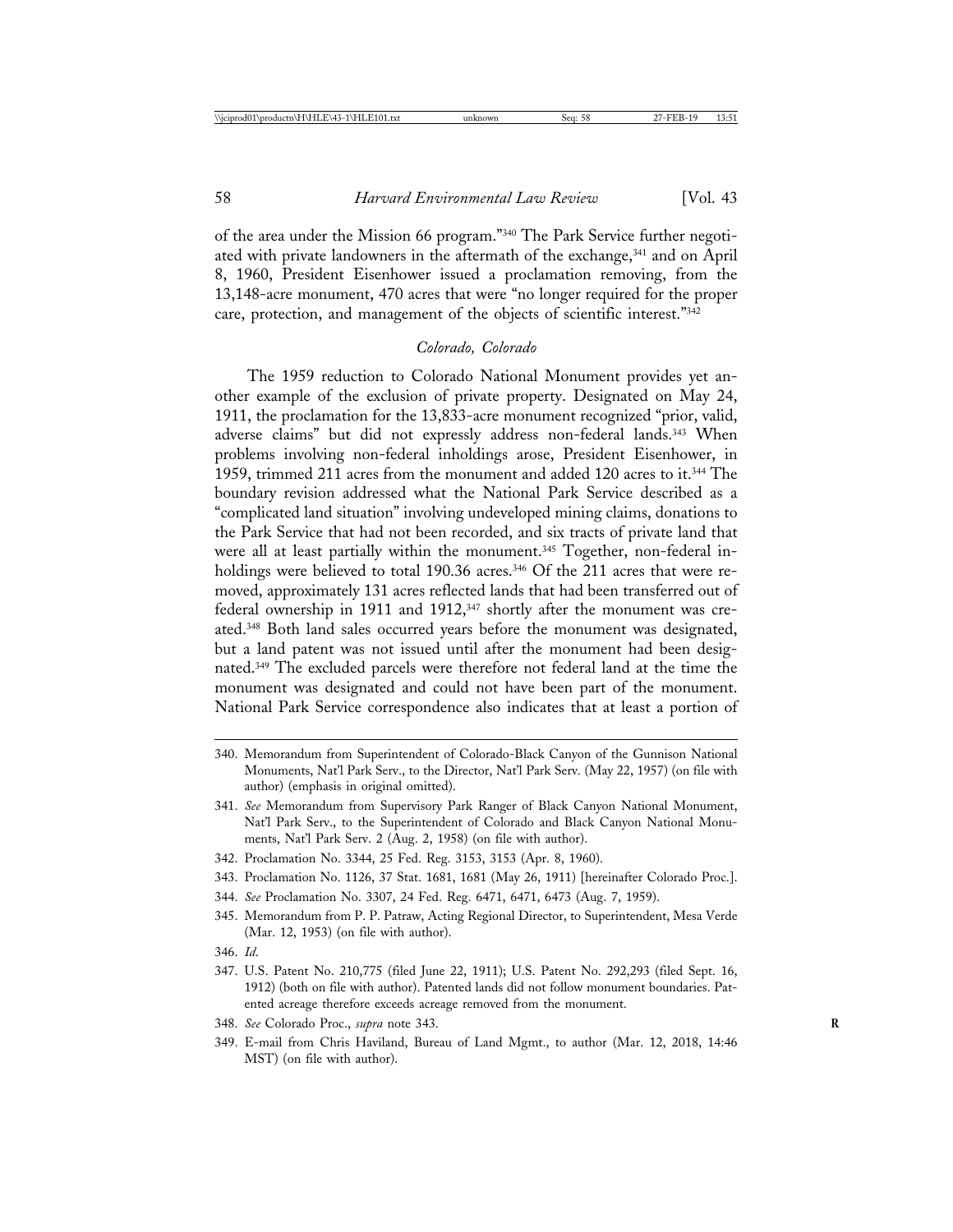of the area under the Mission 66 program."[340] The Park Service further negotiated with private landowners in the aftermath of the exchange,[341] and on April 8, 1960, President Eisenhower issued a proclamation removing, from the 13,148-acre monument, 470 acres that were "no longer required for the proper care, protection, and management of the objects of scientific interest."[342]

### *Colorado, Colorado*

The 1959 reduction to Colorado National Monument provides yet another example of the exclusion of private property. Designated on May 24, 1911, the proclamation for the 13,833-acre monument recognized "prior, valid, adverse claims" but did not expressly address non-federal lands.[343] When problems involving non-federal inholdings arose, President Eisenhower, in 1959, trimmed 211 acres from the monument and added 120 acres to it.[344] The boundary revision addressed what the National Park Service described as a "complicated land situation" involving undeveloped mining claims, donations to the Park Service that had not been recorded, and six tracts of private land that were all at least partially within the monument.[345] Together, non-federal inholdings were believed to total 190.36 acres.[346] Of the 211 acres that were removed, approximately 131 acres reflected lands that had been transferred out of federal ownership in 1911 and 1912,[347] shortly after the monument was created.[348] Both land sales occurred years before the monument was designated, but a land patent was not issued until after the monument had been designated.[349] The excluded parcels were therefore not federal land at the time the monument was designated and could not have been part of the monument. National Park Service correspondence also indicates that at least a portion of

---

340. Memorandum from Superintendent of Colorado-Black Canyon of the Gunnison National Monuments, Nat'l Park Serv., to the Director, Nat'l Park Serv. (May 22, 1957) (on file with author) (emphasis in original omitted).

341. *See* Memorandum from Supervisory Park Ranger of Black Canyon National Monument, Nat'l Park Serv., to the Superintendent of Colorado and Black Canyon National Monuments, Nat'l Park Serv. 2 (Aug. 2, 1958) (on file with author).

342. Proclamation No. 3344, 25 Fed. Reg. 3153, 3153 (Apr. 8, 1960).

343. Proclamation No. 1126, 37 Stat. 1681, 1681 (May 26, 1911) [hereinafter Colorado Proc.].

344. *See* Proclamation No. 3307, 24 Fed. Reg. 6471, 6471, 6473 (Aug. 7, 1959).

345. Memorandum from P. P. Patraw, Acting Regional Director, to Superintendent, Mesa Verde (Mar. 12, 1953) (on file with author).

346. *Id.*

347. U.S. Patent No. 210,775 (filed June 22, 1911); U.S. Patent No. 292,293 (filed Sept. 16, 1912) (both on file with author). Patented lands did not follow monument boundaries. Patented acreage therefore exceeds acreage removed from the monument.

348. *See* Colorado Proc., *supra* note 343.

349. E-mail from Chris Haviland, Bureau of Land Mgmt., to author (Mar. 12, 2018, 14:46 MST) (on file with author).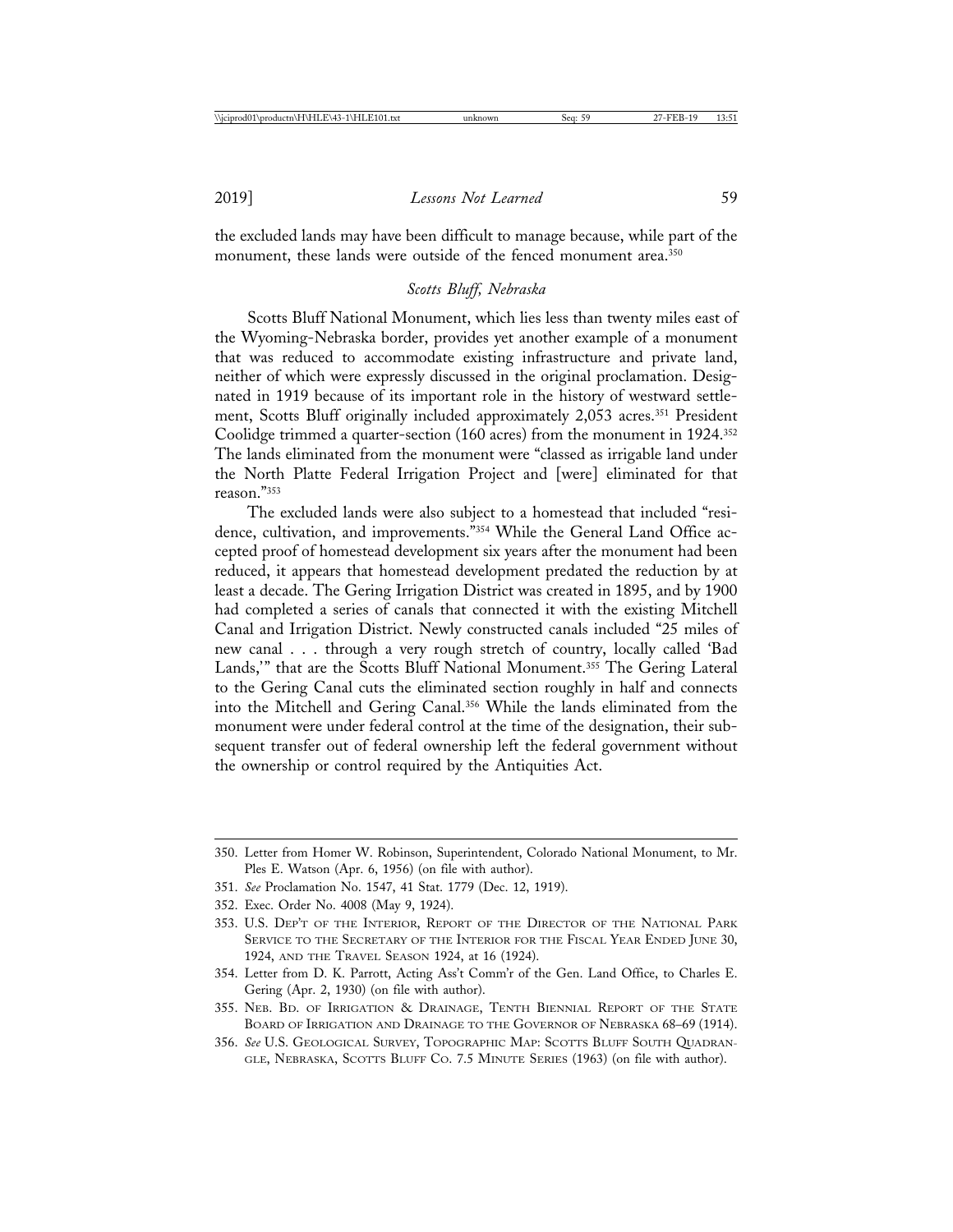the excluded lands may have been difficult to manage because, while part of the monument, these lands were outside of the fenced monument area.[350]

### *Scotts Bluff, Nebraska*

Scotts Bluff National Monument, which lies less than twenty miles east of the Wyoming-Nebraska border, provides yet another example of a monument that was reduced to accommodate existing infrastructure and private land, neither of which were expressly discussed in the original proclamation. Designated in 1919 because of its important role in the history of westward settlement, Scotts Bluff originally included approximately 2,053 acres.[351] President Coolidge trimmed a quarter-section (160 acres) from the monument in 1924.[352] The lands eliminated from the monument were "classed as irrigable land under the North Platte Federal Irrigation Project and [were] eliminated for that reason."[353]

The excluded lands were also subject to a homestead that included "residence, cultivation, and improvements."[354] While the General Land Office accepted proof of homestead development six years after the monument had been reduced, it appears that homestead development predated the reduction by at least a decade. The Gering Irrigation District was created in 1895, and by 1900 had completed a series of canals that connected it with the existing Mitchell Canal and Irrigation District. Newly constructed canals included "25 miles of new canal . . . through a very rough stretch of country, locally called 'Bad Lands,'" that are the Scotts Bluff National Monument.[355] The Gering Lateral to the Gering Canal cuts the eliminated section roughly in half and connects into the Mitchell and Gering Canal.[356] While the lands eliminated from the monument were under federal control at the time of the designation, their subsequent transfer out of federal ownership left the federal government without the ownership or control required by the Antiquities Act.

---

350. Letter from Homer W. Robinson, Superintendent, Colorado National Monument, to Mr. Ples E. Watson (Apr. 6, 1956) (on file with author).

351. *See* Proclamation No. 1547, 41 Stat. 1779 (Dec. 12, 1919).

352. Exec. Order No. 4008 (May 9, 1924).

353. U.S. Dep't of the Interior, Report of the Director of the National Park Service to the Secretary of the Interior for the Fiscal Year Ended June 30, 1924, and the Travel Season 1924, at 16 (1924).

354. Letter from D. K. Parrott, Acting Ass't Comm'r of the Gen. Land Office, to Charles E. Gering (Apr. 2, 1930) (on file with author).

355. Neb. Bd. of Irrigation & Drainage, Tenth Biennial Report of the State Board of Irrigation and Drainage to the Governor of Nebraska 68–69 (1914).

356. *See* U.S. Geological Survey, Topographic Map: Scotts Bluff South Quadrangle, Nebraska, Scotts Bluff Co. 7.5 Minute Series (1963) (on file with author).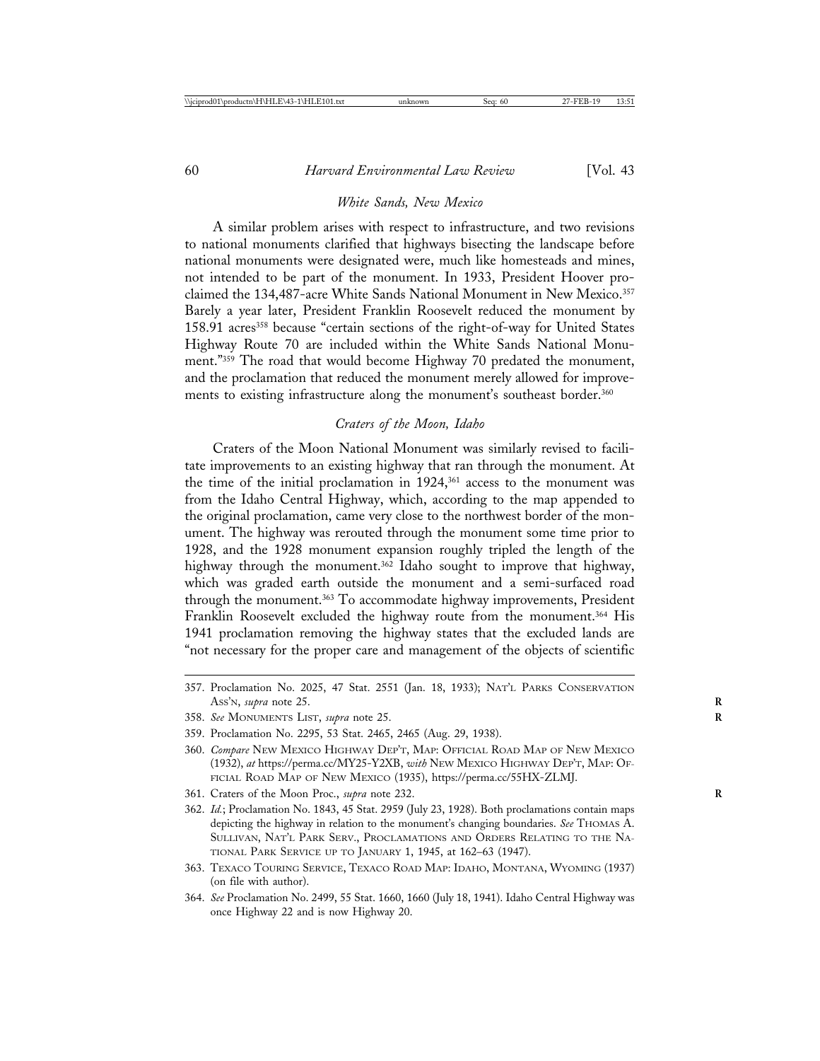### *White Sands, New Mexico*

A similar problem arises with respect to infrastructure, and two revisions to national monuments clarified that highways bisecting the landscape before national monuments were designated were, much like homesteads and mines, not intended to be part of the monument. In 1933, President Hoover proclaimed the 134,487-acre White Sands National Monument in New Mexico.[357] Barely a year later, President Franklin Roosevelt reduced the monument by 158.91 acres[358] because "certain sections of the right-of-way for United States Highway Route 70 are included within the White Sands National Monument."[359] The road that would become Highway 70 predated the monument, and the proclamation that reduced the monument merely allowed for improvements to existing infrastructure along the monument's southeast border.[360]

### *Craters of the Moon, Idaho*

Craters of the Moon National Monument was similarly revised to facilitate improvements to an existing highway that ran through the monument. At the time of the initial proclamation in 1924,[361] access to the monument was from the Idaho Central Highway, which, according to the map appended to the original proclamation, came very close to the northwest border of the monument. The highway was rerouted through the monument some time prior to 1928, and the 1928 monument expansion roughly tripled the length of the highway through the monument.[362] Idaho sought to improve that highway, which was graded earth outside the monument and a semi-surfaced road through the monument.[363] To accommodate highway improvements, President Franklin Roosevelt excluded the highway route from the monument.[364] His 1941 proclamation removing the highway states that the excluded lands are "not necessary for the proper care and management of the objects of scientific

---

357. Proclamation No. 2025, 47 Stat. 2551 (Jan. 18, 1933); NAT'L PARKS CONSERVATION ASS'N, *supra* note 25.

358. *See* MONUMENTS LIST, *supra* note 25.

359. Proclamation No. 2295, 53 Stat. 2465, 2465 (Aug. 29, 1938).

360. *Compare* NEW MEXICO HIGHWAY DEP'T, MAP: OFFICIAL ROAD MAP OF NEW MEXICO (1932), *at* https://perma.cc/MY25-Y2XB, *with* NEW MEXICO HIGHWAY DEP'T, MAP: OFFICIAL ROAD MAP OF NEW MEXICO (1935), https://perma.cc/55HX-ZLMJ.

361. Craters of the Moon Proc., *supra* note 232.

362. *Id.*; Proclamation No. 1843, 45 Stat. 2959 (July 23, 1928). Both proclamations contain maps depicting the highway in relation to the monument's changing boundaries. *See* THOMAS A. SULLIVAN, NAT'L PARK SERV., PROCLAMATIONS AND ORDERS RELATING TO THE NATIONAL PARK SERVICE UP TO JANUARY 1, 1945, at 162–63 (1947).

363. TEXACO TOURING SERVICE, TEXACO ROAD MAP: IDAHO, MONTANA, WYOMING (1937) (on file with author).

364. *See* Proclamation No. 2499, 55 Stat. 1660, 1660 (July 18, 1941). Idaho Central Highway was once Highway 22 and is now Highway 20.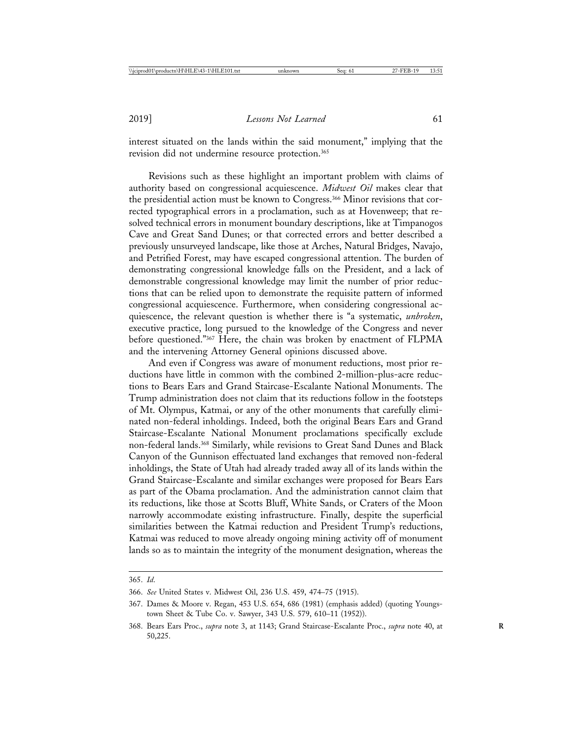interest situated on the lands within the said monument," implying that the revision did not undermine resource protection.[365]

Revisions such as these highlight an important problem with claims of authority based on congressional acquiescence. *Midwest Oil* makes clear that the presidential action must be known to Congress.[366] Minor revisions that corrected typographical errors in a proclamation, such as at Hovenweep; that resolved technical errors in monument boundary descriptions, like at Timpanogos Cave and Great Sand Dunes; or that corrected errors and better described a previously unsurveyed landscape, like those at Arches, Natural Bridges, Navajo, and Petrified Forest, may have escaped congressional attention. The burden of demonstrating congressional knowledge falls on the President, and a lack of demonstrable congressional knowledge may limit the number of prior reductions that can be relied upon to demonstrate the requisite pattern of informed congressional acquiescence. Furthermore, when considering congressional acquiescence, the relevant question is whether there is "a systematic, *unbroken*, executive practice, long pursued to the knowledge of the Congress and never before questioned."[367] Here, the chain was broken by enactment of FLPMA and the intervening Attorney General opinions discussed above.

And even if Congress was aware of monument reductions, most prior reductions have little in common with the combined 2-million-plus-acre reductions to Bears Ears and Grand Staircase-Escalante National Monuments. The Trump administration does not claim that its reductions follow in the footsteps of Mt. Olympus, Katmai, or any of the other monuments that carefully eliminated non-federal inholdings. Indeed, both the original Bears Ears and Grand Staircase-Escalante National Monument proclamations specifically exclude non-federal lands.[368] Similarly, while revisions to Great Sand Dunes and Black Canyon of the Gunnison effectuated land exchanges that removed non-federal inholdings, the State of Utah had already traded away all of its lands within the Grand Staircase-Escalante and similar exchanges were proposed for Bears Ears as part of the Obama proclamation. And the administration cannot claim that its reductions, like those at Scotts Bluff, White Sands, or Craters of the Moon narrowly accommodate existing infrastructure. Finally, despite the superficial similarities between the Katmai reduction and President Trump's reductions, Katmai was reduced to move already ongoing mining activity off of monument lands so as to maintain the integrity of the monument designation, whereas the

365. *Id.*

366. *See* United States v. Midwest Oil, 236 U.S. 459, 474–75 (1915).

367. Dames & Moore v. Regan, 453 U.S. 654, 686 (1981) (emphasis added) (quoting Youngstown Sheet & Tube Co. v. Sawyer, 343 U.S. 579, 610–11 (1952)).

368. Bears Ears Proc., *supra* note 3, at 1143; Grand Staircase-Escalante Proc., *supra* note 40, at 50,225.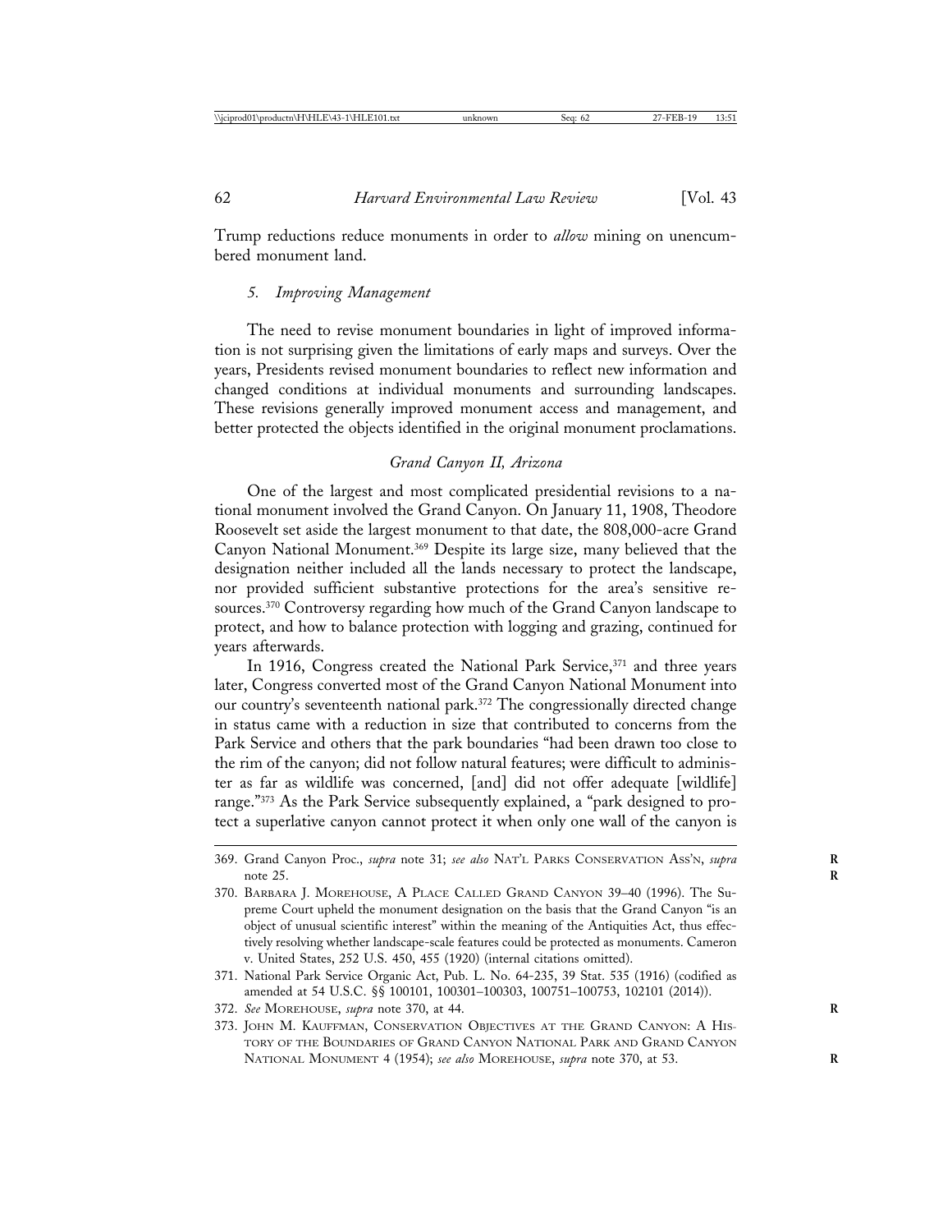Trump reductions reduce monuments in order to *allow* mining on unencumbered monument land.

### *5. Improving Management*

The need to revise monument boundaries in light of improved information is not surprising given the limitations of early maps and surveys. Over the years, Presidents revised monument boundaries to reflect new information and changed conditions at individual monuments and surrounding landscapes. These revisions generally improved monument access and management, and better protected the objects identified in the original monument proclamations.

#### *Grand Canyon II, Arizona*

One of the largest and most complicated presidential revisions to a national monument involved the Grand Canyon. On January 11, 1908, Theodore Roosevelt set aside the largest monument to that date, the 808,000-acre Grand Canyon National Monument.[369] Despite its large size, many believed that the designation neither included all the lands necessary to protect the landscape, nor provided sufficient substantive protections for the area's sensitive resources.[370] Controversy regarding how much of the Grand Canyon landscape to protect, and how to balance protection with logging and grazing, continued for years afterwards.

In 1916, Congress created the National Park Service,[371] and three years later, Congress converted most of the Grand Canyon National Monument into our country's seventeenth national park.[372] The congressionally directed change in status came with a reduction in size that contributed to concerns from the Park Service and others that the park boundaries "had been drawn too close to the rim of the canyon; did not follow natural features; were difficult to administer as far as wildlife was concerned, [and] did not offer adequate [wildlife] range."[373] As the Park Service subsequently explained, a "park designed to protect a superlative canyon cannot protect it when only one wall of the canyon is

---

369. Grand Canyon Proc., *supra* note 31; *see also* NAT'L PARKS CONSERVATION ASS'N, *supra* note 25.

370. BARBARA J. MOREHOUSE, A PLACE CALLED GRAND CANYON 39–40 (1996). The Supreme Court upheld the monument designation on the basis that the Grand Canyon "is an object of unusual scientific interest" within the meaning of the Antiquities Act, thus effectively resolving whether landscape-scale features could be protected as monuments. Cameron v. United States, 252 U.S. 450, 455 (1920) (internal citations omitted).

371. National Park Service Organic Act, Pub. L. No. 64-235, 39 Stat. 535 (1916) (codified as amended at 54 U.S.C. §§ 100101, 100301–100303, 100751–100753, 102101 (2014)).

372. *See* MOREHOUSE, *supra* note 370, at 44.

373. JOHN M. KAUFFMAN, CONSERVATION OBJECTIVES AT THE GRAND CANYON: A HISTORY OF THE BOUNDARIES OF GRAND CANYON NATIONAL PARK AND GRAND CANYON NATIONAL MONUMENT 4 (1954); *see also* MOREHOUSE, *supra* note 370, at 53.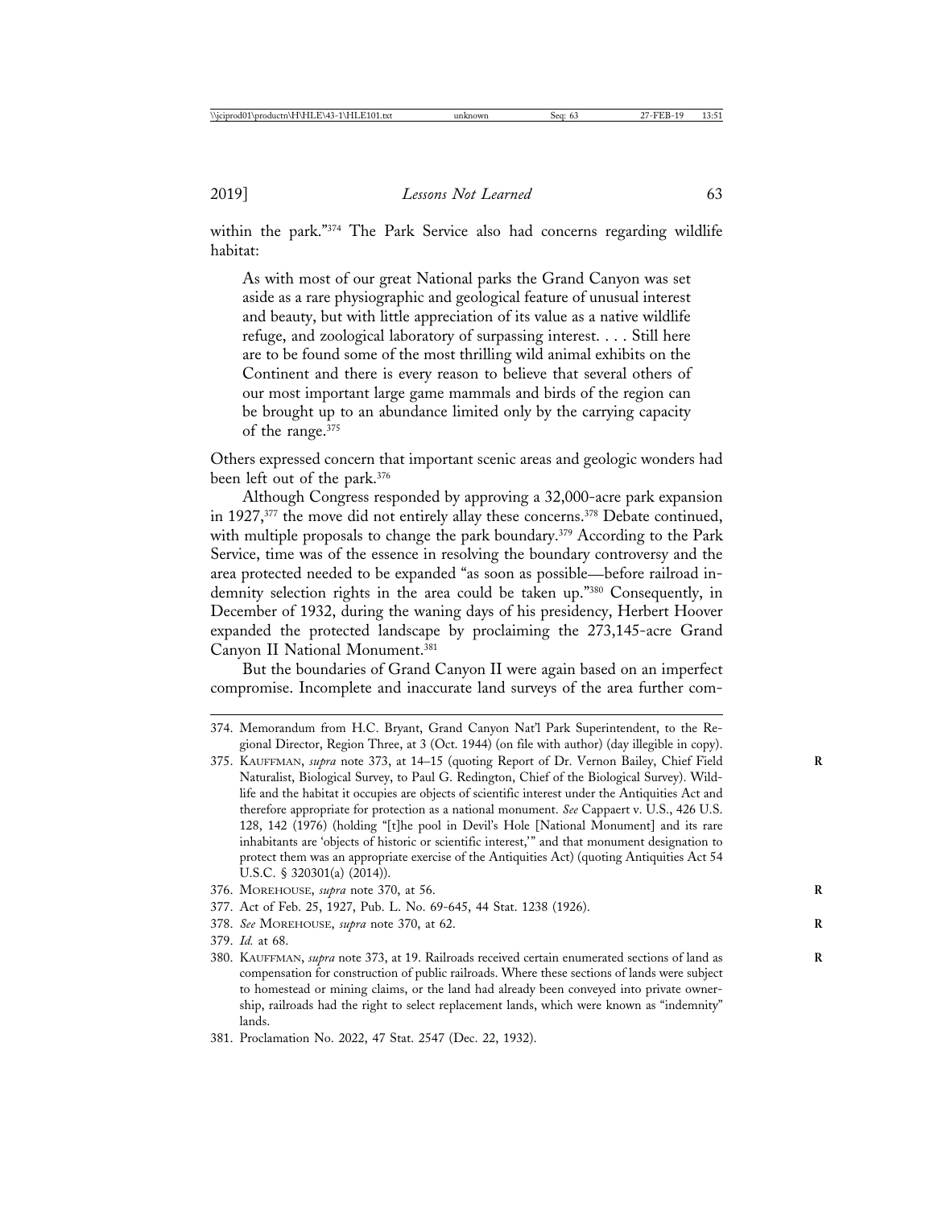within the park."[374] The Park Service also had concerns regarding wildlife habitat:

> As with most of our great National parks the Grand Canyon was set aside as a rare physiographic and geological feature of unusual interest and beauty, but with little appreciation of its value as a native wildlife refuge, and zoological laboratory of surpassing interest. . . . Still here are to be found some of the most thrilling wild animal exhibits on the Continent and there is every reason to believe that several others of our most important large game mammals and birds of the region can be brought up to an abundance limited only by the carrying capacity of the range.[375]

Others expressed concern that important scenic areas and geologic wonders had been left out of the park.[376]

Although Congress responded by approving a 32,000-acre park expansion in 1927,[377] the move did not entirely allay these concerns.[378] Debate continued, with multiple proposals to change the park boundary.[379] According to the Park Service, time was of the essence in resolving the boundary controversy and the area protected needed to be expanded "as soon as possible—before railroad indemnity selection rights in the area could be taken up."[380] Consequently, in December of 1932, during the waning days of his presidency, Herbert Hoover expanded the protected landscape by proclaiming the 273,145-acre Grand Canyon II National Monument.[381]

But the boundaries of Grand Canyon II were again based on an imperfect compromise. Incomplete and inaccurate land surveys of the area further com-

---

374. Memorandum from H.C. Bryant, Grand Canyon Nat'l Park Superintendent, to the Regional Director, Region Three, at 3 (Oct. 1944) (on file with author) (day illegible in copy).

375. Kauffman, *supra* note 373, at 14–15 (quoting Report of Dr. Vernon Bailey, Chief Field Naturalist, Biological Survey, to Paul G. Redington, Chief of the Biological Survey). Wildlife and the habitat it occupies are objects of scientific interest under the Antiquities Act and therefore appropriate for protection as a national monument. *See* Cappaert v. U.S., 426 U.S. 128, 142 (1976) (holding "[t]he pool in Devil's Hole [National Monument] and its rare inhabitants are 'objects of historic or scientific interest,'" and that monument designation to protect them was an appropriate exercise of the Antiquities Act) (quoting Antiquities Act 54 U.S.C. § 320301(a) (2014)).

376. Morehouse, *supra* note 370, at 56.

377. Act of Feb. 25, 1927, Pub. L. No. 69-645, 44 Stat. 1238 (1926).

378. *See* Morehouse, *supra* note 370, at 62.

379. *Id.* at 68.

380. Kauffman, *supra* note 373, at 19. Railroads received certain enumerated sections of land as compensation for construction of public railroads. Where these sections of lands were subject to homestead or mining claims, or the land had already been conveyed into private ownership, railroads had the right to select replacement lands, which were known as "indemnity" lands.

381. Proclamation No. 2022, 47 Stat. 2547 (Dec. 22, 1932).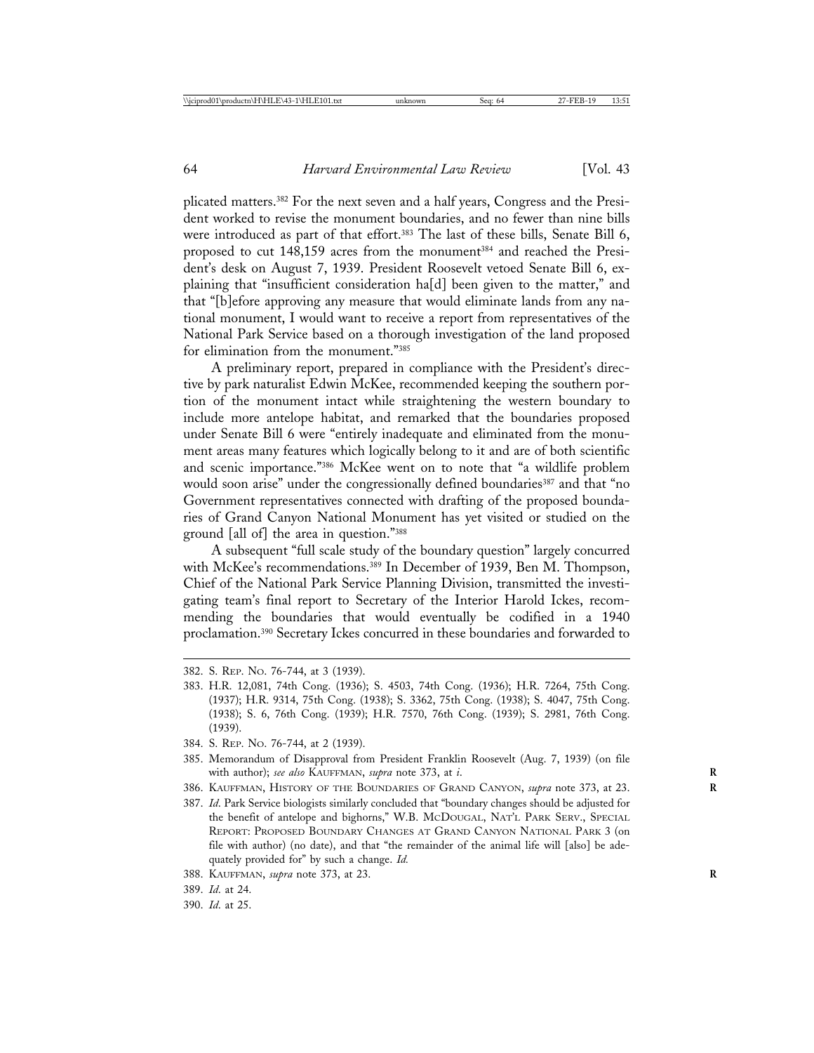plicated matters.[382] For the next seven and a half years, Congress and the President worked to revise the monument boundaries, and no fewer than nine bills were introduced as part of that effort.[383] The last of these bills, Senate Bill 6, proposed to cut 148,159 acres from the monument[384] and reached the President's desk on August 7, 1939. President Roosevelt vetoed Senate Bill 6, explaining that "insufficient consideration ha[d] been given to the matter," and that "[b]efore approving any measure that would eliminate lands from any national monument, I would want to receive a report from representatives of the National Park Service based on a thorough investigation of the land proposed for elimination from the monument."[385]

A preliminary report, prepared in compliance with the President's directive by park naturalist Edwin McKee, recommended keeping the southern portion of the monument intact while straightening the western boundary to include more antelope habitat, and remarked that the boundaries proposed under Senate Bill 6 were "entirely inadequate and eliminated from the monument areas many features which logically belong to it and are of both scientific and scenic importance."[386] McKee went on to note that "a wildlife problem would soon arise" under the congressionally defined boundaries[387] and that "no Government representatives connected with drafting of the proposed boundaries of Grand Canyon National Monument has yet visited or studied on the ground [all of] the area in question."[388]

A subsequent "full scale study of the boundary question" largely concurred with McKee's recommendations.[389] In December of 1939, Ben M. Thompson, Chief of the National Park Service Planning Division, transmitted the investigating team's final report to Secretary of the Interior Harold Ickes, recommending the boundaries that would eventually be codified in a 1940 proclamation.[390] Secretary Ickes concurred in these boundaries and forwarded to

---

382. S. Rep. No. 76-744, at 3 (1939).

383. H.R. 12,081, 74th Cong. (1936); S. 4503, 74th Cong. (1936); H.R. 7264, 75th Cong. (1937); H.R. 9314, 75th Cong. (1938); S. 3362, 75th Cong. (1938); S. 4047, 75th Cong. (1938); S. 6, 76th Cong. (1939); H.R. 7570, 76th Cong. (1939); S. 2981, 76th Cong. (1939).

384. S. Rep. No. 76-744, at 2 (1939).

385. Memorandum of Disapproval from President Franklin Roosevelt (Aug. 7, 1939) (on file with author); *see also* Kauffman, *supra* note 373, at *i*.

386. Kauffman, History of the Boundaries of Grand Canyon, *supra* note 373, at 23.

387. *Id*. Park Service biologists similarly concluded that "boundary changes should be adjusted for the benefit of antelope and bighorns," W.B. McDougal, Nat'l Park Serv., Special Report: Proposed Boundary Changes at Grand Canyon National Park 3 (on file with author) (no date), and that "the remainder of the animal life will [also] be adequately provided for" by such a change. *Id.*

388. Kauffman, *supra* note 373, at 23.

389. *Id*. at 24.

390. *Id*. at 25.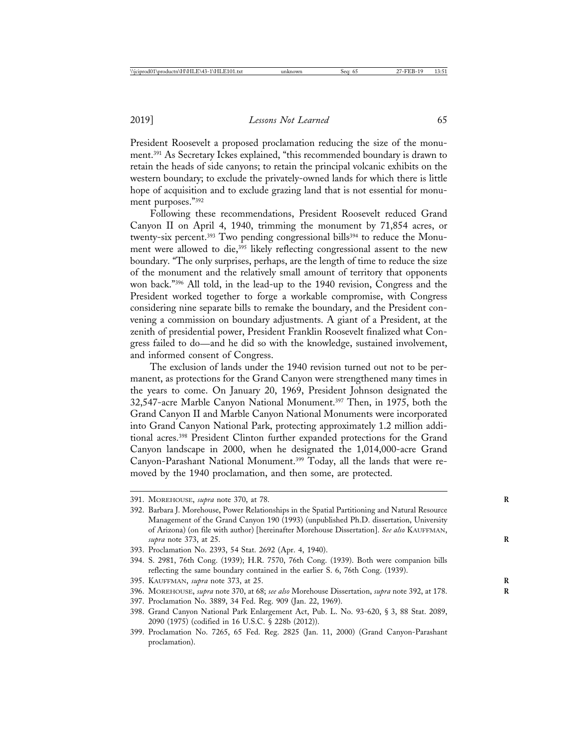President Roosevelt a proposed proclamation reducing the size of the monument.[391] As Secretary Ickes explained, "this recommended boundary is drawn to retain the heads of side canyons; to retain the principal volcanic exhibits on the western boundary; to exclude the privately-owned lands for which there is little hope of acquisition and to exclude grazing land that is not essential for monument purposes."[392]

Following these recommendations, President Roosevelt reduced Grand Canyon II on April 4, 1940, trimming the monument by 71,854 acres, or twenty-six percent.[393] Two pending congressional bills[394] to reduce the Monument were allowed to die,[395] likely reflecting congressional assent to the new boundary. "The only surprises, perhaps, are the length of time to reduce the size of the monument and the relatively small amount of territory that opponents won back."[396] All told, in the lead-up to the 1940 revision, Congress and the President worked together to forge a workable compromise, with Congress considering nine separate bills to remake the boundary, and the President convening a commission on boundary adjustments. A giant of a President, at the zenith of presidential power, President Franklin Roosevelt finalized what Congress failed to do—and he did so with the knowledge, sustained involvement, and informed consent of Congress.

The exclusion of lands under the 1940 revision turned out not to be permanent, as protections for the Grand Canyon were strengthened many times in the years to come. On January 20, 1969, President Johnson designated the 32,547-acre Marble Canyon National Monument.[397] Then, in 1975, both the Grand Canyon II and Marble Canyon National Monuments were incorporated into Grand Canyon National Park, protecting approximately 1.2 million additional acres.[398] President Clinton further expanded protections for the Grand Canyon landscape in 2000, when he designated the 1,014,000-acre Grand Canyon-Parashant National Monument.[399] Today, all the lands that were removed by the 1940 proclamation, and then some, are protected.

---

391. MOREHOUSE, *supra* note 370, at 78.

392. Barbara J. Morehouse, Power Relationships in the Spatial Partitioning and Natural Resource Management of the Grand Canyon 190 (1993) (unpublished Ph.D. dissertation, University of Arizona) (on file with author) [hereinafter Morehouse Dissertation]. *See also* KAUFFMAN, *supra* note 373, at 25.

393. Proclamation No. 2393, 54 Stat. 2692 (Apr. 4, 1940).

394. S. 2981, 76th Cong. (1939); H.R. 7570, 76th Cong. (1939). Both were companion bills reflecting the same boundary contained in the earlier S. 6, 76th Cong. (1939).

395. KAUFFMAN, *supra* note 373, at 25.

396. MOREHOUSE, *supra* note 370, at 68; *see also* Morehouse Dissertation, *supra* note 392, at 178.

397. Proclamation No. 3889, 34 Fed. Reg. 909 (Jan. 22, 1969).

398. Grand Canyon National Park Enlargement Act, Pub. L. No. 93-620, § 3, 88 Stat. 2089, 2090 (1975) (codified in 16 U.S.C. § 228b (2012)).

399. Proclamation No. 7265, 65 Fed. Reg. 2825 (Jan. 11, 2000) (Grand Canyon-Parashant proclamation).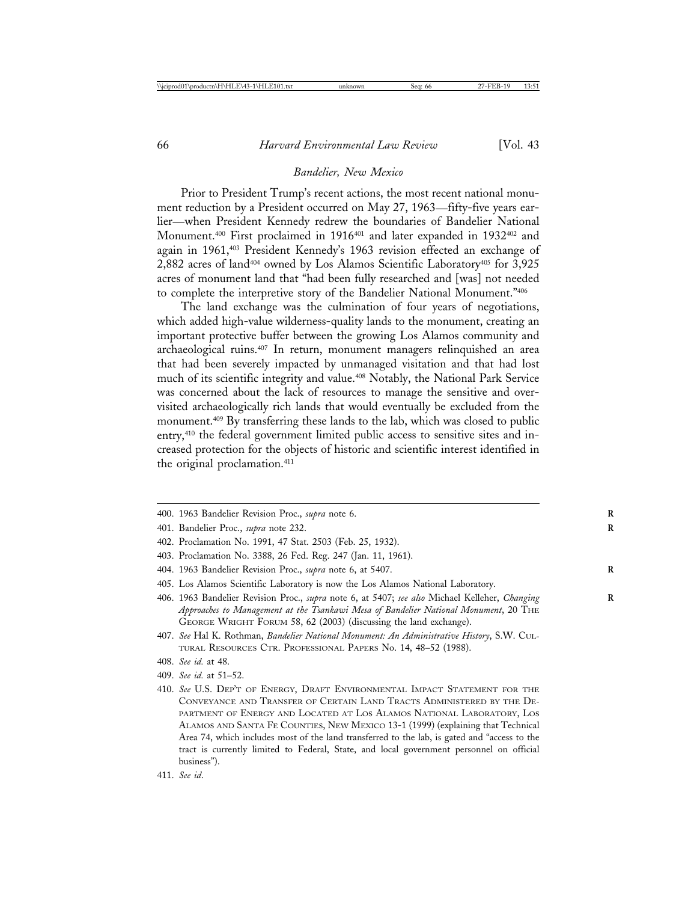### *Bandelier, New Mexico*

Prior to President Trump's recent actions, the most recent national monument reduction by a President occurred on May 27, 1963—fifty-five years earlier—when President Kennedy redrew the boundaries of Bandelier National Monument.[400] First proclaimed in 1916[401] and later expanded in 1932[402] and again in 1961,[403] President Kennedy's 1963 revision effected an exchange of 2,882 acres of land[404] owned by Los Alamos Scientific Laboratory[405] for 3,925 acres of monument land that "had been fully researched and [was] not needed to complete the interpretive story of the Bandelier National Monument."[406]

The land exchange was the culmination of four years of negotiations, which added high-value wilderness-quality lands to the monument, creating an important protective buffer between the growing Los Alamos community and archaeological ruins.[407] In return, monument managers relinquished an area that had been severely impacted by unmanaged visitation and that had lost much of its scientific integrity and value.[408] Notably, the National Park Service was concerned about the lack of resources to manage the sensitive and over-visited archaeologically rich lands that would eventually be excluded from the monument.[409] By transferring these lands to the lab, which was closed to public entry,[410] the federal government limited public access to sensitive sites and increased protection for the objects of historic and scientific interest identified in the original proclamation.[411]

---

400. 1963 Bandelier Revision Proc., *supra* note 6.

401. Bandelier Proc., *supra* note 232.

402. Proclamation No. 1991, 47 Stat. 2503 (Feb. 25, 1932).

403. Proclamation No. 3388, 26 Fed. Reg. 247 (Jan. 11, 1961).

404. 1963 Bandelier Revision Proc., *supra* note 6, at 5407.

405. Los Alamos Scientific Laboratory is now the Los Alamos National Laboratory.

406. 1963 Bandelier Revision Proc., *supra* note 6, at 5407; *see also* Michael Kelleher, *Changing Approaches to Management at the Tsankawi Mesa of Bandelier National Monument*, 20 THE GEORGE WRIGHT FORUM 58, 62 (2003) (discussing the land exchange).

407. *See* Hal K. Rothman, *Bandelier National Monument: An Administrative History*, S.W. CULTURAL RESOURCES CTR. PROFESSIONAL PAPERS No. 14, 48–52 (1988).

408. *See id.* at 48.

409. *See id.* at 51–52.

410. *See* U.S. DEP'T OF ENERGY, DRAFT ENVIRONMENTAL IMPACT STATEMENT FOR THE CONVEYANCE AND TRANSFER OF CERTAIN LAND TRACTS ADMINISTERED BY THE DEPARTMENT OF ENERGY AND LOCATED AT LOS ALAMOS NATIONAL LABORATORY, LOS ALAMOS AND SANTA FE COUNTIES, NEW MEXICO 13-1 (1999) (explaining that Technical Area 74, which includes most of the land transferred to the lab, is gated and "access to the tract is currently limited to Federal, State, and local government personnel on official business").

411. *See id.*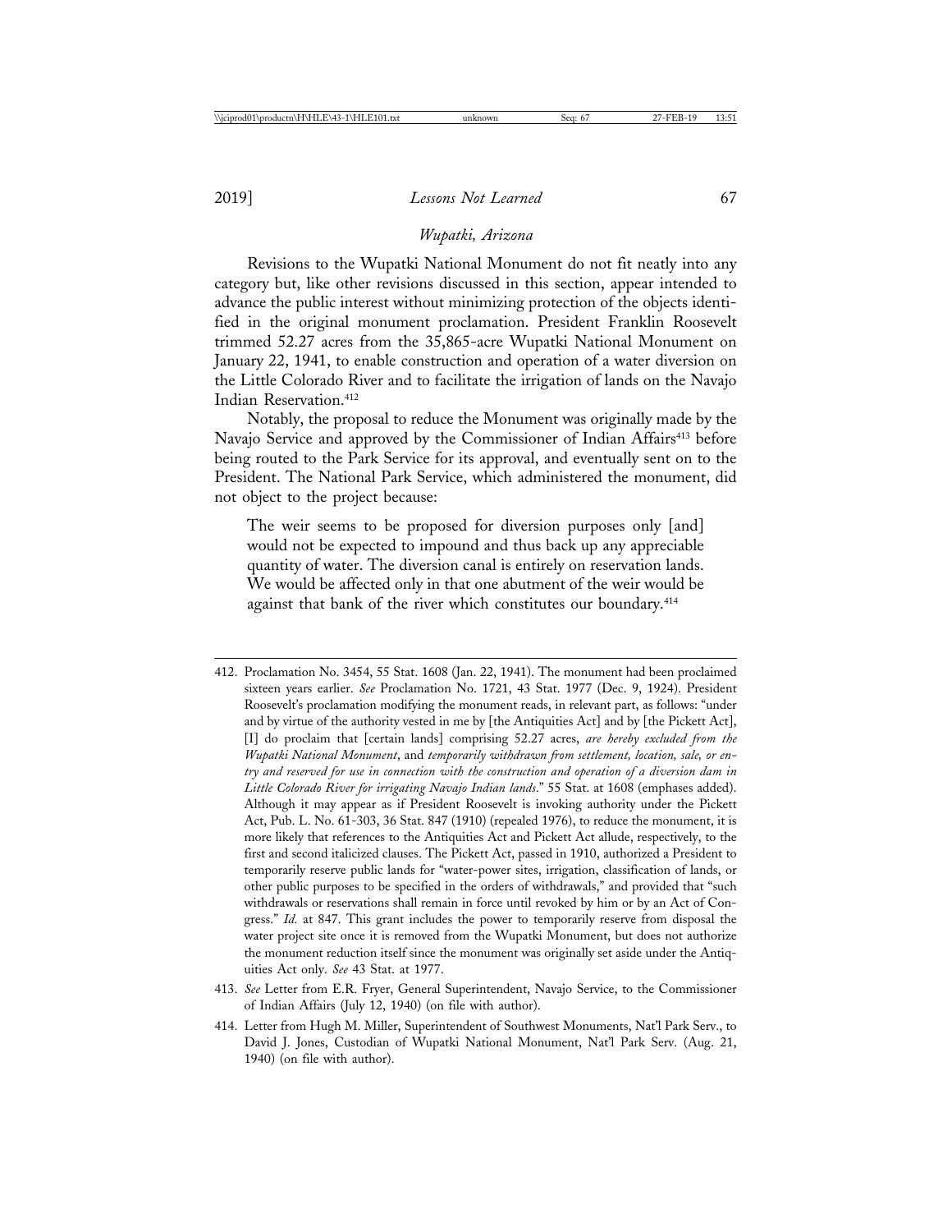### *Wupatki, Arizona*

Revisions to the Wupatki National Monument do not fit neatly into any category but, like other revisions discussed in this section, appear intended to advance the public interest without minimizing protection of the objects identified in the original monument proclamation. President Franklin Roosevelt trimmed 52.27 acres from the 35,865-acre Wupatki National Monument on January 22, 1941, to enable construction and operation of a water diversion on the Little Colorado River and to facilitate the irrigation of lands on the Navajo Indian Reservation.[412]

Notably, the proposal to reduce the Monument was originally made by the Navajo Service and approved by the Commissioner of Indian Affairs[413] before being routed to the Park Service for its approval, and eventually sent on to the President. The National Park Service, which administered the monument, did not object to the project because:

> The weir seems to be proposed for diversion purposes only [and] would not be expected to impound and thus back up any appreciable quantity of water. The diversion canal is entirely on reservation lands. We would be affected only in that one abutment of the weir would be against that bank of the river which constitutes our boundary.[414]

---

412. Proclamation No. 3454, 55 Stat. 1608 (Jan. 22, 1941). The monument had been proclaimed sixteen years earlier. *See* Proclamation No. 1721, 43 Stat. 1977 (Dec. 9, 1924). President Roosevelt's proclamation modifying the monument reads, in relevant part, as follows: "under and by virtue of the authority vested in me by [the Antiquities Act] and by [the Pickett Act], [I] do proclaim that [certain lands] comprising 52.27 acres, *are hereby excluded from the Wupatki National Monument*, and *temporarily withdrawn from settlement, location, sale, or entry and reserved for use in connection with the construction and operation of a diversion dam in Little Colorado River for irrigating Navajo Indian lands*." 55 Stat. at 1608 (emphases added). Although it may appear as if President Roosevelt is invoking authority under the Pickett Act, Pub. L. No. 61-303, 36 Stat. 847 (1910) (repealed 1976), to reduce the monument, it is more likely that references to the Antiquities Act and Pickett Act allude, respectively, to the first and second italicized clauses. The Pickett Act, passed in 1910, authorized a President to temporarily reserve public lands for "water-power sites, irrigation, classification of lands, or other public purposes to be specified in the orders of withdrawals," and provided that "such withdrawals or reservations shall remain in force until revoked by him or by an Act of Congress." *Id.* at 847. This grant includes the power to temporarily reserve from disposal the water project site once it is removed from the Wupatki Monument, but does not authorize the monument reduction itself since the monument was originally set aside under the Antiquities Act only. *See* 43 Stat. at 1977.

413. *See* Letter from E.R. Fryer, General Superintendent, Navajo Service, to the Commissioner of Indian Affairs (July 12, 1940) (on file with author).

414. Letter from Hugh M. Miller, Superintendent of Southwest Monuments, Nat'l Park Serv., to David J. Jones, Custodian of Wupatki National Monument, Nat'l Park Serv. (Aug. 21, 1940) (on file with author).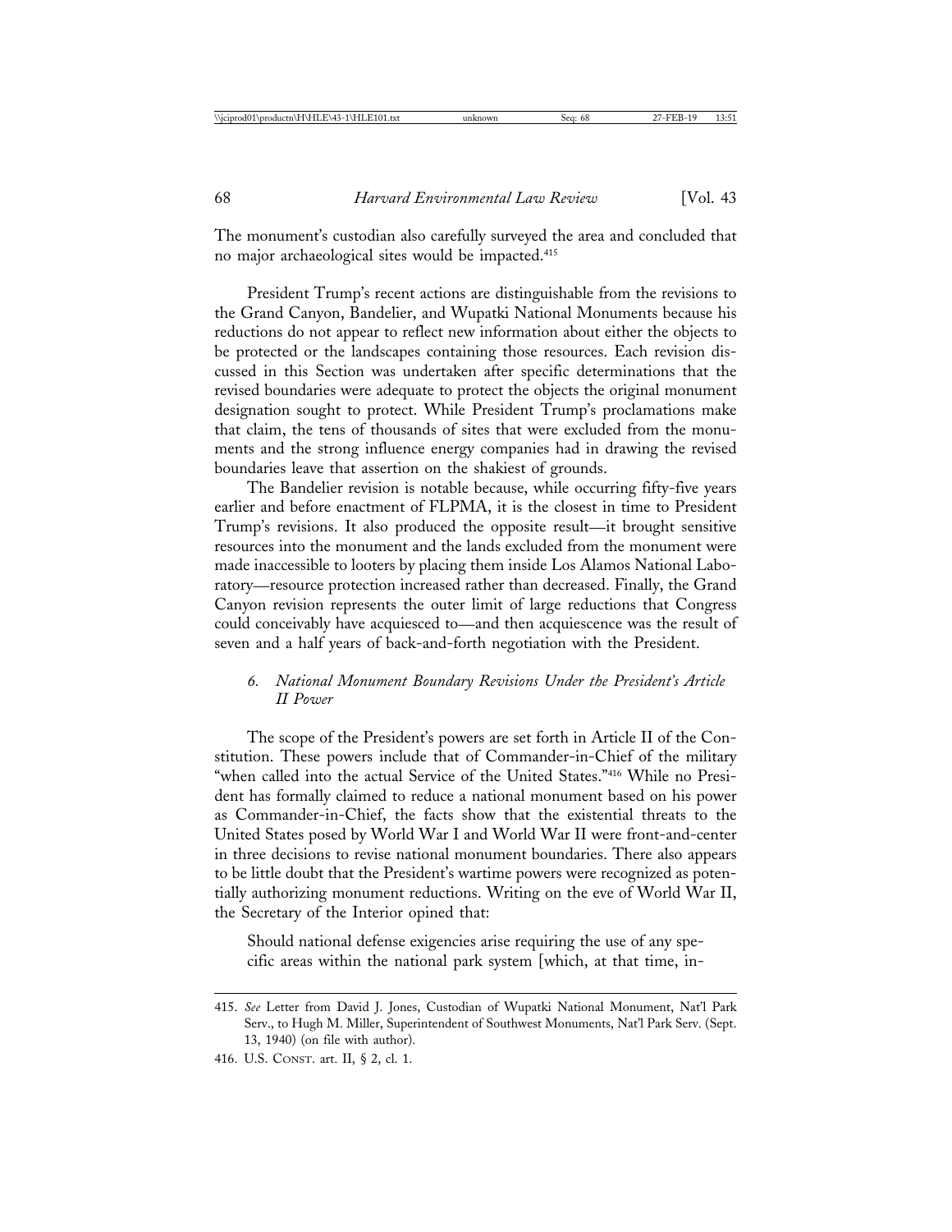The monument's custodian also carefully surveyed the area and concluded that no major archaeological sites would be impacted.[415]

President Trump's recent actions are distinguishable from the revisions to the Grand Canyon, Bandelier, and Wupatki National Monuments because his reductions do not appear to reflect new information about either the objects to be protected or the landscapes containing those resources. Each revision discussed in this Section was undertaken after specific determinations that the revised boundaries were adequate to protect the objects the original monument designation sought to protect. While President Trump's proclamations make that claim, the tens of thousands of sites that were excluded from the monuments and the strong influence energy companies had in drawing the revised boundaries leave that assertion on the shakiest of grounds.

The Bandelier revision is notable because, while occurring fifty-five years earlier and before enactment of FLPMA, it is the closest in time to President Trump's revisions. It also produced the opposite result—it brought sensitive resources into the monument and the lands excluded from the monument were made inaccessible to looters by placing them inside Los Alamos National Laboratory—resource protection increased rather than decreased. Finally, the Grand Canyon revision represents the outer limit of large reductions that Congress could conceivably have acquiesced to—and then acquiescence was the result of seven and a half years of back-and-forth negotiation with the President.

### *6. National Monument Boundary Revisions Under the President's Article II Power*

The scope of the President's powers are set forth in Article II of the Constitution. These powers include that of Commander-in-Chief of the military "when called into the actual Service of the United States."[416] While no President has formally claimed to reduce a national monument based on his power as Commander-in-Chief, the facts show that the existential threats to the United States posed by World War I and World War II were front-and-center in three decisions to revise national monument boundaries. There also appears to be little doubt that the President's wartime powers were recognized as potentially authorizing monument reductions. Writing on the eve of World War II, the Secretary of the Interior opined that:

> Should national defense exigencies arise requiring the use of any specific areas within the national park system [which, at that time, in-

---

415. *See* Letter from David J. Jones, Custodian of Wupatki National Monument, Nat'l Park Serv., to Hugh M. Miller, Superintendent of Southwest Monuments, Nat'l Park Serv. (Sept. 13, 1940) (on file with author).

416. U.S. Const. art. II, § 2, cl. 1.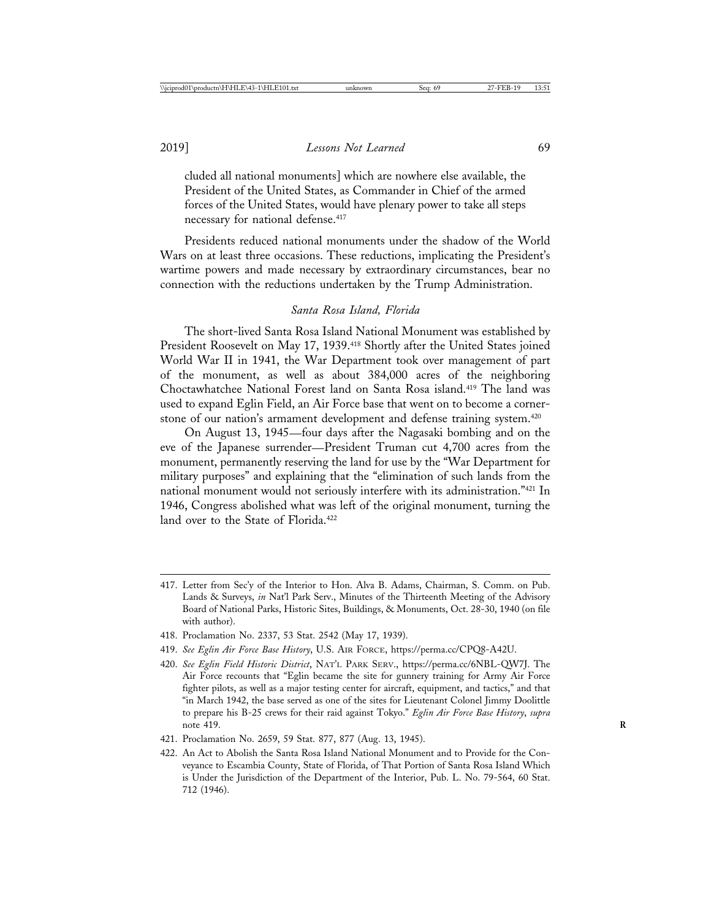cluded all national monuments] which are nowhere else available, the President of the United States, as Commander in Chief of the armed forces of the United States, would have plenary power to take all steps necessary for national defense.[417]

Presidents reduced national monuments under the shadow of the World Wars on at least three occasions. These reductions, implicating the President's wartime powers and made necessary by extraordinary circumstances, bear no connection with the reductions undertaken by the Trump Administration.

### *Santa Rosa Island, Florida*

The short-lived Santa Rosa Island National Monument was established by President Roosevelt on May 17, 1939.[418] Shortly after the United States joined World War II in 1941, the War Department took over management of part of the monument, as well as about 384,000 acres of the neighboring Choctawhatchee National Forest land on Santa Rosa island.[419] The land was used to expand Eglin Field, an Air Force base that went on to become a cornerstone of our nation's armament development and defense training system.[420]

On August 13, 1945—four days after the Nagasaki bombing and on the eve of the Japanese surrender—President Truman cut 4,700 acres from the monument, permanently reserving the land for use by the "War Department for military purposes" and explaining that the "elimination of such lands from the national monument would not seriously interfere with its administration."[421] In 1946, Congress abolished what was left of the original monument, turning the land over to the State of Florida.[422]

---

417. Letter from Sec'y of the Interior to Hon. Alva B. Adams, Chairman, S. Comm. on Pub. Lands & Surveys, *in* Nat'l Park Serv., Minutes of the Thirteenth Meeting of the Advisory Board of National Parks, Historic Sites, Buildings, & Monuments, Oct. 28-30, 1940 (on file with author).

418. Proclamation No. 2337, 53 Stat. 2542 (May 17, 1939).

419. *See Eglin Air Force Base History*, U.S. AIR FORCE, https://perma.cc/CPQ8-A42U.

420. *See Eglin Field Historic District*, NAT'L PARK SERV., https://perma.cc/6NBL-QW7J. The Air Force recounts that "Eglin became the site for gunnery training for Army Air Force fighter pilots, as well as a major testing center for aircraft, equipment, and tactics," and that "in March 1942, the base served as one of the sites for Lieutenant Colonel Jimmy Doolittle to prepare his B-25 crews for their raid against Tokyo." *Eglin Air Force Base History*, *supra* note 419.

421. Proclamation No. 2659, 59 Stat. 877, 877 (Aug. 13, 1945).

422. An Act to Abolish the Santa Rosa Island National Monument and to Provide for the Conveyance to Escambia County, State of Florida, of That Portion of Santa Rosa Island Which is Under the Jurisdiction of the Department of the Interior, Pub. L. No. 79-564, 60 Stat. 712 (1946).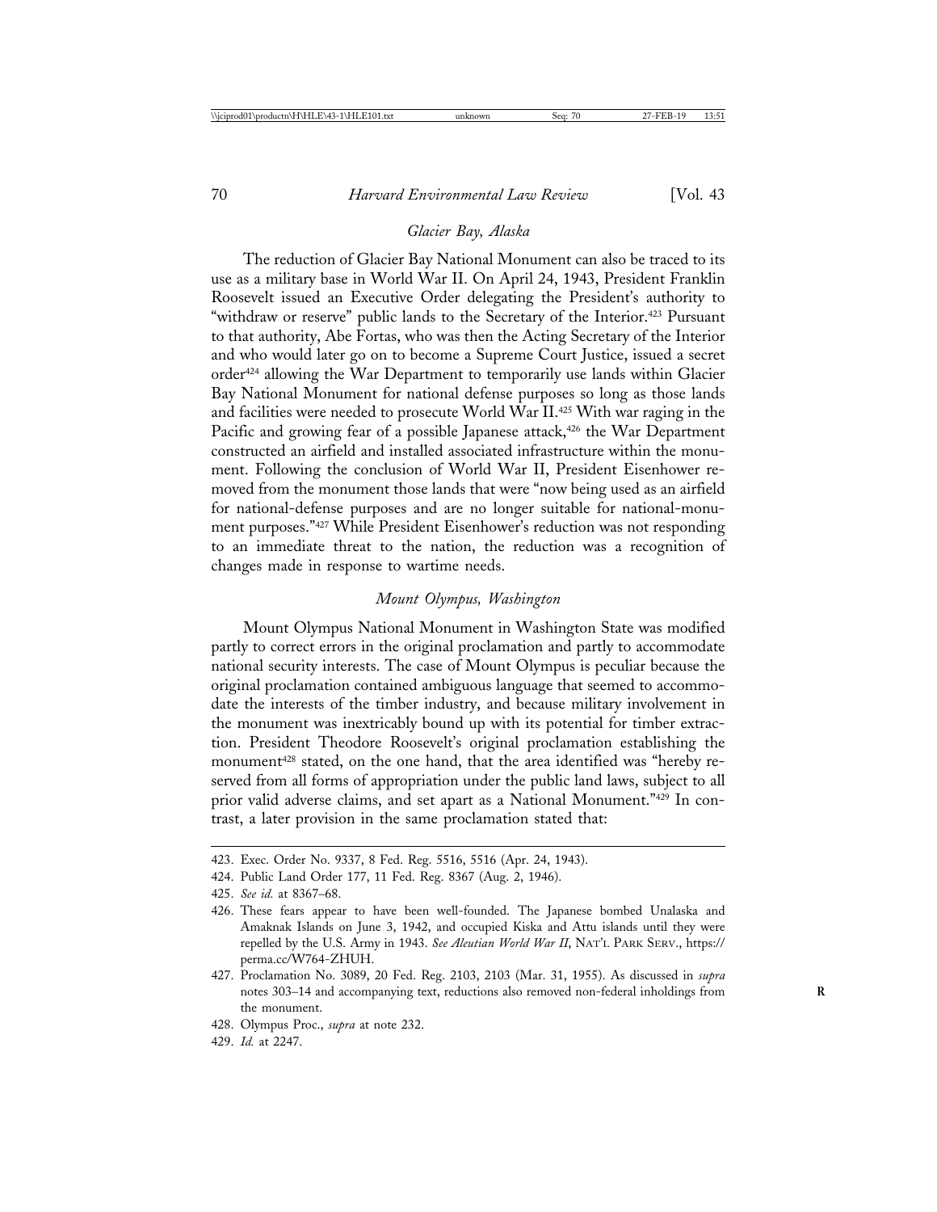*Glacier Bay, Alaska*

The reduction of Glacier Bay National Monument can also be traced to its use as a military base in World War II. On April 24, 1943, President Franklin Roosevelt issued an Executive Order delegating the President's authority to "withdraw or reserve" public lands to the Secretary of the Interior.[423] Pursuant to that authority, Abe Fortas, who was then the Acting Secretary of the Interior and who would later go on to become a Supreme Court Justice, issued a secret order[424] allowing the War Department to temporarily use lands within Glacier Bay National Monument for national defense purposes so long as those lands and facilities were needed to prosecute World War II.[425] With war raging in the Pacific and growing fear of a possible Japanese attack,[426] the War Department constructed an airfield and installed associated infrastructure within the monument. Following the conclusion of World War II, President Eisenhower removed from the monument those lands that were "now being used as an airfield for national-defense purposes and are no longer suitable for national-monument purposes."[427] While President Eisenhower's reduction was not responding to an immediate threat to the nation, the reduction was a recognition of changes made in response to wartime needs.

*Mount Olympus, Washington*

Mount Olympus National Monument in Washington State was modified partly to correct errors in the original proclamation and partly to accommodate national security interests. The case of Mount Olympus is peculiar because the original proclamation contained ambiguous language that seemed to accommodate the interests of the timber industry, and because military involvement in the monument was inextricably bound up with its potential for timber extraction. President Theodore Roosevelt's original proclamation establishing the monument[428] stated, on the one hand, that the area identified was "hereby reserved from all forms of appropriation under the public land laws, subject to all prior valid adverse claims, and set apart as a National Monument."[429] In contrast, a later provision in the same proclamation stated that:

---

423. Exec. Order No. 9337, 8 Fed. Reg. 5516, 5516 (Apr. 24, 1943).

424. Public Land Order 177, 11 Fed. Reg. 8367 (Aug. 2, 1946).

425. *See id.* at 8367–68.

426. These fears appear to have been well-founded. The Japanese bombed Unalaska and Amaknak Islands on June 3, 1942, and occupied Kiska and Attu islands until they were repelled by the U.S. Army in 1943. *See Aleutian World War II*, NAT'L PARK SERV., https://perma.cc/W764-ZHUH.

427. Proclamation No. 3089, 20 Fed. Reg. 2103, 2103 (Mar. 31, 1955). As discussed in *supra* notes 303–14 and accompanying text, reductions also removed non-federal inholdings from the monument.

428. Olympus Proc., *supra* at note 232.

429. *Id.* at 2247.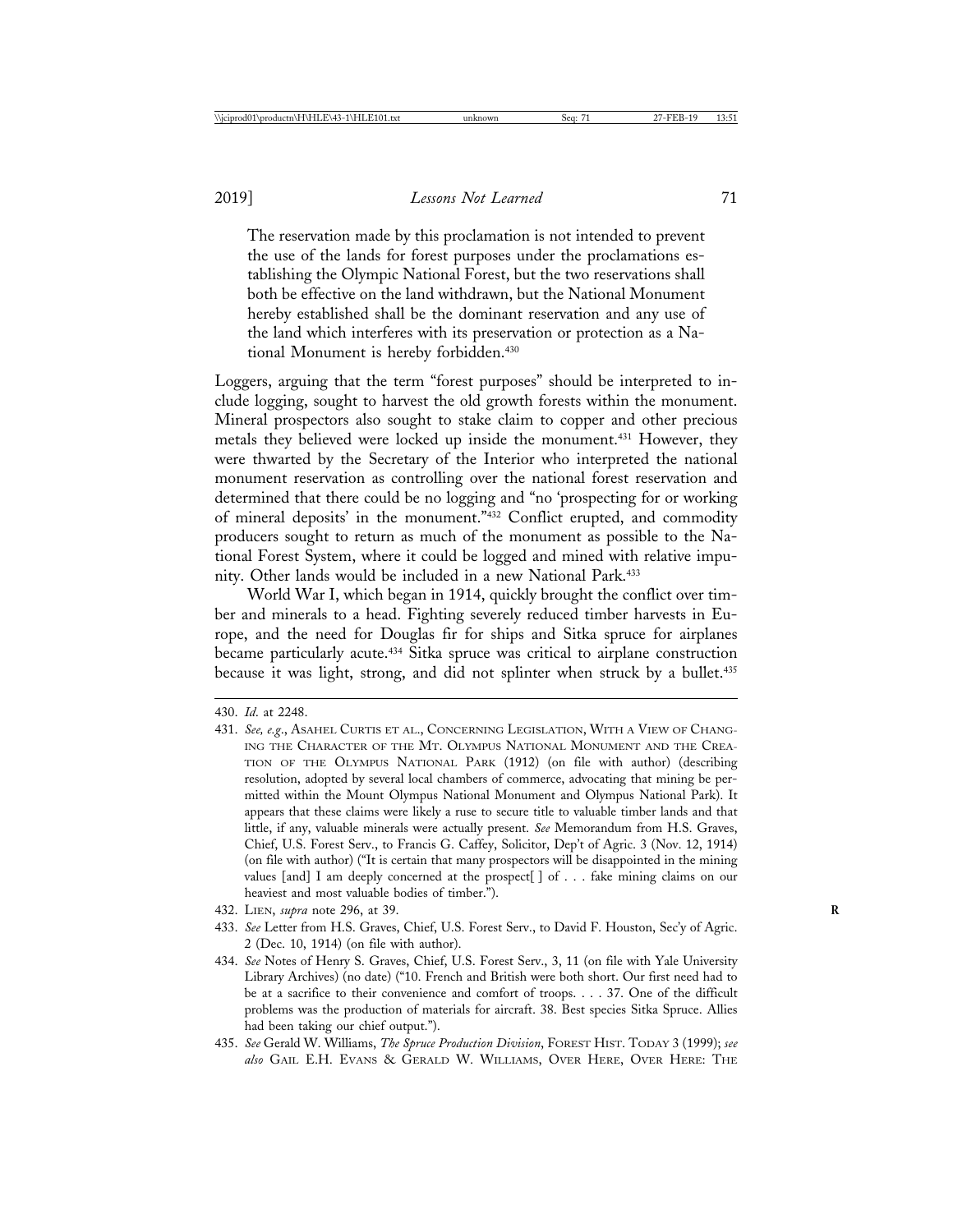> The reservation made by this proclamation is not intended to prevent the use of the lands for forest purposes under the proclamations establishing the Olympic National Forest, but the two reservations shall both be effective on the land withdrawn, but the National Monument hereby established shall be the dominant reservation and any use of the land which interferes with its preservation or protection as a National Monument is hereby forbidden.[430]

Loggers, arguing that the term "forest purposes" should be interpreted to include logging, sought to harvest the old growth forests within the monument. Mineral prospectors also sought to stake claim to copper and other precious metals they believed were locked up inside the monument.[431] However, they were thwarted by the Secretary of the Interior who interpreted the national monument reservation as controlling over the national forest reservation and determined that there could be no logging and "no 'prospecting for or working of mineral deposits' in the monument."[432] Conflict erupted, and commodity producers sought to return as much of the monument as possible to the National Forest System, where it could be logged and mined with relative impunity. Other lands would be included in a new National Park.[433]

World War I, which began in 1914, quickly brought the conflict over timber and minerals to a head. Fighting severely reduced timber harvests in Europe, and the need for Douglas fir for ships and Sitka spruce for airplanes became particularly acute.[434] Sitka spruce was critical to airplane construction because it was light, strong, and did not splinter when struck by a bullet.[435]

---

430. *Id.* at 2248.

431. *See, e.g.*, ASAHEL CURTIS ET AL., CONCERNING LEGISLATION, WITH A VIEW OF CHANGING THE CHARACTER OF THE MT. OLYMPUS NATIONAL MONUMENT AND THE CREATION OF THE OLYMPUS NATIONAL PARK (1912) (on file with author) (describing resolution, adopted by several local chambers of commerce, advocating that mining be permitted within the Mount Olympus National Monument and Olympus National Park). It appears that these claims were likely a ruse to secure title to valuable timber lands and that little, if any, valuable minerals were actually present. *See* Memorandum from H.S. Graves, Chief, U.S. Forest Serv., to Francis G. Caffey, Solicitor, Dep't of Agric. 3 (Nov. 12, 1914) (on file with author) ("It is certain that many prospectors will be disappointed in the mining values [and] I am deeply concerned at the prospect[ ] of . . . fake mining claims on our heaviest and most valuable bodies of timber.").

432. LIEN, *supra* note 296, at 39.

433. *See* Letter from H.S. Graves, Chief, U.S. Forest Serv., to David F. Houston, Sec'y of Agric. 2 (Dec. 10, 1914) (on file with author).

434. *See* Notes of Henry S. Graves, Chief, U.S. Forest Serv., 3, 11 (on file with Yale University Library Archives) (no date) ("10. French and British were both short. Our first need had to be at a sacrifice to their convenience and comfort of troops. . . . 37. One of the difficult problems was the production of materials for aircraft. 38. Best species Sitka Spruce. Allies had been taking our chief output.").

435. *See* Gerald W. Williams, *The Spruce Production Division*, FOREST HIST. TODAY 3 (1999); *see also* GAIL E.H. EVANS & GERALD W. WILLIAMS, OVER HERE, OVER HERE: THE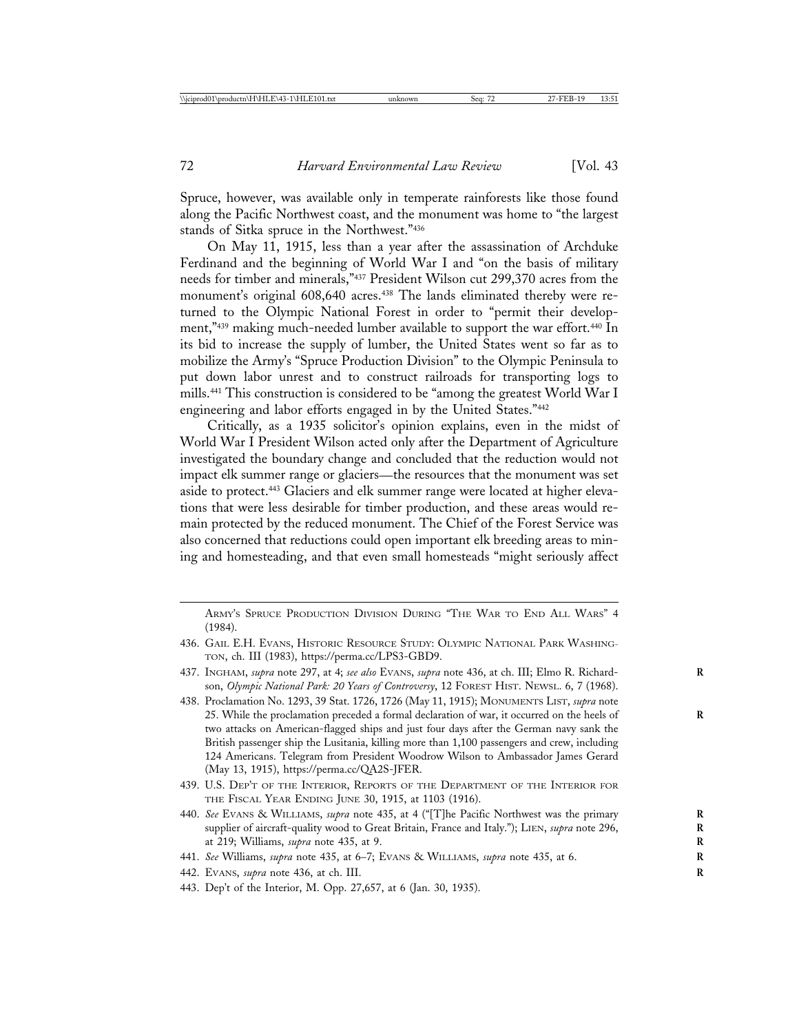Spruce, however, was available only in temperate rainforests like those found along the Pacific Northwest coast, and the monument was home to "the largest stands of Sitka spruce in the Northwest."[436]

On May 11, 1915, less than a year after the assassination of Archduke Ferdinand and the beginning of World War I and "on the basis of military needs for timber and minerals,"[437] President Wilson cut 299,370 acres from the monument's original 608,640 acres.[438] The lands eliminated thereby were returned to the Olympic National Forest in order to "permit their development,"[439] making much-needed lumber available to support the war effort.[440] In its bid to increase the supply of lumber, the United States went so far as to mobilize the Army's "Spruce Production Division" to the Olympic Peninsula to put down labor unrest and to construct railroads for transporting logs to mills.[441] This construction is considered to be "among the greatest World War I engineering and labor efforts engaged in by the United States."[442]

Critically, as a 1935 solicitor's opinion explains, even in the midst of World War I President Wilson acted only after the Department of Agriculture investigated the boundary change and concluded that the reduction would not impact elk summer range or glaciers—the resources that the monument was set aside to protect.[443] Glaciers and elk summer range were located at higher elevations that were less desirable for timber production, and these areas would remain protected by the reduced monument. The Chief of the Forest Service was also concerned that reductions could open important elk breeding areas to mining and homesteading, and that even small homesteads "might seriously affect

---

ARMY'S SPRUCE PRODUCTION DIVISION DURING "THE WAR TO END ALL WARS" 4 (1984).

436. GAIL E.H. EVANS, HISTORIC RESOURCE STUDY: OLYMPIC NATIONAL PARK WASHINGTON, ch. III (1983), https://perma.cc/LPS3-GBD9.

437. INGHAM, *supra* note 297, at 4; *see also* EVANS, *supra* note 436, at ch. III; Elmo R. Richardson, *Olympic National Park: 20 Years of Controversy*, 12 FOREST HIST. NEWSL. 6, 7 (1968).

438. Proclamation No. 1293, 39 Stat. 1726, 1726 (May 11, 1915); MONUMENTS LIST, *supra* note 25. While the proclamation preceded a formal declaration of war, it occurred on the heels of two attacks on American-flagged ships and just four days after the German navy sank the British passenger ship the Lusitania, killing more than 1,100 passengers and crew, including 124 Americans. Telegram from President Woodrow Wilson to Ambassador James Gerard (May 13, 1915), https://perma.cc/QA2S-JFER.

439. U.S. DEP'T OF THE INTERIOR, REPORTS OF THE DEPARTMENT OF THE INTERIOR FOR THE FISCAL YEAR ENDING JUNE 30, 1915, at 1103 (1916).

440. *See* EVANS & WILLIAMS, *supra* note 435, at 4 ("[T]he Pacific Northwest was the primary supplier of aircraft-quality wood to Great Britain, France and Italy."); LIEN, *supra* note 296, at 219; Williams, *supra* note 435, at 9.

441. *See* Williams, *supra* note 435, at 6–7; EVANS & WILLIAMS, *supra* note 435, at 6.

442. EVANS, *supra* note 436, at ch. III.

443. Dep't of the Interior, M. Opp. 27,657, at 6 (Jan. 30, 1935).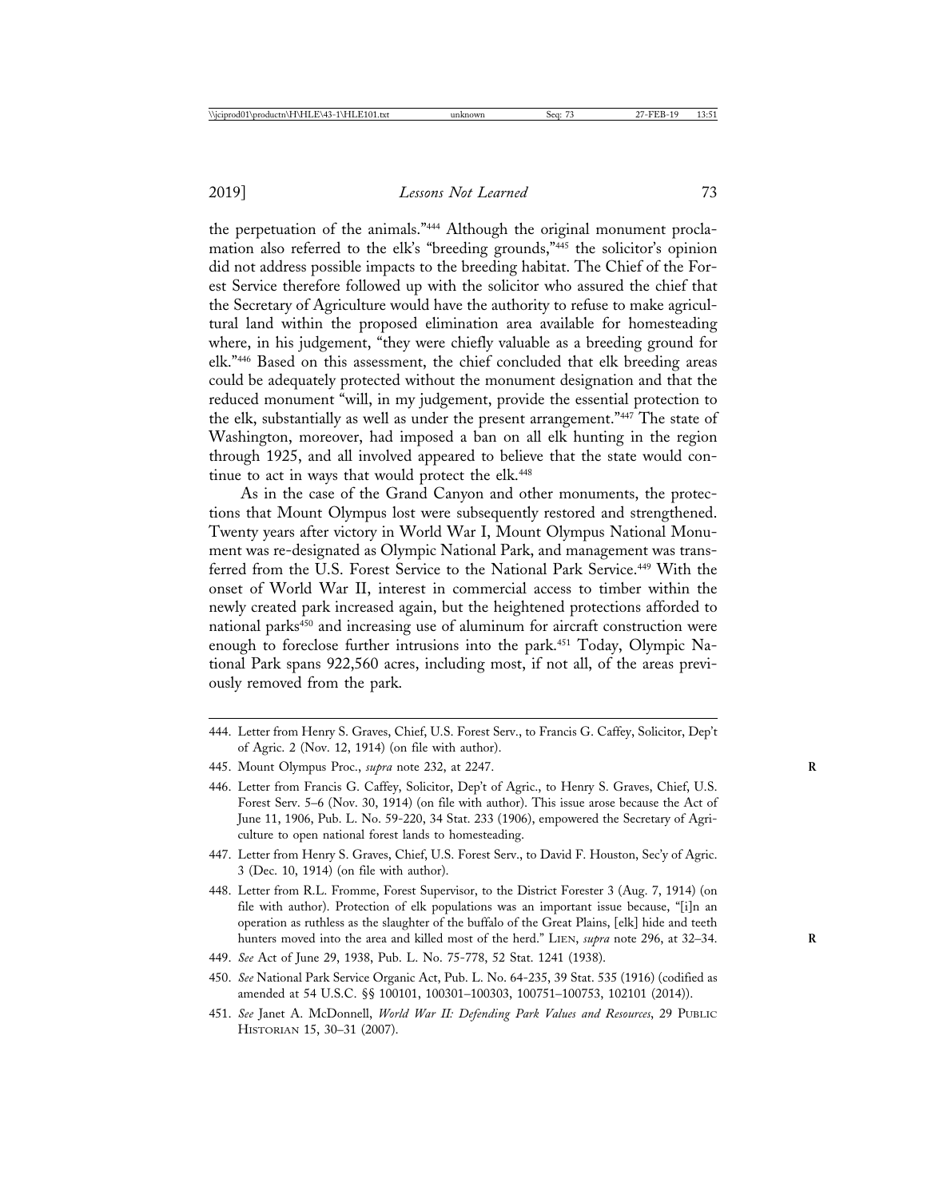the perpetuation of the animals."[444] Although the original monument proclamation also referred to the elk's "breeding grounds,"[445] the solicitor's opinion did not address possible impacts to the breeding habitat. The Chief of the Forest Service therefore followed up with the solicitor who assured the chief that the Secretary of Agriculture would have the authority to refuse to make agricultural land within the proposed elimination area available for homesteading where, in his judgement, "they were chiefly valuable as a breeding ground for elk."[446] Based on this assessment, the chief concluded that elk breeding areas could be adequately protected without the monument designation and that the reduced monument "will, in my judgement, provide the essential protection to the elk, substantially as well as under the present arrangement."[447] The state of Washington, moreover, had imposed a ban on all elk hunting in the region through 1925, and all involved appeared to believe that the state would continue to act in ways that would protect the elk.[448]

As in the case of the Grand Canyon and other monuments, the protections that Mount Olympus lost were subsequently restored and strengthened. Twenty years after victory in World War I, Mount Olympus National Monument was re-designated as Olympic National Park, and management was transferred from the U.S. Forest Service to the National Park Service.[449] With the onset of World War II, interest in commercial access to timber within the newly created park increased again, but the heightened protections afforded to national parks[450] and increasing use of aluminum for aircraft construction were enough to foreclose further intrusions into the park.[451] Today, Olympic National Park spans 922,560 acres, including most, if not all, of the areas previously removed from the park.

444. Letter from Henry S. Graves, Chief, U.S. Forest Serv., to Francis G. Caffey, Solicitor, Dep't of Agric. 2 (Nov. 12, 1914) (on file with author).

445. Mount Olympus Proc., *supra* note 232, at 2247.

446. Letter from Francis G. Caffey, Solicitor, Dep't of Agric., to Henry S. Graves, Chief, U.S. Forest Serv. 5–6 (Nov. 30, 1914) (on file with author). This issue arose because the Act of June 11, 1906, Pub. L. No. 59-220, 34 Stat. 233 (1906), empowered the Secretary of Agriculture to open national forest lands to homesteading.

447. Letter from Henry S. Graves, Chief, U.S. Forest Serv., to David F. Houston, Sec'y of Agric. 3 (Dec. 10, 1914) (on file with author).

448. Letter from R.L. Fromme, Forest Supervisor, to the District Forester 3 (Aug. 7, 1914) (on file with author). Protection of elk populations was an important issue because, "[i]n an operation as ruthless as the slaughter of the buffalo of the Great Plains, [elk] hide and teeth hunters moved into the area and killed most of the herd." Lien, *supra* note 296, at 32–34.

449. *See* Act of June 29, 1938, Pub. L. No. 75-778, 52 Stat. 1241 (1938).

450. *See* National Park Service Organic Act, Pub. L. No. 64-235, 39 Stat. 535 (1916) (codified as amended at 54 U.S.C. §§ 100101, 100301–100303, 100751–100753, 102101 (2014)).

451. *See* Janet A. McDonnell, *World War II: Defending Park Values and Resources*, 29 Public Historian 15, 30–31 (2007).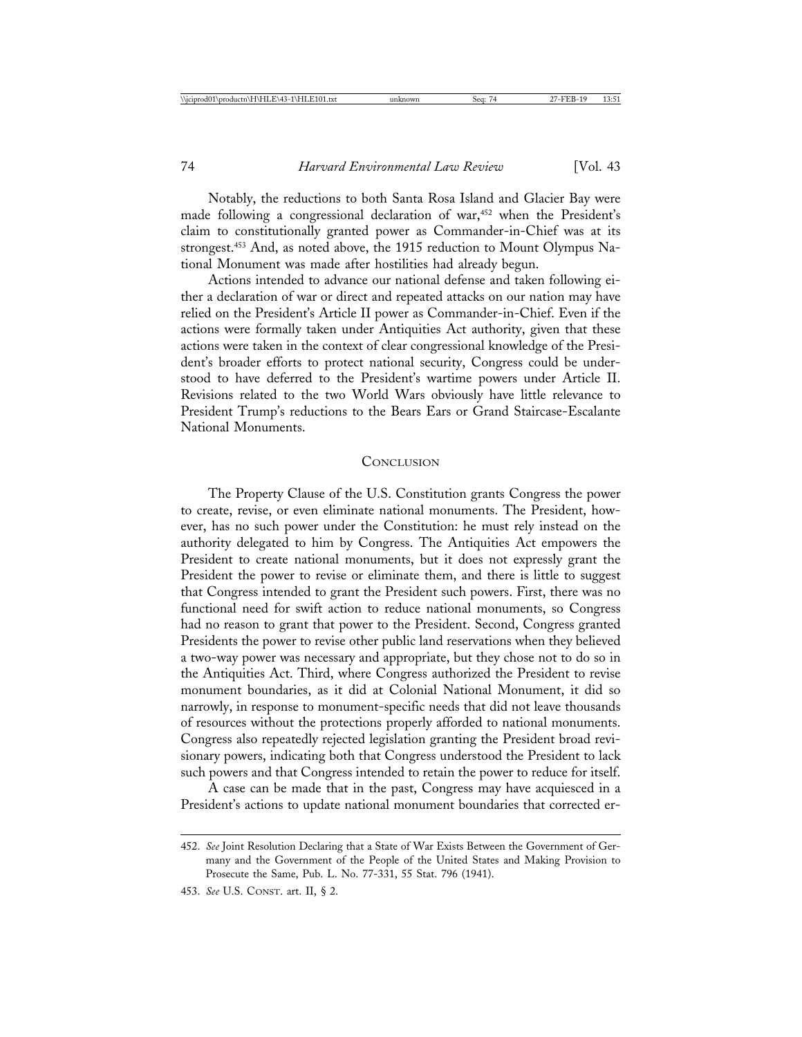Notably, the reductions to both Santa Rosa Island and Glacier Bay were made following a congressional declaration of war,[452] when the President's claim to constitutionally granted power as Commander-in-Chief was at its strongest.[453] And, as noted above, the 1915 reduction to Mount Olympus National Monument was made after hostilities had already begun.

Actions intended to advance our national defense and taken following either a declaration of war or direct and repeated attacks on our nation may have relied on the President's Article II power as Commander-in-Chief. Even if the actions were formally taken under Antiquities Act authority, given that these actions were taken in the context of clear congressional knowledge of the President's broader efforts to protect national security, Congress could be understood to have deferred to the President's wartime powers under Article II. Revisions related to the two World Wars obviously have little relevance to President Trump's reductions to the Bears Ears or Grand Staircase-Escalante National Monuments.

## Conclusion

The Property Clause of the U.S. Constitution grants Congress the power to create, revise, or even eliminate national monuments. The President, however, has no such power under the Constitution: he must rely instead on the authority delegated to him by Congress. The Antiquities Act empowers the President to create national monuments, but it does not expressly grant the President the power to revise or eliminate them, and there is little to suggest that Congress intended to grant the President such powers. First, there was no functional need for swift action to reduce national monuments, so Congress had no reason to grant that power to the President. Second, Congress granted Presidents the power to revise other public land reservations when they believed a two-way power was necessary and appropriate, but they chose not to do so in the Antiquities Act. Third, where Congress authorized the President to revise monument boundaries, as it did at Colonial National Monument, it did so narrowly, in response to monument-specific needs that did not leave thousands of resources without the protections properly afforded to national monuments. Congress also repeatedly rejected legislation granting the President broad revisionary powers, indicating both that Congress understood the President to lack such powers and that Congress intended to retain the power to reduce for itself.

A case can be made that in the past, Congress may have acquiesced in a President's actions to update national monument boundaries that corrected er-

---

452. *See* Joint Resolution Declaring that a State of War Exists Between the Government of Germany and the Government of the People of the United States and Making Provision to Prosecute the Same, Pub. L. No. 77-331, 55 Stat. 796 (1941).

453. *See* U.S. Const. art. II, § 2.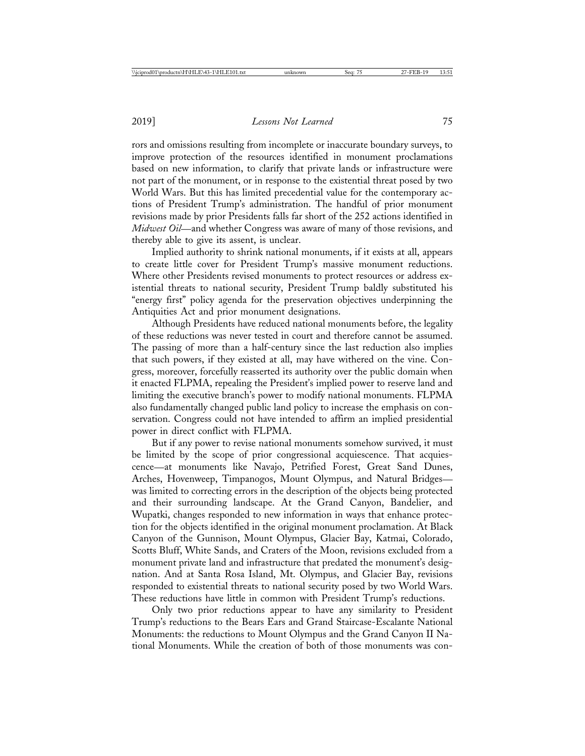rors and omissions resulting from incomplete or inaccurate boundary surveys, to improve protection of the resources identified in monument proclamations based on new information, to clarify that private lands or infrastructure were not part of the monument, or in response to the existential threat posed by two World Wars. But this has limited precedential value for the contemporary actions of President Trump's administration. The handful of prior monument revisions made by prior Presidents falls far short of the 252 actions identified in *Midwest Oil*—and whether Congress was aware of many of those revisions, and thereby able to give its assent, is unclear.

Implied authority to shrink national monuments, if it exists at all, appears to create little cover for President Trump's massive monument reductions. Where other Presidents revised monuments to protect resources or address existential threats to national security, President Trump baldly substituted his "energy first" policy agenda for the preservation objectives underpinning the Antiquities Act and prior monument designations.

Although Presidents have reduced national monuments before, the legality of these reductions was never tested in court and therefore cannot be assumed. The passing of more than a half-century since the last reduction also implies that such powers, if they existed at all, may have withered on the vine. Congress, moreover, forcefully reasserted its authority over the public domain when it enacted FLPMA, repealing the President's implied power to reserve land and limiting the executive branch's power to modify national monuments. FLPMA also fundamentally changed public land policy to increase the emphasis on conservation. Congress could not have intended to affirm an implied presidential power in direct conflict with FLPMA.

But if any power to revise national monuments somehow survived, it must be limited by the scope of prior congressional acquiescence. That acquiescence—at monuments like Navajo, Petrified Forest, Great Sand Dunes, Arches, Hovenweep, Timpanogos, Mount Olympus, and Natural Bridges—was limited to correcting errors in the description of the objects being protected and their surrounding landscape. At the Grand Canyon, Bandelier, and Wupatki, changes responded to new information in ways that enhance protection for the objects identified in the original monument proclamation. At Black Canyon of the Gunnison, Mount Olympus, Glacier Bay, Katmai, Colorado, Scotts Bluff, White Sands, and Craters of the Moon, revisions excluded from a monument private land and infrastructure that predated the monument's designation. And at Santa Rosa Island, Mt. Olympus, and Glacier Bay, revisions responded to existential threats to national security posed by two World Wars. These reductions have little in common with President Trump's reductions.

Only two prior reductions appear to have any similarity to President Trump's reductions to the Bears Ears and Grand Staircase-Escalante National Monuments: the reductions to Mount Olympus and the Grand Canyon II National Monuments. While the creation of both of those monuments was con-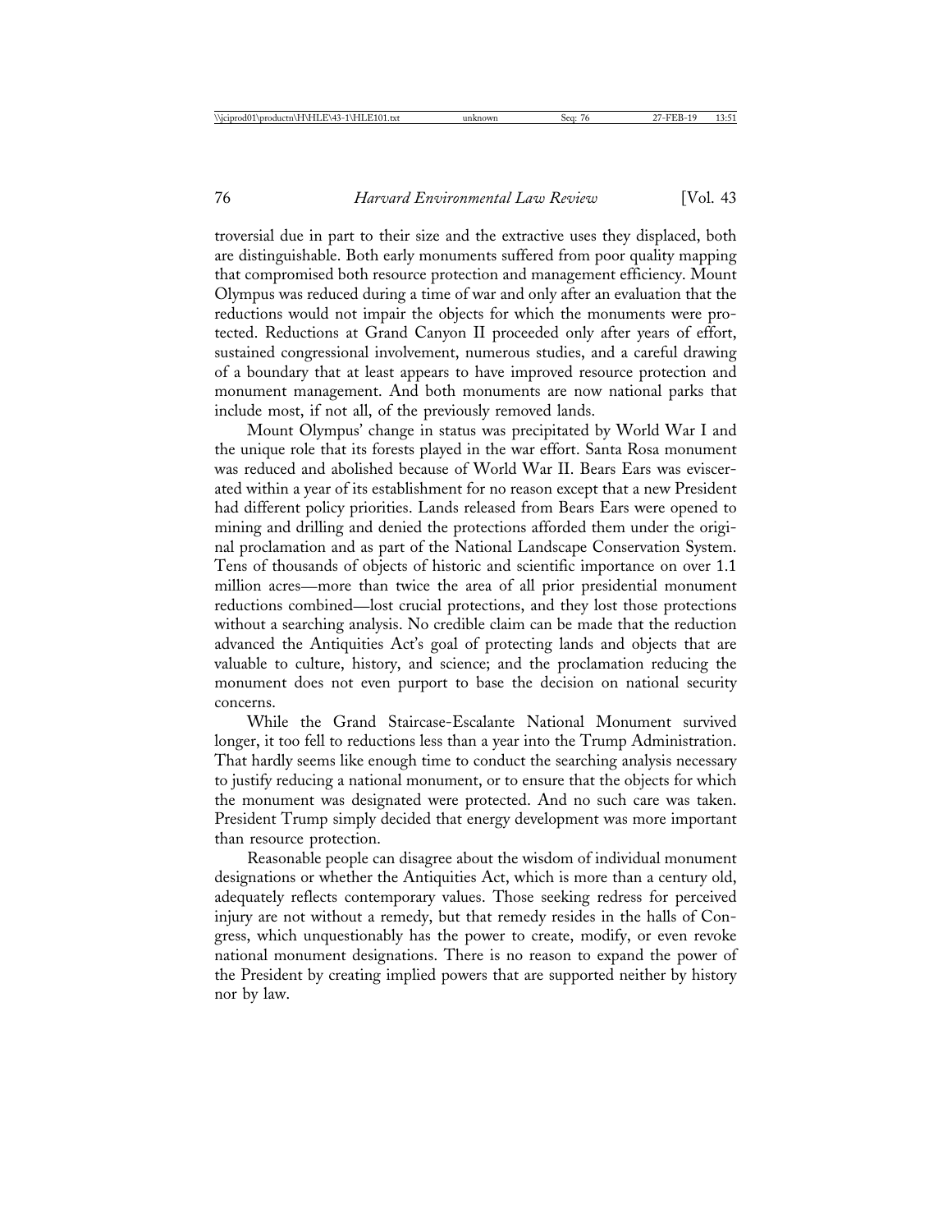troversial due in part to their size and the extractive uses they displaced, both are distinguishable. Both early monuments suffered from poor quality mapping that compromised both resource protection and management efficiency. Mount Olympus was reduced during a time of war and only after an evaluation that the reductions would not impair the objects for which the monuments were protected. Reductions at Grand Canyon II proceeded only after years of effort, sustained congressional involvement, numerous studies, and a careful drawing of a boundary that at least appears to have improved resource protection and monument management. And both monuments are now national parks that include most, if not all, of the previously removed lands.

Mount Olympus' change in status was precipitated by World War I and the unique role that its forests played in the war effort. Santa Rosa monument was reduced and abolished because of World War II. Bears Ears was eviscerated within a year of its establishment for no reason except that a new President had different policy priorities. Lands released from Bears Ears were opened to mining and drilling and denied the protections afforded them under the original proclamation and as part of the National Landscape Conservation System. Tens of thousands of objects of historic and scientific importance on over 1.1 million acres—more than twice the area of all prior presidential monument reductions combined—lost crucial protections, and they lost those protections without a searching analysis. No credible claim can be made that the reduction advanced the Antiquities Act's goal of protecting lands and objects that are valuable to culture, history, and science; and the proclamation reducing the monument does not even purport to base the decision on national security concerns.

While the Grand Staircase-Escalante National Monument survived longer, it too fell to reductions less than a year into the Trump Administration. That hardly seems like enough time to conduct the searching analysis necessary to justify reducing a national monument, or to ensure that the objects for which the monument was designated were protected. And no such care was taken. President Trump simply decided that energy development was more important than resource protection.

Reasonable people can disagree about the wisdom of individual monument designations or whether the Antiquities Act, which is more than a century old, adequately reflects contemporary values. Those seeking redress for perceived injury are not without a remedy, but that remedy resides in the halls of Congress, which unquestionably has the power to create, modify, or even revoke national monument designations. There is no reason to expand the power of the President by creating implied powers that are supported neither by history nor by law.